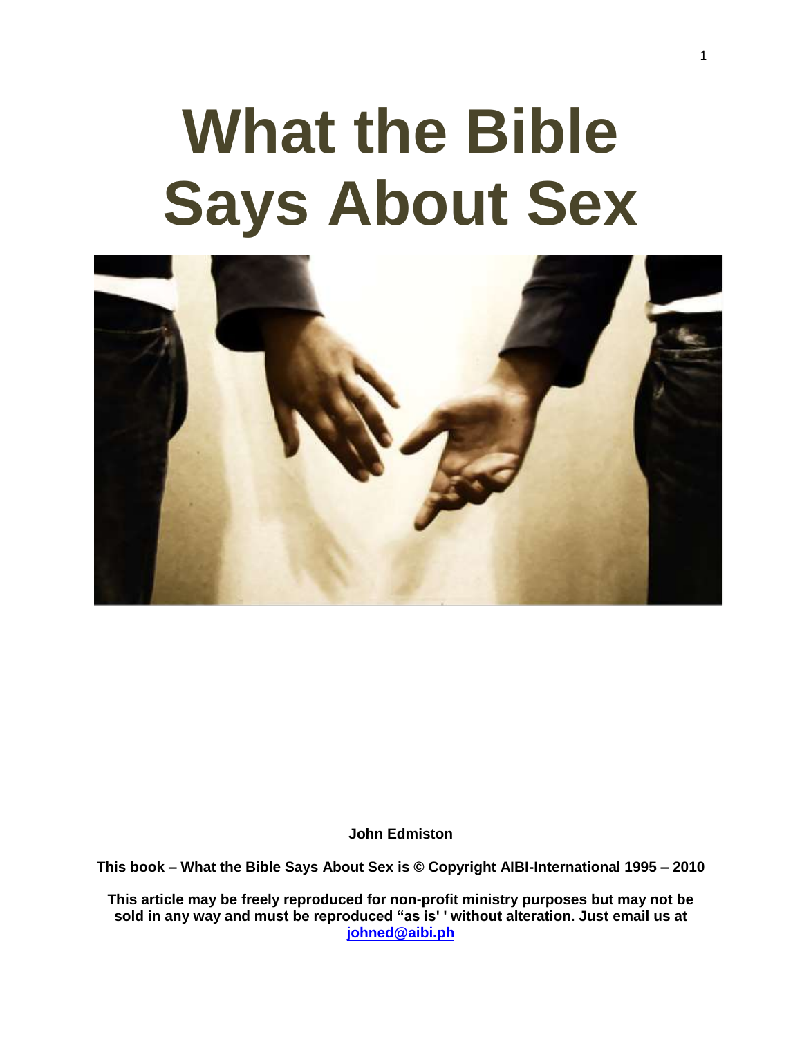# What the Bible Says About Sex

**John Edmiston**

**This book – What the Bible Says About Sex is © Copyright AIBI-International 1995 – 2010**

**This article may be freely reproduced for non-profit ministry purposes but may not be sold in any way and must be reproduced "as is' ' without alteration. Just email us at [johned@aibi.ph](mailto:johned@aibi.ph)**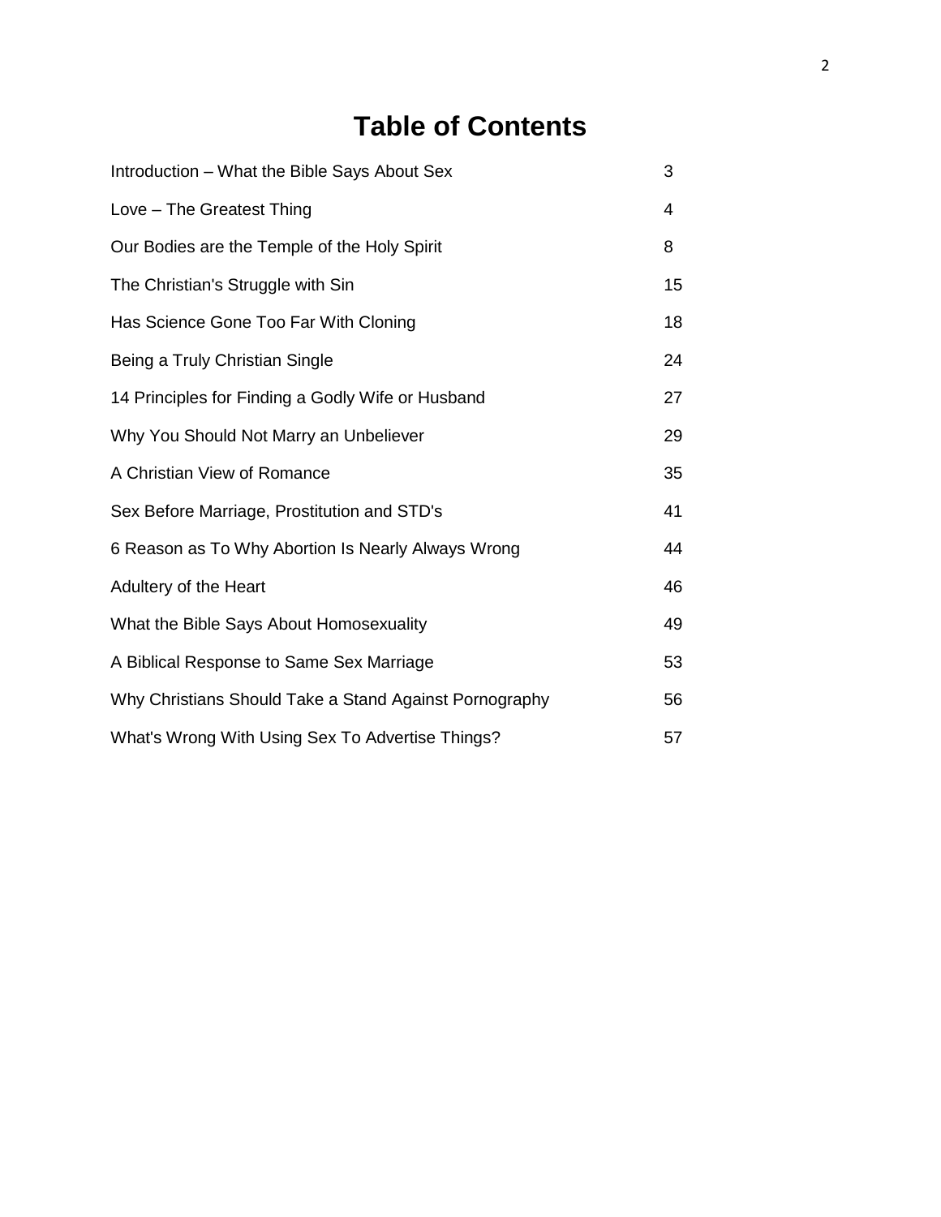# Table of Contents

| | |
|---|---|
| Introduction – What the Bible Says About Sex | 3 |
| Love – The Greatest Thing | 4 |
| Our Bodies are the Temple of the Holy Spirit | 8 |
| The Christian's Struggle with Sin | 15 |
| Has Science Gone Too Far With Cloning | 18 |
| Being a Truly Christian Single | 24 |
| 14 Principles for Finding a Godly Wife or Husband | 27 |
| Why You Should Not Marry an Unbeliever | 29 |
| A Christian View of Romance | 35 |
| Sex Before Marriage, Prostitution and STD's | 41 |
| 6 Reason as To Why Abortion Is Nearly Always Wrong | 44 |
| Adultery of the Heart | 46 |
| What the Bible Says About Homosexuality | 49 |
| A Biblical Response to Same Sex Marriage | 53 |
| Why Christians Should Take a Stand Against Pornography | 56 |
| What's Wrong With Using Sex To Advertise Things? | 57 |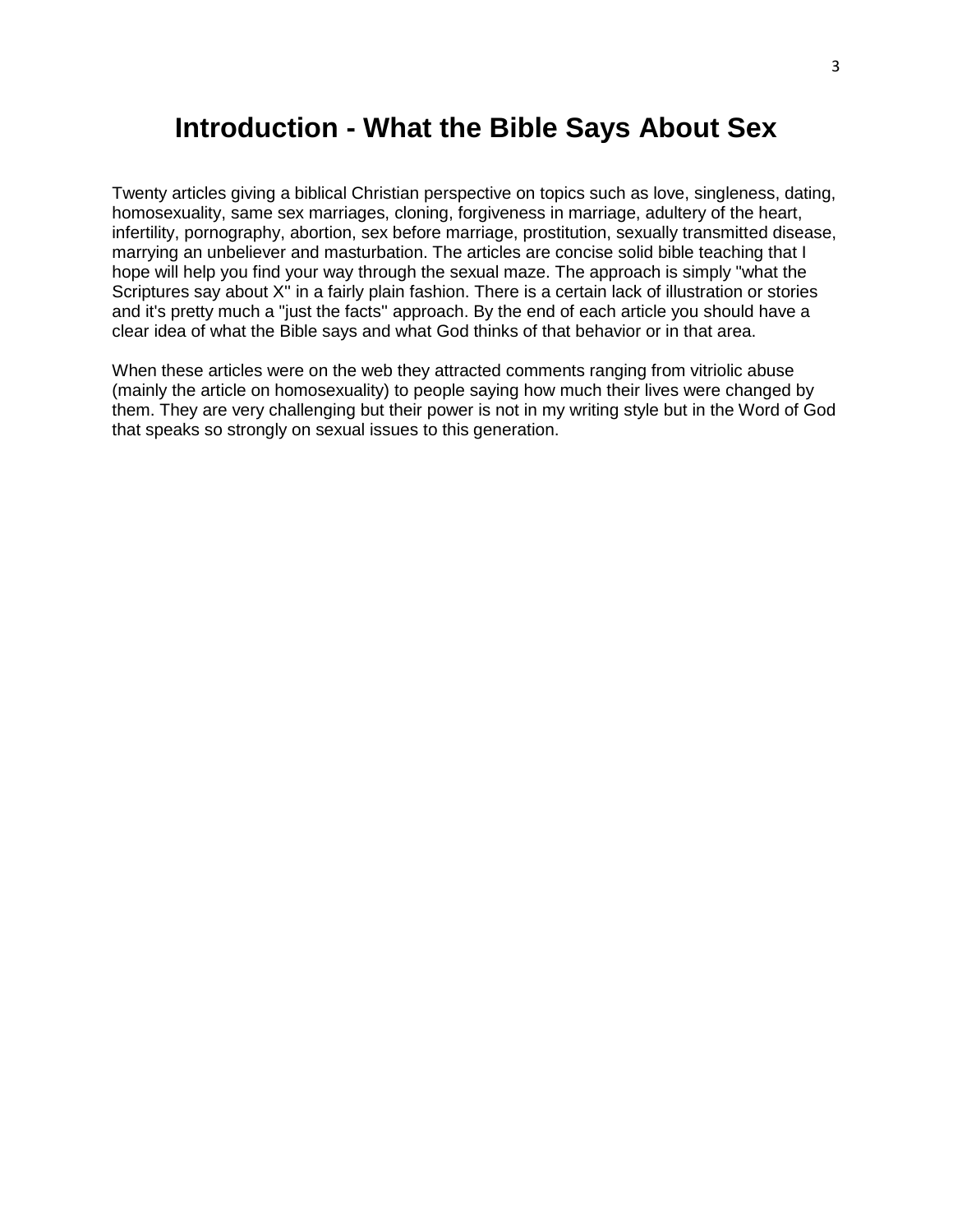# Introduction - What the Bible Says About Sex

Twenty articles giving a biblical Christian perspective on topics such as love, singleness, dating, homosexuality, same sex marriages, cloning, forgiveness in marriage, adultery of the heart, infertility, pornography, abortion, sex before marriage, prostitution, sexually transmitted disease, marrying an unbeliever and masturbation. The articles are concise solid bible teaching that I hope will help you find your way through the sexual maze. The approach is simply "what the Scriptures say about X" in a fairly plain fashion. There is a certain lack of illustration or stories and it's pretty much a "just the facts" approach. By the end of each article you should have a clear idea of what the Bible says and what God thinks of that behavior or in that area.

When these articles were on the web they attracted comments ranging from vitriolic abuse (mainly the article on homosexuality) to people saying how much their lives were changed by them. They are very challenging but their power is not in my writing style but in the Word of God that speaks so strongly on sexual issues to this generation.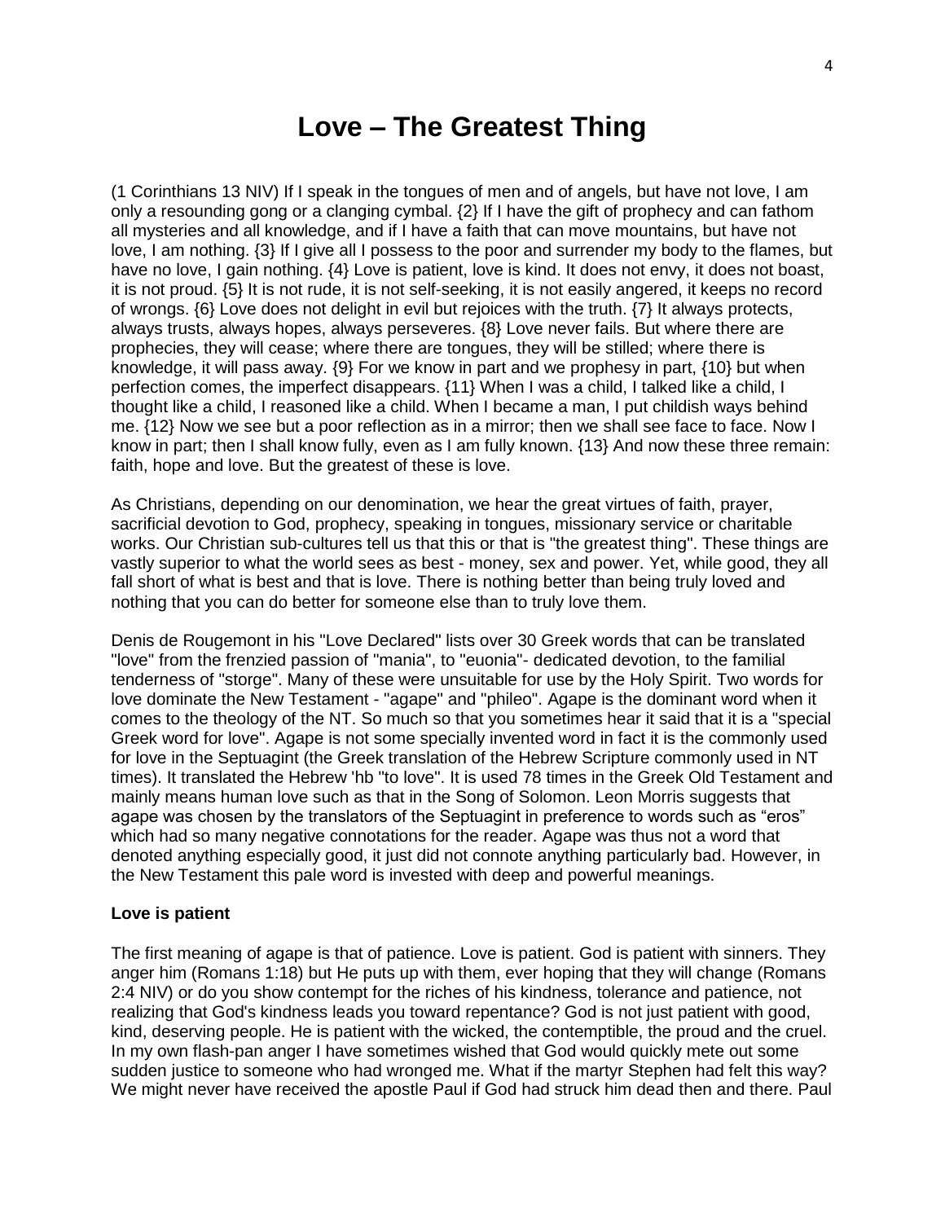# Love – The Greatest Thing

(1 Corinthians 13 NIV) If I speak in the tongues of men and of angels, but have not love, I am only a resounding gong or a clanging cymbal. {2} If I have the gift of prophecy and can fathom all mysteries and all knowledge, and if I have a faith that can move mountains, but have not love, I am nothing. {3} If I give all I possess to the poor and surrender my body to the flames, but have no love, I gain nothing. {4} Love is patient, love is kind. It does not envy, it does not boast, it is not proud. {5} It is not rude, it is not self-seeking, it is not easily angered, it keeps no record of wrongs. {6} Love does not delight in evil but rejoices with the truth. {7} It always protects, always trusts, always hopes, always perseveres. {8} Love never fails. But where there are prophecies, they will cease; where there are tongues, they will be stilled; where there is knowledge, it will pass away. {9} For we know in part and we prophesy in part, {10} but when perfection comes, the imperfect disappears. {11} When I was a child, I talked like a child, I thought like a child, I reasoned like a child. When I became a man, I put childish ways behind me. {12} Now we see but a poor reflection as in a mirror; then we shall see face to face. Now I know in part; then I shall know fully, even as I am fully known. {13} And now these three remain: faith, hope and love. But the greatest of these is love.

As Christians, depending on our denomination, we hear the great virtues of faith, prayer, sacrificial devotion to God, prophecy, speaking in tongues, missionary service or charitable works. Our Christian sub-cultures tell us that this or that is "the greatest thing". These things are vastly superior to what the world sees as best - money, sex and power. Yet, while good, they all fall short of what is best and that is love. There is nothing better than being truly loved and nothing that you can do better for someone else than to truly love them.

Denis de Rougemont in his "Love Declared" lists over 30 Greek words that can be translated "love" from the frenzied passion of "mania", to "euonia"- dedicated devotion, to the familial tenderness of "storge". Many of these were unsuitable for use by the Holy Spirit. Two words for love dominate the New Testament - "agape" and "phileo". Agape is the dominant word when it comes to the theology of the NT. So much so that you sometimes hear it said that it is a "special Greek word for love". Agape is not some specially invented word in fact it is the commonly used for love in the Septuagint (the Greek translation of the Hebrew Scripture commonly used in NT times). It translated the Hebrew 'hb "to love". It is used 78 times in the Greek Old Testament and mainly means human love such as that in the Song of Solomon. Leon Morris suggests that agape was chosen by the translators of the Septuagint in preference to words such as "eros" which had so many negative connotations for the reader. Agape was thus not a word that denoted anything especially good, it just did not connote anything particularly bad. However, in the New Testament this pale word is invested with deep and powerful meanings.

**Love is patient**

The first meaning of agape is that of patience. Love is patient. God is patient with sinners. They anger him (Romans 1:18) but He puts up with them, ever hoping that they will change (Romans 2:4 NIV) or do you show contempt for the riches of his kindness, tolerance and patience, not realizing that God's kindness leads you toward repentance? God is not just patient with good, kind, deserving people. He is patient with the wicked, the contemptible, the proud and the cruel. In my own flash-pan anger I have sometimes wished that God would quickly mete out some sudden justice to someone who had wronged me. What if the martyr Stephen had felt this way? We might never have received the apostle Paul if God had struck him dead then and there. Paul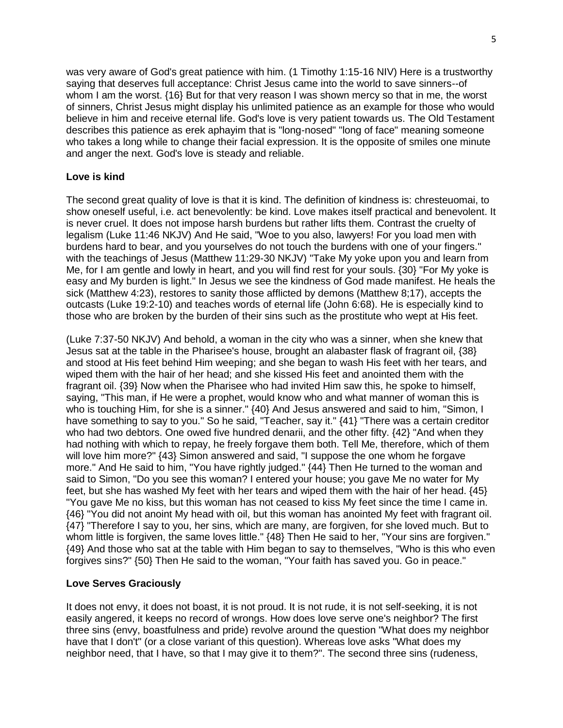was very aware of God's great patience with him. (1 Timothy 1:15-16 NIV) Here is a trustworthy saying that deserves full acceptance: Christ Jesus came into the world to save sinners--of whom I am the worst. {16} But for that very reason I was shown mercy so that in me, the worst of sinners, Christ Jesus might display his unlimited patience as an example for those who would believe in him and receive eternal life. God's love is very patient towards us. The Old Testament describes this patience as erek aphayim that is "long-nosed" "long of face" meaning someone who takes a long while to change their facial expression. It is the opposite of smiles one minute and anger the next. God's love is steady and reliable.

**Love is kind**

The second great quality of love is that it is kind. The definition of kindness is: chresteuomai, to show oneself useful, i.e. act benevolently: be kind. Love makes itself practical and benevolent. It is never cruel. It does not impose harsh burdens but rather lifts them. Contrast the cruelty of legalism (Luke 11:46 NKJV) And He said, "Woe to you also, lawyers! For you load men with burdens hard to bear, and you yourselves do not touch the burdens with one of your fingers." with the teachings of Jesus (Matthew 11:29-30 NKJV) "Take My yoke upon you and learn from Me, for I am gentle and lowly in heart, and you will find rest for your souls. {30} "For My yoke is easy and My burden is light." In Jesus we see the kindness of God made manifest. He heals the sick (Matthew 4:23), restores to sanity those afflicted by demons (Matthew 8;17), accepts the outcasts (Luke 19:2-10) and teaches words of eternal life (John 6:68). He is especially kind to those who are broken by the burden of their sins such as the prostitute who wept at His feet.

(Luke 7:37-50 NKJV) And behold, a woman in the city who was a sinner, when she knew that Jesus sat at the table in the Pharisee's house, brought an alabaster flask of fragrant oil, {38} and stood at His feet behind Him weeping; and she began to wash His feet with her tears, and wiped them with the hair of her head; and she kissed His feet and anointed them with the fragrant oil. {39} Now when the Pharisee who had invited Him saw this, he spoke to himself, saying, "This man, if He were a prophet, would know who and what manner of woman this is who is touching Him, for she is a sinner." {40} And Jesus answered and said to him, "Simon, I have something to say to you." So he said, "Teacher, say it." {41} "There was a certain creditor who had two debtors. One owed five hundred denarii, and the other fifty. {42} "And when they had nothing with which to repay, he freely forgave them both. Tell Me, therefore, which of them will love him more?" {43} Simon answered and said, "I suppose the one whom he forgave more." And He said to him, "You have rightly judged." {44} Then He turned to the woman and said to Simon, "Do you see this woman? I entered your house; you gave Me no water for My feet, but she has washed My feet with her tears and wiped them with the hair of her head. {45} "You gave Me no kiss, but this woman has not ceased to kiss My feet since the time I came in. {46} "You did not anoint My head with oil, but this woman has anointed My feet with fragrant oil. {47} "Therefore I say to you, her sins, which are many, are forgiven, for she loved much. But to whom little is forgiven, the same loves little." {48} Then He said to her, "Your sins are forgiven." {49} And those who sat at the table with Him began to say to themselves, "Who is this who even forgives sins?" {50} Then He said to the woman, "Your faith has saved you. Go in peace."

**Love Serves Graciously**

It does not envy, it does not boast, it is not proud. It is not rude, it is not self-seeking, it is not easily angered, it keeps no record of wrongs. How does love serve one's neighbor? The first three sins (envy, boastfulness and pride) revolve around the question "What does my neighbor have that I don't" (or a close variant of this question). Whereas love asks "What does my neighbor need, that I have, so that I may give it to them?". The second three sins (rudeness,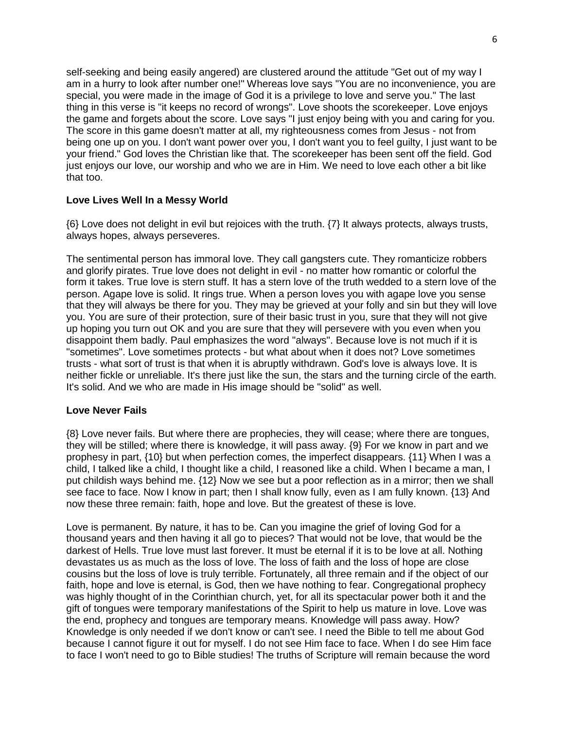self-seeking and being easily angered) are clustered around the attitude "Get out of my way I am in a hurry to look after number one!" Whereas love says "You are no inconvenience, you are special, you were made in the image of God it is a privilege to love and serve you." The last thing in this verse is "it keeps no record of wrongs". Love shoots the scorekeeper. Love enjoys the game and forgets about the score. Love says "I just enjoy being with you and caring for you. The score in this game doesn't matter at all, my righteousness comes from Jesus - not from being one up on you. I don't want power over you, I don't want you to feel guilty, I just want to be your friend." God loves the Christian like that. The scorekeeper has been sent off the field. God just enjoys our love, our worship and who we are in Him. We need to love each other a bit like that too.

**Love Lives Well In a Messy World**

{6} Love does not delight in evil but rejoices with the truth. {7} It always protects, always trusts, always hopes, always perseveres.

The sentimental person has immoral love. They call gangsters cute. They romanticize robbers and glorify pirates. True love does not delight in evil - no matter how romantic or colorful the form it takes. True love is stern stuff. It has a stern love of the truth wedded to a stern love of the person. Agape love is solid. It rings true. When a person loves you with agape love you sense that they will always be there for you. They may be grieved at your folly and sin but they will love you. You are sure of their protection, sure of their basic trust in you, sure that they will not give up hoping you turn out OK and you are sure that they will persevere with you even when you disappoint them badly. Paul emphasizes the word "always". Because love is not much if it is "sometimes". Love sometimes protects - but what about when it does not? Love sometimes trusts - what sort of trust is that when it is abruptly withdrawn. God's love is always love. It is neither fickle or unreliable. It's there just like the sun, the stars and the turning circle of the earth. It's solid. And we who are made in His image should be "solid" as well.

**Love Never Fails**

{8} Love never fails. But where there are prophecies, they will cease; where there are tongues, they will be stilled; where there is knowledge, it will pass away. {9} For we know in part and we prophesy in part, {10} but when perfection comes, the imperfect disappears. {11} When I was a child, I talked like a child, I thought like a child, I reasoned like a child. When I became a man, I put childish ways behind me. {12} Now we see but a poor reflection as in a mirror; then we shall see face to face. Now I know in part; then I shall know fully, even as I am fully known. {13} And now these three remain: faith, hope and love. But the greatest of these is love.

Love is permanent. By nature, it has to be. Can you imagine the grief of loving God for a thousand years and then having it all go to pieces? That would not be love, that would be the darkest of Hells. True love must last forever. It must be eternal if it is to be love at all. Nothing devastates us as much as the loss of love. The loss of faith and the loss of hope are close cousins but the loss of love is truly terrible. Fortunately, all three remain and if the object of our faith, hope and love is eternal, is God, then we have nothing to fear. Congregational prophecy was highly thought of in the Corinthian church, yet, for all its spectacular power both it and the gift of tongues were temporary manifestations of the Spirit to help us mature in love. Love was the end, prophecy and tongues are temporary means. Knowledge will pass away. How? Knowledge is only needed if we don't know or can't see. I need the Bible to tell me about God because I cannot figure it out for myself. I do not see Him face to face. When I do see Him face to face I won't need to go to Bible studies! The truths of Scripture will remain because the word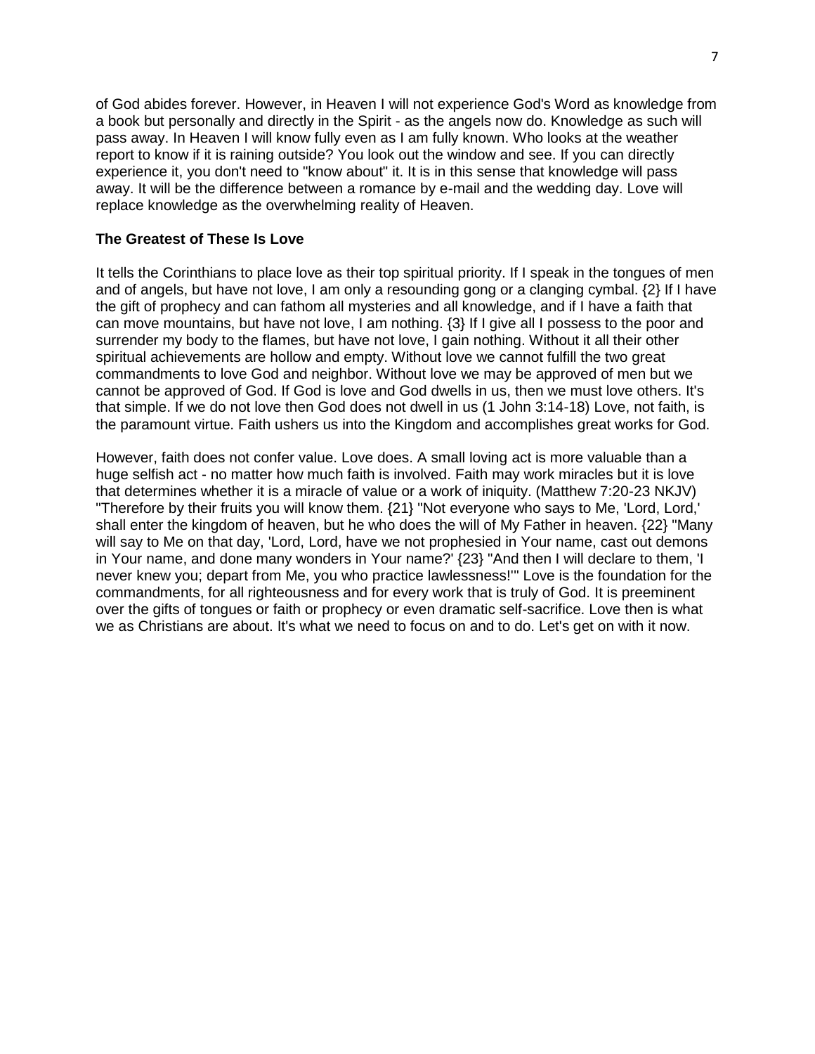of God abides forever. However, in Heaven I will not experience God's Word as knowledge from a book but personally and directly in the Spirit - as the angels now do. Knowledge as such will pass away. In Heaven I will know fully even as I am fully known. Who looks at the weather report to know if it is raining outside? You look out the window and see. If you can directly experience it, you don't need to "know about" it. It is in this sense that knowledge will pass away. It will be the difference between a romance by e-mail and the wedding day. Love will replace knowledge as the overwhelming reality of Heaven.

**The Greatest of These Is Love**

It tells the Corinthians to place love as their top spiritual priority. If I speak in the tongues of men and of angels, but have not love, I am only a resounding gong or a clanging cymbal. {2} If I have the gift of prophecy and can fathom all mysteries and all knowledge, and if I have a faith that can move mountains, but have not love, I am nothing. {3} If I give all I possess to the poor and surrender my body to the flames, but have not love, I gain nothing. Without it all their other spiritual achievements are hollow and empty. Without love we cannot fulfill the two great commandments to love God and neighbor. Without love we may be approved of men but we cannot be approved of God. If God is love and God dwells in us, then we must love others. It's that simple. If we do not love then God does not dwell in us (1 John 3:14-18) Love, not faith, is the paramount virtue. Faith ushers us into the Kingdom and accomplishes great works for God.

However, faith does not confer value. Love does. A small loving act is more valuable than a huge selfish act - no matter how much faith is involved. Faith may work miracles but it is love that determines whether it is a miracle of value or a work of iniquity. (Matthew 7:20-23 NKJV) "Therefore by their fruits you will know them. {21} "Not everyone who says to Me, 'Lord, Lord,' shall enter the kingdom of heaven, but he who does the will of My Father in heaven. {22} "Many will say to Me on that day, 'Lord, Lord, have we not prophesied in Your name, cast out demons in Your name, and done many wonders in Your name?' {23} "And then I will declare to them, 'I never knew you; depart from Me, you who practice lawlessness!'" Love is the foundation for the commandments, for all righteousness and for every work that is truly of God. It is preeminent over the gifts of tongues or faith or prophecy or even dramatic self-sacrifice. Love then is what we as Christians are about. It's what we need to focus on and to do. Let's get on with it now.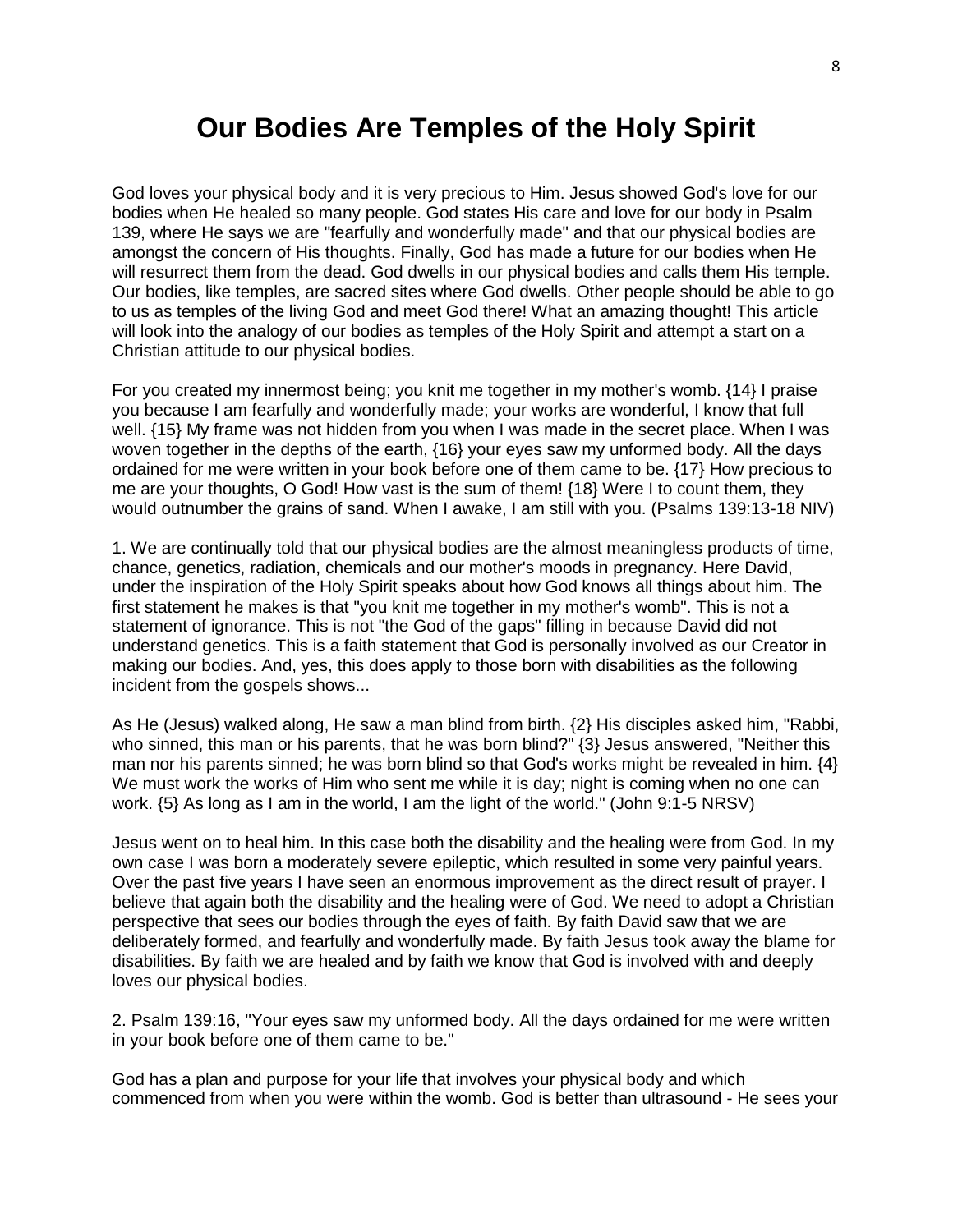# Our Bodies Are Temples of the Holy Spirit

God loves your physical body and it is very precious to Him. Jesus showed God's love for our bodies when He healed so many people. God states His care and love for our body in Psalm 139, where He says we are "fearfully and wonderfully made" and that our physical bodies are amongst the concern of His thoughts. Finally, God has made a future for our bodies when He will resurrect them from the dead. God dwells in our physical bodies and calls them His temple. Our bodies, like temples, are sacred sites where God dwells. Other people should be able to go to us as temples of the living God and meet God there! What an amazing thought! This article will look into the analogy of our bodies as temples of the Holy Spirit and attempt a start on a Christian attitude to our physical bodies.

For you created my innermost being; you knit me together in my mother's womb. {14} I praise you because I am fearfully and wonderfully made; your works are wonderful, I know that full well. {15} My frame was not hidden from you when I was made in the secret place. When I was woven together in the depths of the earth, {16} your eyes saw my unformed body. All the days ordained for me were written in your book before one of them came to be. {17} How precious to me are your thoughts, O God! How vast is the sum of them! {18} Were I to count them, they would outnumber the grains of sand. When I awake, I am still with you. (Psalms 139:13-18 NIV)

1. We are continually told that our physical bodies are the almost meaningless products of time, chance, genetics, radiation, chemicals and our mother's moods in pregnancy. Here David, under the inspiration of the Holy Spirit speaks about how God knows all things about him. The first statement he makes is that "you knit me together in my mother's womb". This is not a statement of ignorance. This is not "the God of the gaps" filling in because David did not understand genetics. This is a faith statement that God is personally involved as our Creator in making our bodies. And, yes, this does apply to those born with disabilities as the following incident from the gospels shows...

As He (Jesus) walked along, He saw a man blind from birth. {2} His disciples asked him, "Rabbi, who sinned, this man or his parents, that he was born blind?" {3} Jesus answered, "Neither this man nor his parents sinned; he was born blind so that God's works might be revealed in him. {4} We must work the works of Him who sent me while it is day; night is coming when no one can work. {5} As long as I am in the world, I am the light of the world." (John 9:1-5 NRSV)

Jesus went on to heal him. In this case both the disability and the healing were from God. In my own case I was born a moderately severe epileptic, which resulted in some very painful years. Over the past five years I have seen an enormous improvement as the direct result of prayer. I believe that again both the disability and the healing were of God. We need to adopt a Christian perspective that sees our bodies through the eyes of faith. By faith David saw that we are deliberately formed, and fearfully and wonderfully made. By faith Jesus took away the blame for disabilities. By faith we are healed and by faith we know that God is involved with and deeply loves our physical bodies.

2. Psalm 139:16, "Your eyes saw my unformed body. All the days ordained for me were written in your book before one of them came to be."

God has a plan and purpose for your life that involves your physical body and which commenced from when you were within the womb. God is better than ultrasound - He sees your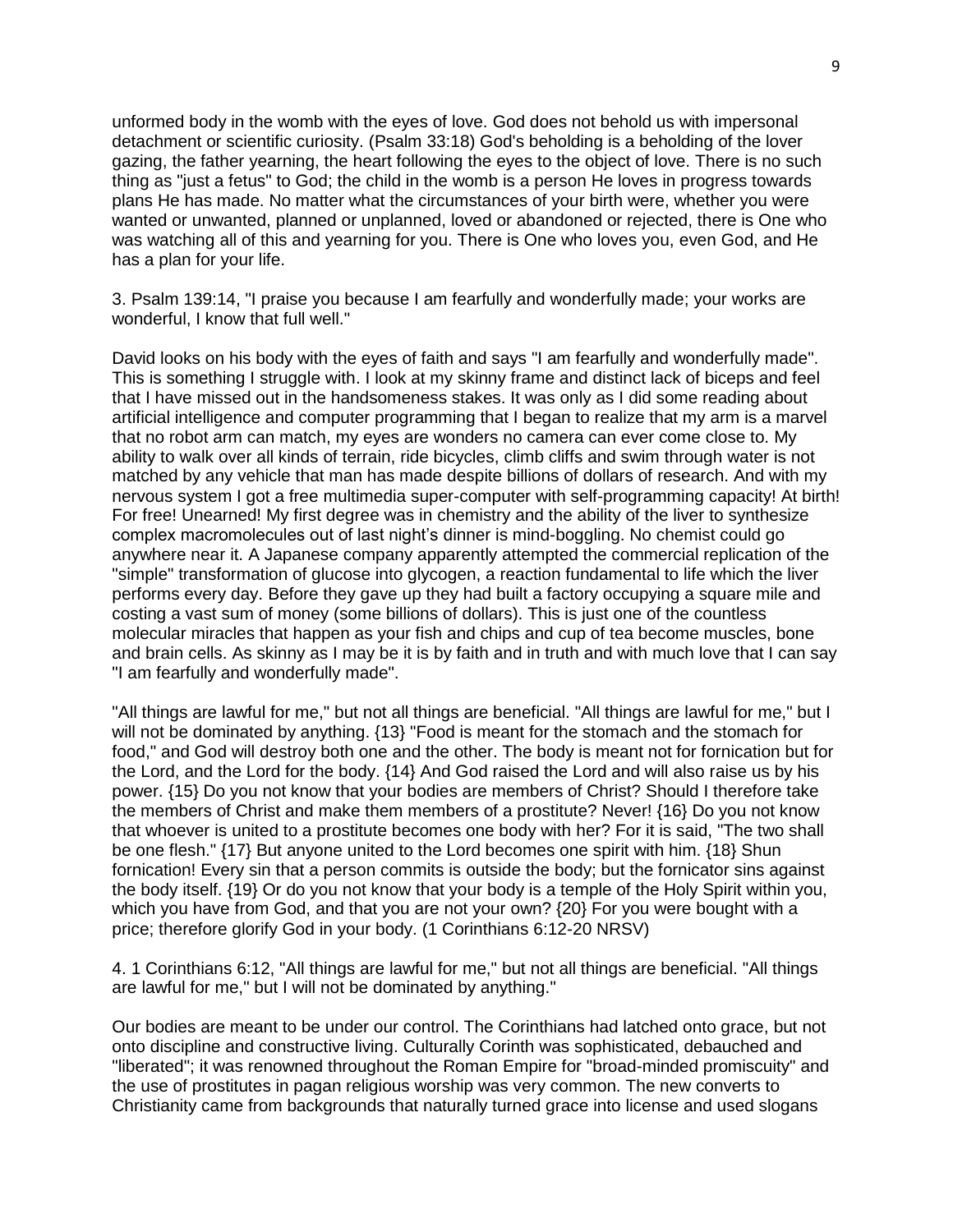unformed body in the womb with the eyes of love. God does not behold us with impersonal detachment or scientific curiosity. (Psalm 33:18) God's beholding is a beholding of the lover gazing, the father yearning, the heart following the eyes to the object of love. There is no such thing as "just a fetus" to God; the child in the womb is a person He loves in progress towards plans He has made. No matter what the circumstances of your birth were, whether you were wanted or unwanted, planned or unplanned, loved or abandoned or rejected, there is One who was watching all of this and yearning for you. There is One who loves you, even God, and He has a plan for your life.

3. Psalm 139:14, "I praise you because I am fearfully and wonderfully made; your works are wonderful, I know that full well."

David looks on his body with the eyes of faith and says "I am fearfully and wonderfully made". This is something I struggle with. I look at my skinny frame and distinct lack of biceps and feel that I have missed out in the handsomeness stakes. It was only as I did some reading about artificial intelligence and computer programming that I began to realize that my arm is a marvel that no robot arm can match, my eyes are wonders no camera can ever come close to. My ability to walk over all kinds of terrain, ride bicycles, climb cliffs and swim through water is not matched by any vehicle that man has made despite billions of dollars of research. And with my nervous system I got a free multimedia super-computer with self-programming capacity! At birth! For free! Unearned! My first degree was in chemistry and the ability of the liver to synthesize complex macromolecules out of last night's dinner is mind-boggling. No chemist could go anywhere near it. A Japanese company apparently attempted the commercial replication of the "simple" transformation of glucose into glycogen, a reaction fundamental to life which the liver performs every day. Before they gave up they had built a factory occupying a square mile and costing a vast sum of money (some billions of dollars). This is just one of the countless molecular miracles that happen as your fish and chips and cup of tea become muscles, bone and brain cells. As skinny as I may be it is by faith and in truth and with much love that I can say "I am fearfully and wonderfully made".

"All things are lawful for me," but not all things are beneficial. "All things are lawful for me," but I will not be dominated by anything. {13} "Food is meant for the stomach and the stomach for food," and God will destroy both one and the other. The body is meant not for fornication but for the Lord, and the Lord for the body. {14} And God raised the Lord and will also raise us by his power. {15} Do you not know that your bodies are members of Christ? Should I therefore take the members of Christ and make them members of a prostitute? Never! {16} Do you not know that whoever is united to a prostitute becomes one body with her? For it is said, "The two shall be one flesh." {17} But anyone united to the Lord becomes one spirit with him. {18} Shun fornication! Every sin that a person commits is outside the body; but the fornicator sins against the body itself. {19} Or do you not know that your body is a temple of the Holy Spirit within you, which you have from God, and that you are not your own? {20} For you were bought with a price; therefore glorify God in your body. (1 Corinthians 6:12-20 NRSV)

4. 1 Corinthians 6:12, "All things are lawful for me," but not all things are beneficial. "All things are lawful for me," but I will not be dominated by anything."

Our bodies are meant to be under our control. The Corinthians had latched onto grace, but not onto discipline and constructive living. Culturally Corinth was sophisticated, debauched and "liberated"; it was renowned throughout the Roman Empire for "broad-minded promiscuity" and the use of prostitutes in pagan religious worship was very common. The new converts to Christianity came from backgrounds that naturally turned grace into license and used slogans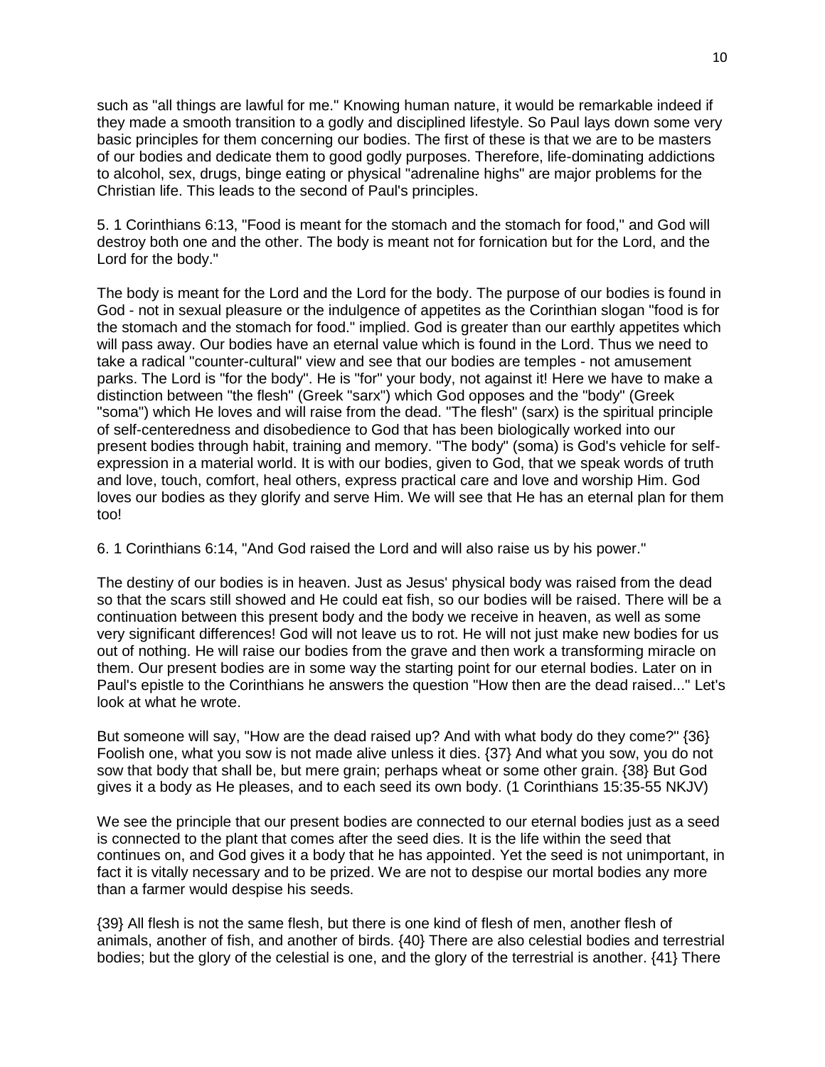such as "all things are lawful for me." Knowing human nature, it would be remarkable indeed if they made a smooth transition to a godly and disciplined lifestyle. So Paul lays down some very basic principles for them concerning our bodies. The first of these is that we are to be masters of our bodies and dedicate them to good godly purposes. Therefore, life-dominating addictions to alcohol, sex, drugs, binge eating or physical "adrenaline highs" are major problems for the Christian life. This leads to the second of Paul's principles.

5. 1 Corinthians 6:13, "Food is meant for the stomach and the stomach for food," and God will destroy both one and the other. The body is meant not for fornication but for the Lord, and the Lord for the body."

The body is meant for the Lord and the Lord for the body. The purpose of our bodies is found in God - not in sexual pleasure or the indulgence of appetites as the Corinthian slogan "food is for the stomach and the stomach for food." implied. God is greater than our earthly appetites which will pass away. Our bodies have an eternal value which is found in the Lord. Thus we need to take a radical "counter-cultural" view and see that our bodies are temples - not amusement parks. The Lord is "for the body". He is "for" your body, not against it! Here we have to make a distinction between "the flesh" (Greek "sarx") which God opposes and the "body" (Greek "soma") which He loves and will raise from the dead. "The flesh" (sarx) is the spiritual principle of self-centeredness and disobedience to God that has been biologically worked into our present bodies through habit, training and memory. "The body" (soma) is God's vehicle for self-expression in a material world. It is with our bodies, given to God, that we speak words of truth and love, touch, comfort, heal others, express practical care and love and worship Him. God loves our bodies as they glorify and serve Him. We will see that He has an eternal plan for them too!

6. 1 Corinthians 6:14, "And God raised the Lord and will also raise us by his power."

The destiny of our bodies is in heaven. Just as Jesus' physical body was raised from the dead so that the scars still showed and He could eat fish, so our bodies will be raised. There will be a continuation between this present body and the body we receive in heaven, as well as some very significant differences! God will not leave us to rot. He will not just make new bodies for us out of nothing. He will raise our bodies from the grave and then work a transforming miracle on them. Our present bodies are in some way the starting point for our eternal bodies. Later on in Paul's epistle to the Corinthians he answers the question "How then are the dead raised..." Let's look at what he wrote.

But someone will say, "How are the dead raised up? And with what body do they come?" {36} Foolish one, what you sow is not made alive unless it dies. {37} And what you sow, you do not sow that body that shall be, but mere grain; perhaps wheat or some other grain. {38} But God gives it a body as He pleases, and to each seed its own body. (1 Corinthians 15:35-55 NKJV)

We see the principle that our present bodies are connected to our eternal bodies just as a seed is connected to the plant that comes after the seed dies. It is the life within the seed that continues on, and God gives it a body that he has appointed. Yet the seed is not unimportant, in fact it is vitally necessary and to be prized. We are not to despise our mortal bodies any more than a farmer would despise his seeds.

{39} All flesh is not the same flesh, but there is one kind of flesh of men, another flesh of animals, another of fish, and another of birds. {40} There are also celestial bodies and terrestrial bodies; but the glory of the celestial is one, and the glory of the terrestrial is another. {41} There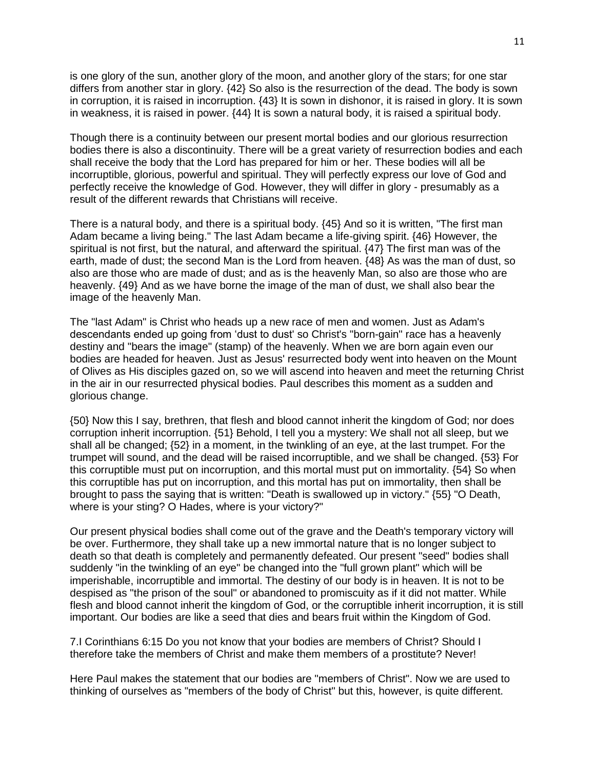is one glory of the sun, another glory of the moon, and another glory of the stars; for one star differs from another star in glory. {42} So also is the resurrection of the dead. The body is sown in corruption, it is raised in incorruption. {43} It is sown in dishonor, it is raised in glory. It is sown in weakness, it is raised in power. {44} It is sown a natural body, it is raised a spiritual body.

Though there is a continuity between our present mortal bodies and our glorious resurrection bodies there is also a discontinuity. There will be a great variety of resurrection bodies and each shall receive the body that the Lord has prepared for him or her. These bodies will all be incorruptible, glorious, powerful and spiritual. They will perfectly express our love of God and perfectly receive the knowledge of God. However, they will differ in glory - presumably as a result of the different rewards that Christians will receive.

There is a natural body, and there is a spiritual body. {45} And so it is written, "The first man Adam became a living being." The last Adam became a life-giving spirit. {46} However, the spiritual is not first, but the natural, and afterward the spiritual. {47} The first man was of the earth, made of dust; the second Man is the Lord from heaven. {48} As was the man of dust, so also are those who are made of dust; and as is the heavenly Man, so also are those who are heavenly. {49} And as we have borne the image of the man of dust, we shall also bear the image of the heavenly Man.

The "last Adam" is Christ who heads up a new race of men and women. Just as Adam's descendants ended up going from 'dust to dust' so Christ's "born-gain" race has a heavenly destiny and "bears the image" (stamp) of the heavenly. When we are born again even our bodies are headed for heaven. Just as Jesus' resurrected body went into heaven on the Mount of Olives as His disciples gazed on, so we will ascend into heaven and meet the returning Christ in the air in our resurrected physical bodies. Paul describes this moment as a sudden and glorious change.

{50} Now this I say, brethren, that flesh and blood cannot inherit the kingdom of God; nor does corruption inherit incorruption. {51} Behold, I tell you a mystery: We shall not all sleep, but we shall all be changed; {52} in a moment, in the twinkling of an eye, at the last trumpet. For the trumpet will sound, and the dead will be raised incorruptible, and we shall be changed. {53} For this corruptible must put on incorruption, and this mortal must put on immortality. {54} So when this corruptible has put on incorruption, and this mortal has put on immortality, then shall be brought to pass the saying that is written: "Death is swallowed up in victory." {55} "O Death, where is your sting? O Hades, where is your victory?"

Our present physical bodies shall come out of the grave and the Death's temporary victory will be over. Furthermore, they shall take up a new immortal nature that is no longer subject to death so that death is completely and permanently defeated. Our present "seed" bodies shall suddenly "in the twinkling of an eye" be changed into the "full grown plant" which will be imperishable, incorruptible and immortal. The destiny of our body is in heaven. It is not to be despised as "the prison of the soul" or abandoned to promiscuity as if it did not matter. While flesh and blood cannot inherit the kingdom of God, or the corruptible inherit incorruption, it is still important. Our bodies are like a seed that dies and bears fruit within the Kingdom of God.

7.I Corinthians 6:15 Do you not know that your bodies are members of Christ? Should I therefore take the members of Christ and make them members of a prostitute? Never!

Here Paul makes the statement that our bodies are "members of Christ". Now we are used to thinking of ourselves as "members of the body of Christ" but this, however, is quite different.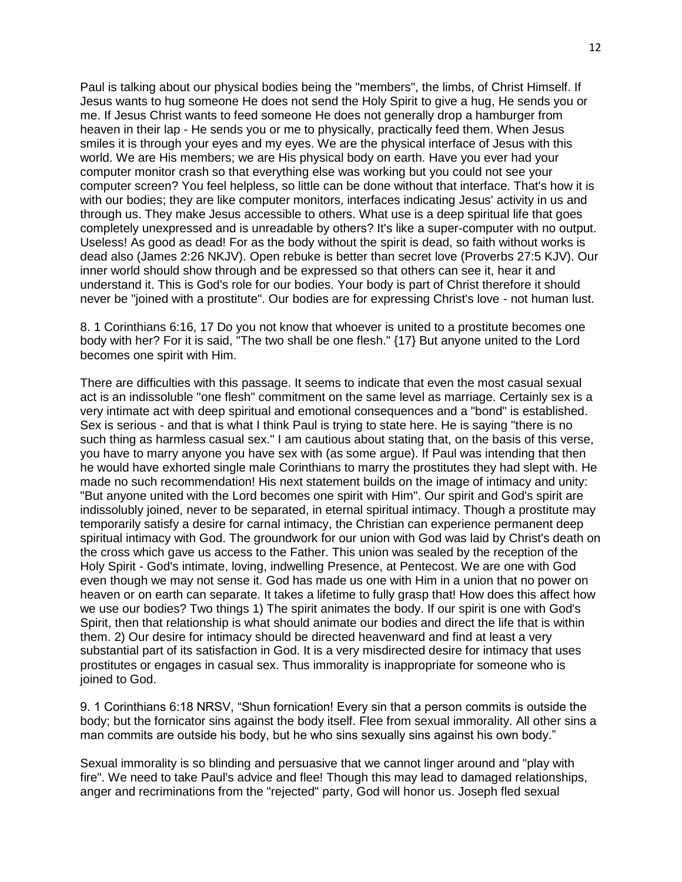Paul is talking about our physical bodies being the "members", the limbs, of Christ Himself. If Jesus wants to hug someone He does not send the Holy Spirit to give a hug, He sends you or me. If Jesus Christ wants to feed someone He does not generally drop a hamburger from heaven in their lap - He sends you or me to physically, practically feed them. When Jesus smiles it is through your eyes and my eyes. We are the physical interface of Jesus with this world. We are His members; we are His physical body on earth. Have you ever had your computer monitor crash so that everything else was working but you could not see your computer screen? You feel helpless, so little can be done without that interface. That's how it is with our bodies; they are like computer monitors, interfaces indicating Jesus' activity in us and through us. They make Jesus accessible to others. What use is a deep spiritual life that goes completely unexpressed and is unreadable by others? It's like a super-computer with no output. Useless! As good as dead! For as the body without the spirit is dead, so faith without works is dead also (James 2:26 NKJV). Open rebuke is better than secret love (Proverbs 27:5 KJV). Our inner world should show through and be expressed so that others can see it, hear it and understand it. This is God's role for our bodies. Your body is part of Christ therefore it should never be "joined with a prostitute". Our bodies are for expressing Christ's love - not human lust.

8. 1 Corinthians 6:16, 17 Do you not know that whoever is united to a prostitute becomes one body with her? For it is said, "The two shall be one flesh." {17} But anyone united to the Lord becomes one spirit with Him.

There are difficulties with this passage. It seems to indicate that even the most casual sexual act is an indissoluble "one flesh" commitment on the same level as marriage. Certainly sex is a very intimate act with deep spiritual and emotional consequences and a "bond" is established. Sex is serious - and that is what I think Paul is trying to state here. He is saying "there is no such thing as harmless casual sex." I am cautious about stating that, on the basis of this verse, you have to marry anyone you have sex with (as some argue). If Paul was intending that then he would have exhorted single male Corinthians to marry the prostitutes they had slept with. He made no such recommendation! His next statement builds on the image of intimacy and unity: "But anyone united with the Lord becomes one spirit with Him". Our spirit and God's spirit are indissolubly joined, never to be separated, in eternal spiritual intimacy. Though a prostitute may temporarily satisfy a desire for carnal intimacy, the Christian can experience permanent deep spiritual intimacy with God. The groundwork for our union with God was laid by Christ's death on the cross which gave us access to the Father. This union was sealed by the reception of the Holy Spirit - God's intimate, loving, indwelling Presence, at Pentecost. We are one with God even though we may not sense it. God has made us one with Him in a union that no power on heaven or on earth can separate. It takes a lifetime to fully grasp that! How does this affect how we use our bodies? Two things 1) The spirit animates the body. If our spirit is one with God's Spirit, then that relationship is what should animate our bodies and direct the life that is within them. 2) Our desire for intimacy should be directed heavenward and find at least a very substantial part of its satisfaction in God. It is a very misdirected desire for intimacy that uses prostitutes or engages in casual sex. Thus immorality is inappropriate for someone who is joined to God.

9. 1 Corinthians 6:18 NRSV, "Shun fornication! Every sin that a person commits is outside the body; but the fornicator sins against the body itself. Flee from sexual immorality. All other sins a man commits are outside his body, but he who sins sexually sins against his own body."

Sexual immorality is so blinding and persuasive that we cannot linger around and "play with fire". We need to take Paul's advice and flee! Though this may lead to damaged relationships, anger and recriminations from the "rejected" party, God will honor us. Joseph fled sexual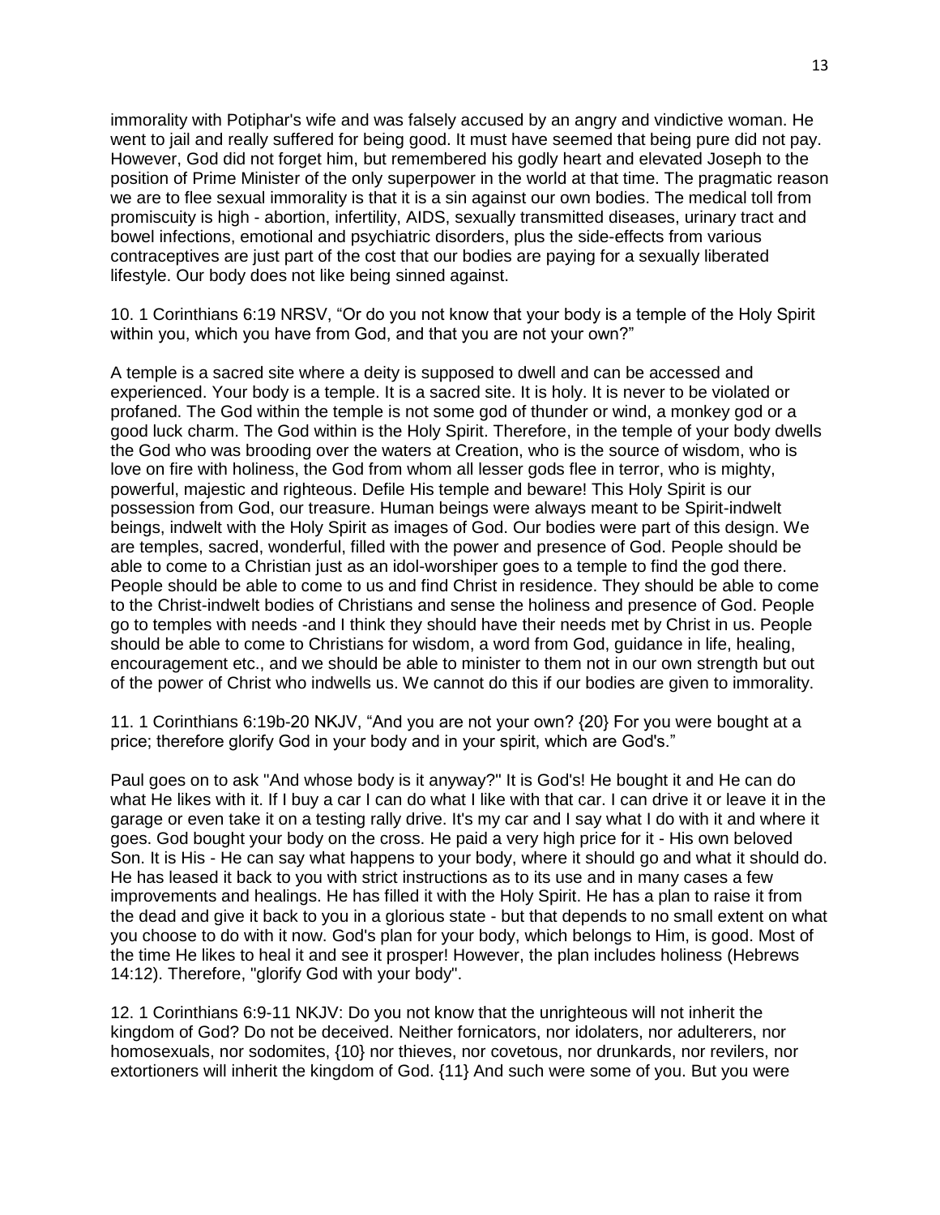immorality with Potiphar's wife and was falsely accused by an angry and vindictive woman. He went to jail and really suffered for being good. It must have seemed that being pure did not pay. However, God did not forget him, but remembered his godly heart and elevated Joseph to the position of Prime Minister of the only superpower in the world at that time. The pragmatic reason we are to flee sexual immorality is that it is a sin against our own bodies. The medical toll from promiscuity is high - abortion, infertility, AIDS, sexually transmitted diseases, urinary tract and bowel infections, emotional and psychiatric disorders, plus the side-effects from various contraceptives are just part of the cost that our bodies are paying for a sexually liberated lifestyle. Our body does not like being sinned against.

10. 1 Corinthians 6:19 NRSV, “Or do you not know that your body is a temple of the Holy Spirit within you, which you have from God, and that you are not your own?”

A temple is a sacred site where a deity is supposed to dwell and can be accessed and experienced. Your body is a temple. It is a sacred site. It is holy. It is never to be violated or profaned. The God within the temple is not some god of thunder or wind, a monkey god or a good luck charm. The God within is the Holy Spirit. Therefore, in the temple of your body dwells the God who was brooding over the waters at Creation, who is the source of wisdom, who is love on fire with holiness, the God from whom all lesser gods flee in terror, who is mighty, powerful, majestic and righteous. Defile His temple and beware! This Holy Spirit is our possession from God, our treasure. Human beings were always meant to be Spirit-indwelt beings, indwelt with the Holy Spirit as images of God. Our bodies were part of this design. We are temples, sacred, wonderful, filled with the power and presence of God. People should be able to come to a Christian just as an idol-worshiper goes to a temple to find the god there. People should be able to come to us and find Christ in residence. They should be able to come to the Christ-indwelt bodies of Christians and sense the holiness and presence of God. People go to temples with needs -and I think they should have their needs met by Christ in us. People should be able to come to Christians for wisdom, a word from God, guidance in life, healing, encouragement etc., and we should be able to minister to them not in our own strength but out of the power of Christ who indwells us. We cannot do this if our bodies are given to immorality.

11. 1 Corinthians 6:19b-20 NKJV, “And you are not your own? {20} For you were bought at a price; therefore glorify God in your body and in your spirit, which are God's.”

Paul goes on to ask "And whose body is it anyway?" It is God's! He bought it and He can do what He likes with it. If I buy a car I can do what I like with that car. I can drive it or leave it in the garage or even take it on a testing rally drive. It's my car and I say what I do with it and where it goes. God bought your body on the cross. He paid a very high price for it - His own beloved Son. It is His - He can say what happens to your body, where it should go and what it should do. He has leased it back to you with strict instructions as to its use and in many cases a few improvements and healings. He has filled it with the Holy Spirit. He has a plan to raise it from the dead and give it back to you in a glorious state - but that depends to no small extent on what you choose to do with it now. God's plan for your body, which belongs to Him, is good. Most of the time He likes to heal it and see it prosper! However, the plan includes holiness (Hebrews 14:12). Therefore, "glorify God with your body".

12. 1 Corinthians 6:9-11 NKJV: Do you not know that the unrighteous will not inherit the kingdom of God? Do not be deceived. Neither fornicators, nor idolaters, nor adulterers, nor homosexuals, nor sodomites, {10} nor thieves, nor covetous, nor drunkards, nor revilers, nor extortioners will inherit the kingdom of God. {11} And such were some of you. But you were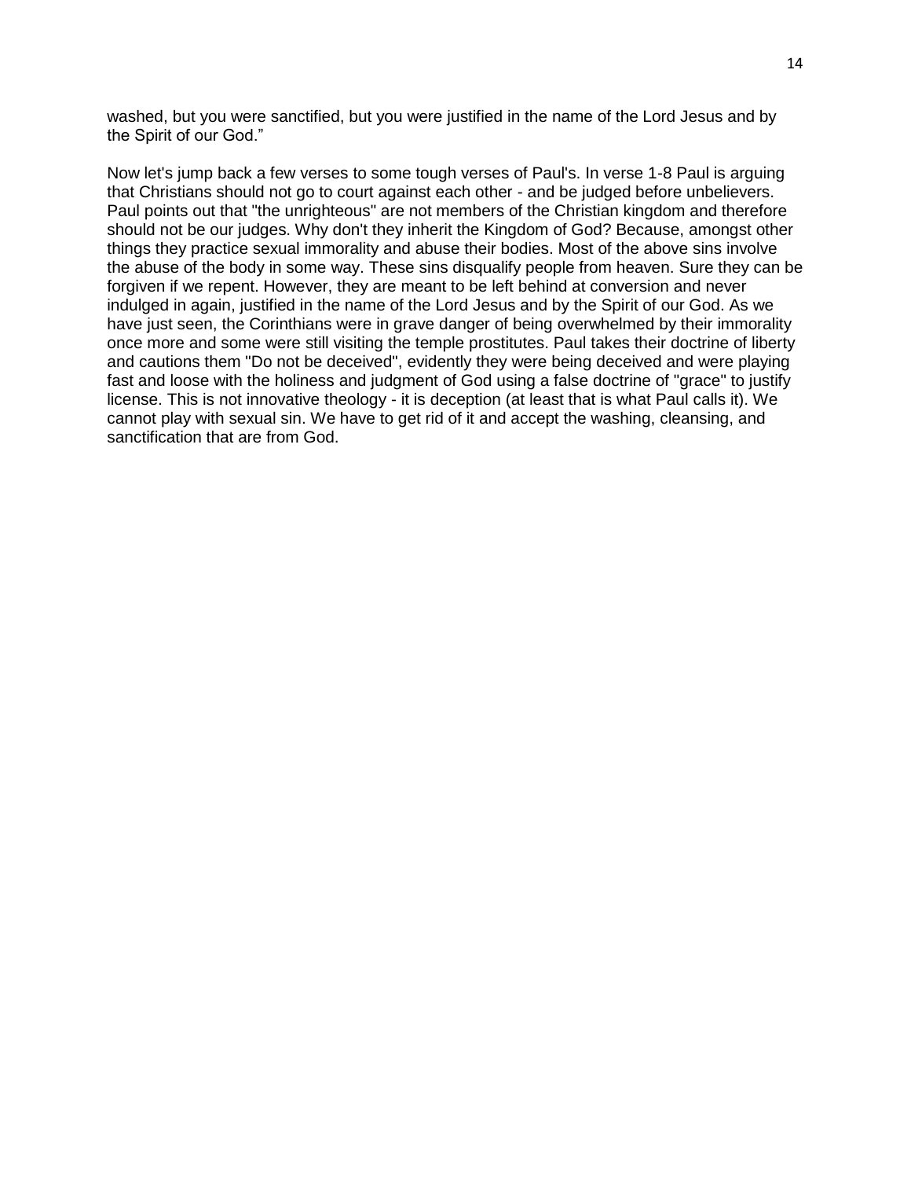washed, but you were sanctified, but you were justified in the name of the Lord Jesus and by the Spirit of our God."

Now let's jump back a few verses to some tough verses of Paul's. In verse 1-8 Paul is arguing that Christians should not go to court against each other - and be judged before unbelievers. Paul points out that "the unrighteous" are not members of the Christian kingdom and therefore should not be our judges. Why don't they inherit the Kingdom of God? Because, amongst other things they practice sexual immorality and abuse their bodies. Most of the above sins involve the abuse of the body in some way. These sins disqualify people from heaven. Sure they can be forgiven if we repent. However, they are meant to be left behind at conversion and never indulged in again, justified in the name of the Lord Jesus and by the Spirit of our God. As we have just seen, the Corinthians were in grave danger of being overwhelmed by their immorality once more and some were still visiting the temple prostitutes. Paul takes their doctrine of liberty and cautions them "Do not be deceived", evidently they were being deceived and were playing fast and loose with the holiness and judgment of God using a false doctrine of "grace" to justify license. This is not innovative theology - it is deception (at least that is what Paul calls it). We cannot play with sexual sin. We have to get rid of it and accept the washing, cleansing, and sanctification that are from God.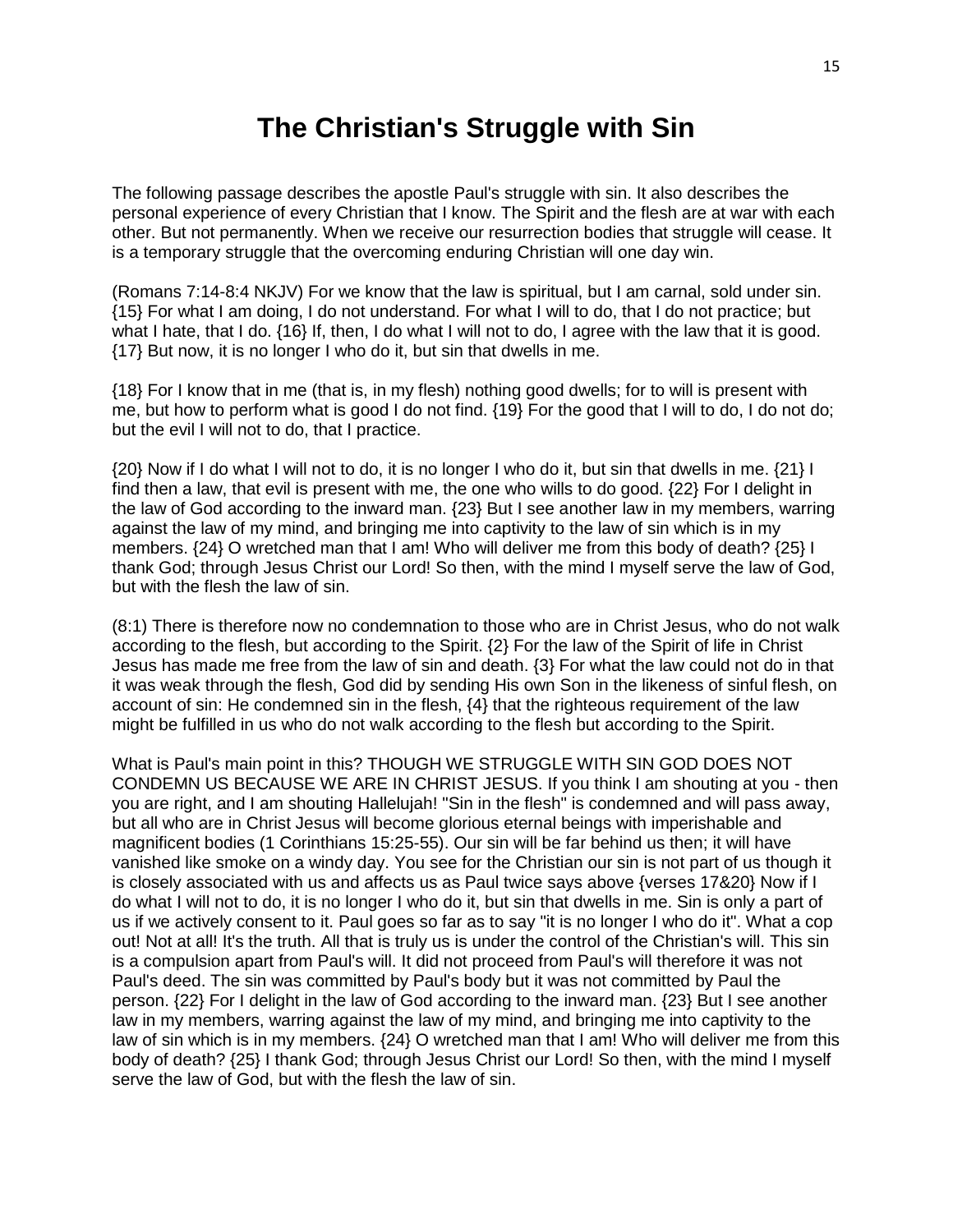# The Christian's Struggle with Sin

The following passage describes the apostle Paul's struggle with sin. It also describes the personal experience of every Christian that I know. The Spirit and the flesh are at war with each other. But not permanently. When we receive our resurrection bodies that struggle will cease. It is a temporary struggle that the overcoming enduring Christian will one day win.

(Romans 7:14-8:4 NKJV) For we know that the law is spiritual, but I am carnal, sold under sin. {15} For what I am doing, I do not understand. For what I will to do, that I do not practice; but what I hate, that I do. {16} If, then, I do what I will not to do, I agree with the law that it is good. {17} But now, it is no longer I who do it, but sin that dwells in me.

{18} For I know that in me (that is, in my flesh) nothing good dwells; for to will is present with me, but how to perform what is good I do not find. {19} For the good that I will to do, I do not do; but the evil I will not to do, that I practice.

{20} Now if I do what I will not to do, it is no longer I who do it, but sin that dwells in me. {21} I find then a law, that evil is present with me, the one who wills to do good. {22} For I delight in the law of God according to the inward man. {23} But I see another law in my members, warring against the law of my mind, and bringing me into captivity to the law of sin which is in my members. {24} O wretched man that I am! Who will deliver me from this body of death? {25} I thank God; through Jesus Christ our Lord! So then, with the mind I myself serve the law of God, but with the flesh the law of sin.

(8:1) There is therefore now no condemnation to those who are in Christ Jesus, who do not walk according to the flesh, but according to the Spirit. {2} For the law of the Spirit of life in Christ Jesus has made me free from the law of sin and death. {3} For what the law could not do in that it was weak through the flesh, God did by sending His own Son in the likeness of sinful flesh, on account of sin: He condemned sin in the flesh, {4} that the righteous requirement of the law might be fulfilled in us who do not walk according to the flesh but according to the Spirit.

What is Paul's main point in this? THOUGH WE STRUGGLE WITH SIN GOD DOES NOT CONDEMN US BECAUSE WE ARE IN CHRIST JESUS. If you think I am shouting at you - then you are right, and I am shouting Hallelujah! "Sin in the flesh" is condemned and will pass away, but all who are in Christ Jesus will become glorious eternal beings with imperishable and magnificent bodies (1 Corinthians 15:25-55). Our sin will be far behind us then; it will have vanished like smoke on a windy day. You see for the Christian our sin is not part of us though it is closely associated with us and affects us as Paul twice says above {verses 17&20} Now if I do what I will not to do, it is no longer I who do it, but sin that dwells in me. Sin is only a part of us if we actively consent to it. Paul goes so far as to say "it is no longer I who do it". What a cop out! Not at all! It's the truth. All that is truly us is under the control of the Christian's will. This sin is a compulsion apart from Paul's will. It did not proceed from Paul's will therefore it was not Paul's deed. The sin was committed by Paul's body but it was not committed by Paul the person. {22} For I delight in the law of God according to the inward man. {23} But I see another law in my members, warring against the law of my mind, and bringing me into captivity to the law of sin which is in my members. {24} O wretched man that I am! Who will deliver me from this body of death? {25} I thank God; through Jesus Christ our Lord! So then, with the mind I myself serve the law of God, but with the flesh the law of sin.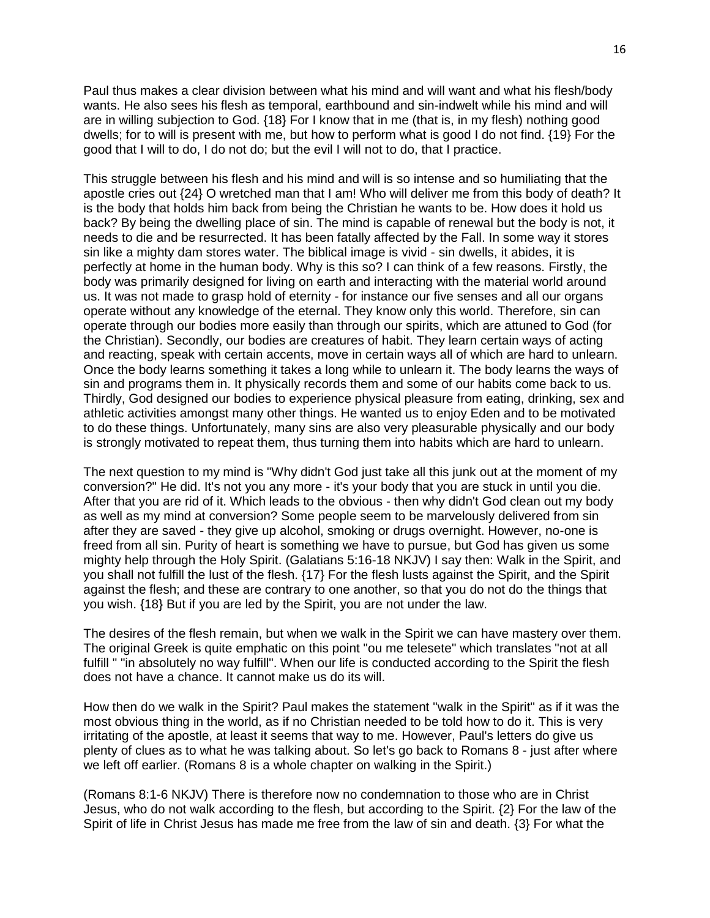Paul thus makes a clear division between what his mind and will want and what his flesh/body wants. He also sees his flesh as temporal, earthbound and sin-indwelt while his mind and will are in willing subjection to God. {18} For I know that in me (that is, in my flesh) nothing good dwells; for to will is present with me, but how to perform what is good I do not find. {19} For the good that I will to do, I do not do; but the evil I will not to do, that I practice.

This struggle between his flesh and his mind and will is so intense and so humiliating that the apostle cries out {24} O wretched man that I am! Who will deliver me from this body of death? It is the body that holds him back from being the Christian he wants to be. How does it hold us back? By being the dwelling place of sin. The mind is capable of renewal but the body is not, it needs to die and be resurrected. It has been fatally affected by the Fall. In some way it stores sin like a mighty dam stores water. The biblical image is vivid - sin dwells, it abides, it is perfectly at home in the human body. Why is this so? I can think of a few reasons. Firstly, the body was primarily designed for living on earth and interacting with the material world around us. It was not made to grasp hold of eternity - for instance our five senses and all our organs operate without any knowledge of the eternal. They know only this world. Therefore, sin can operate through our bodies more easily than through our spirits, which are attuned to God (for the Christian). Secondly, our bodies are creatures of habit. They learn certain ways of acting and reacting, speak with certain accents, move in certain ways all of which are hard to unlearn. Once the body learns something it takes a long while to unlearn it. The body learns the ways of sin and programs them in. It physically records them and some of our habits come back to us. Thirdly, God designed our bodies to experience physical pleasure from eating, drinking, sex and athletic activities amongst many other things. He wanted us to enjoy Eden and to be motivated to do these things. Unfortunately, many sins are also very pleasurable physically and our body is strongly motivated to repeat them, thus turning them into habits which are hard to unlearn.

The next question to my mind is "Why didn't God just take all this junk out at the moment of my conversion?" He did. It's not you any more - it's your body that you are stuck in until you die. After that you are rid of it. Which leads to the obvious - then why didn't God clean out my body as well as my mind at conversion? Some people seem to be marvelously delivered from sin after they are saved - they give up alcohol, smoking or drugs overnight. However, no-one is freed from all sin. Purity of heart is something we have to pursue, but God has given us some mighty help through the Holy Spirit. (Galatians 5:16-18 NKJV) I say then: Walk in the Spirit, and you shall not fulfill the lust of the flesh. {17} For the flesh lusts against the Spirit, and the Spirit against the flesh; and these are contrary to one another, so that you do not do the things that you wish. {18} But if you are led by the Spirit, you are not under the law.

The desires of the flesh remain, but when we walk in the Spirit we can have mastery over them. The original Greek is quite emphatic on this point "ou me telesete" which translates "not at all fulfill " "in absolutely no way fulfill". When our life is conducted according to the Spirit the flesh does not have a chance. It cannot make us do its will.

How then do we walk in the Spirit? Paul makes the statement "walk in the Spirit" as if it was the most obvious thing in the world, as if no Christian needed to be told how to do it. This is very irritating of the apostle, at least it seems that way to me. However, Paul's letters do give us plenty of clues as to what he was talking about. So let's go back to Romans 8 - just after where we left off earlier. (Romans 8 is a whole chapter on walking in the Spirit.)

(Romans 8:1-6 NKJV) There is therefore now no condemnation to those who are in Christ Jesus, who do not walk according to the flesh, but according to the Spirit. {2} For the law of the Spirit of life in Christ Jesus has made me free from the law of sin and death. {3} For what the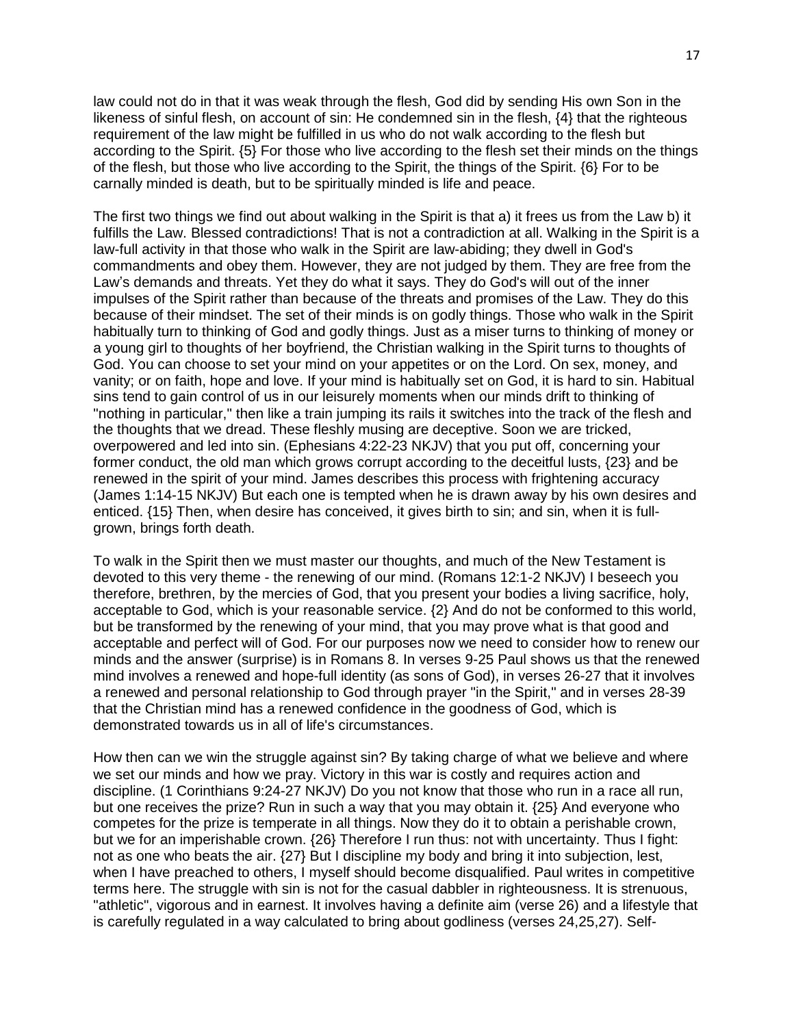law could not do in that it was weak through the flesh, God did by sending His own Son in the likeness of sinful flesh, on account of sin: He condemned sin in the flesh, {4} that the righteous requirement of the law might be fulfilled in us who do not walk according to the flesh but according to the Spirit. {5} For those who live according to the flesh set their minds on the things of the flesh, but those who live according to the Spirit, the things of the Spirit. {6} For to be carnally minded is death, but to be spiritually minded is life and peace.

The first two things we find out about walking in the Spirit is that a) it frees us from the Law b) it fulfills the Law. Blessed contradictions! That is not a contradiction at all. Walking in the Spirit is a law-full activity in that those who walk in the Spirit are law-abiding; they dwell in God's commandments and obey them. However, they are not judged by them. They are free from the Law's demands and threats. Yet they do what it says. They do God's will out of the inner impulses of the Spirit rather than because of the threats and promises of the Law. They do this because of their mindset. The set of their minds is on godly things. Those who walk in the Spirit habitually turn to thinking of God and godly things. Just as a miser turns to thinking of money or a young girl to thoughts of her boyfriend, the Christian walking in the Spirit turns to thoughts of God. You can choose to set your mind on your appetites or on the Lord. On sex, money, and vanity; or on faith, hope and love. If your mind is habitually set on God, it is hard to sin. Habitual sins tend to gain control of us in our leisurely moments when our minds drift to thinking of "nothing in particular," then like a train jumping its rails it switches into the track of the flesh and the thoughts that we dread. These fleshly musing are deceptive. Soon we are tricked, overpowered and led into sin. (Ephesians 4:22-23 NKJV) that you put off, concerning your former conduct, the old man which grows corrupt according to the deceitful lusts, {23} and be renewed in the spirit of your mind. James describes this process with frightening accuracy (James 1:14-15 NKJV) But each one is tempted when he is drawn away by his own desires and enticed. {15} Then, when desire has conceived, it gives birth to sin; and sin, when it is full-grown, brings forth death.

To walk in the Spirit then we must master our thoughts, and much of the New Testament is devoted to this very theme - the renewing of our mind. (Romans 12:1-2 NKJV) I beseech you therefore, brethren, by the mercies of God, that you present your bodies a living sacrifice, holy, acceptable to God, which is your reasonable service. {2} And do not be conformed to this world, but be transformed by the renewing of your mind, that you may prove what is that good and acceptable and perfect will of God. For our purposes now we need to consider how to renew our minds and the answer (surprise) is in Romans 8. In verses 9-25 Paul shows us that the renewed mind involves a renewed and hope-full identity (as sons of God), in verses 26-27 that it involves a renewed and personal relationship to God through prayer "in the Spirit," and in verses 28-39 that the Christian mind has a renewed confidence in the goodness of God, which is demonstrated towards us in all of life's circumstances.

How then can we win the struggle against sin? By taking charge of what we believe and where we set our minds and how we pray. Victory in this war is costly and requires action and discipline. (1 Corinthians 9:24-27 NKJV) Do you not know that those who run in a race all run, but one receives the prize? Run in such a way that you may obtain it. {25} And everyone who competes for the prize is temperate in all things. Now they do it to obtain a perishable crown, but we for an imperishable crown. {26} Therefore I run thus: not with uncertainty. Thus I fight: not as one who beats the air. {27} But I discipline my body and bring it into subjection, lest, when I have preached to others, I myself should become disqualified. Paul writes in competitive terms here. The struggle with sin is not for the casual dabbler in righteousness. It is strenuous, "athletic", vigorous and in earnest. It involves having a definite aim (verse 26) and a lifestyle that is carefully regulated in a way calculated to bring about godliness (verses 24,25,27). Self-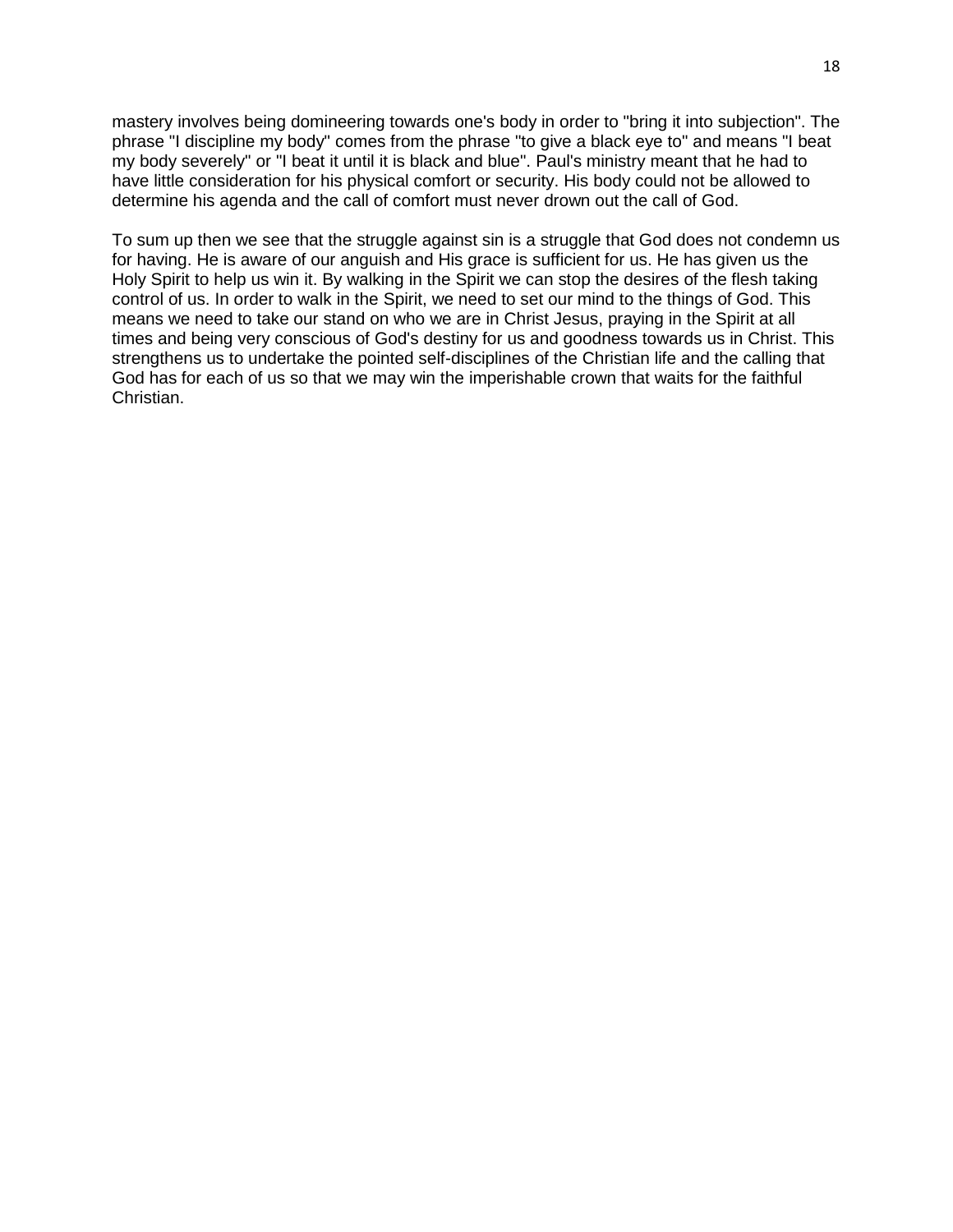mastery involves being domineering towards one's body in order to "bring it into subjection". The phrase "I discipline my body" comes from the phrase "to give a black eye to" and means "I beat my body severely" or "I beat it until it is black and blue". Paul's ministry meant that he had to have little consideration for his physical comfort or security. His body could not be allowed to determine his agenda and the call of comfort must never drown out the call of God.

To sum up then we see that the struggle against sin is a struggle that God does not condemn us for having. He is aware of our anguish and His grace is sufficient for us. He has given us the Holy Spirit to help us win it. By walking in the Spirit we can stop the desires of the flesh taking control of us. In order to walk in the Spirit, we need to set our mind to the things of God. This means we need to take our stand on who we are in Christ Jesus, praying in the Spirit at all times and being very conscious of God's destiny for us and goodness towards us in Christ. This strengthens us to undertake the pointed self-disciplines of the Christian life and the calling that God has for each of us so that we may win the imperishable crown that waits for the faithful Christian.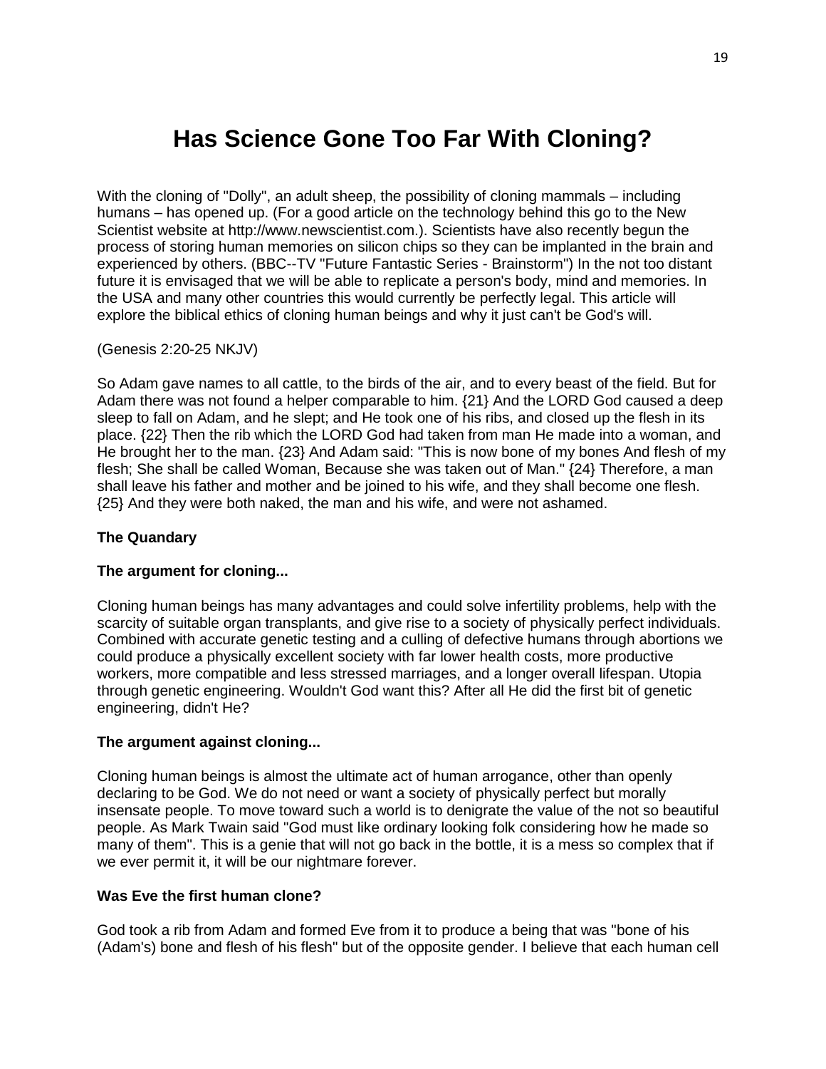# Has Science Gone Too Far With Cloning?

With the cloning of "Dolly", an adult sheep, the possibility of cloning mammals – including humans – has opened up. (For a good article on the technology behind this go to the New Scientist website at http://www.newscientist.com.). Scientists have also recently begun the process of storing human memories on silicon chips so they can be implanted in the brain and experienced by others. (BBC--TV "Future Fantastic Series - Brainstorm") In the not too distant future it is envisaged that we will be able to replicate a person's body, mind and memories. In the USA and many other countries this would currently be perfectly legal. This article will explore the biblical ethics of cloning human beings and why it just can't be God's will.

(Genesis 2:20-25 NKJV)

So Adam gave names to all cattle, to the birds of the air, and to every beast of the field. But for Adam there was not found a helper comparable to him. {21} And the LORD God caused a deep sleep to fall on Adam, and he slept; and He took one of his ribs, and closed up the flesh in its place. {22} Then the rib which the LORD God had taken from man He made into a woman, and He brought her to the man. {23} And Adam said: "This is now bone of my bones And flesh of my flesh; She shall be called Woman, Because she was taken out of Man." {24} Therefore, a man shall leave his father and mother and be joined to his wife, and they shall become one flesh. {25} And they were both naked, the man and his wife, and were not ashamed.

**The Quandary**

**The argument for cloning...**

Cloning human beings has many advantages and could solve infertility problems, help with the scarcity of suitable organ transplants, and give rise to a society of physically perfect individuals. Combined with accurate genetic testing and a culling of defective humans through abortions we could produce a physically excellent society with far lower health costs, more productive workers, more compatible and less stressed marriages, and a longer overall lifespan. Utopia through genetic engineering. Wouldn't God want this? After all He did the first bit of genetic engineering, didn't He?

**The argument against cloning...**

Cloning human beings is almost the ultimate act of human arrogance, other than openly declaring to be God. We do not need or want a society of physically perfect but morally insensate people. To move toward such a world is to denigrate the value of the not so beautiful people. As Mark Twain said "God must like ordinary looking folk considering how he made so many of them". This is a genie that will not go back in the bottle, it is a mess so complex that if we ever permit it, it will be our nightmare forever.

**Was Eve the first human clone?**

God took a rib from Adam and formed Eve from it to produce a being that was "bone of his (Adam's) bone and flesh of his flesh" but of the opposite gender. I believe that each human cell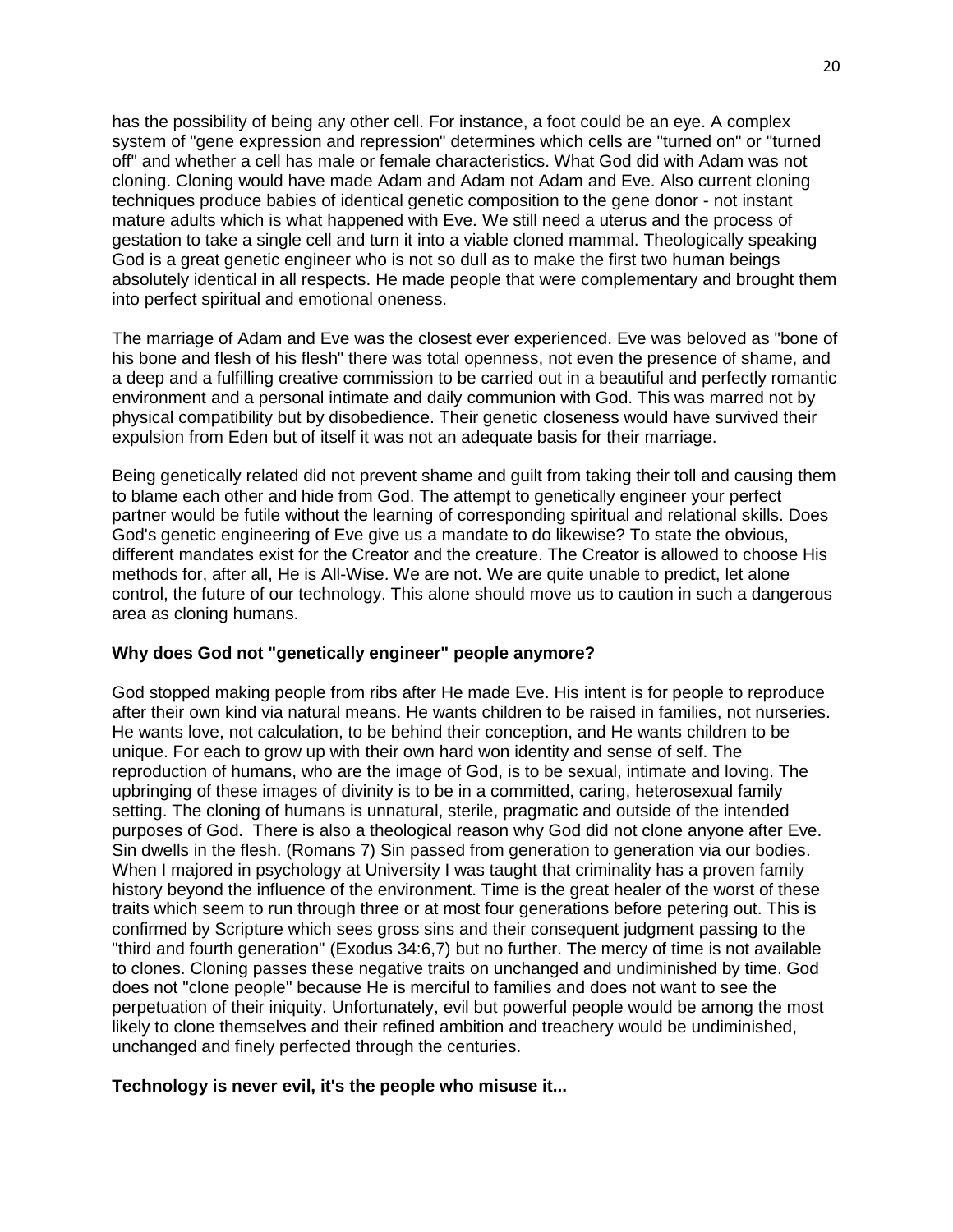has the possibility of being any other cell. For instance, a foot could be an eye. A complex system of "gene expression and repression" determines which cells are "turned on" or "turned off" and whether a cell has male or female characteristics. What God did with Adam was not cloning. Cloning would have made Adam and Adam not Adam and Eve. Also current cloning techniques produce babies of identical genetic composition to the gene donor - not instant mature adults which is what happened with Eve. We still need a uterus and the process of gestation to take a single cell and turn it into a viable cloned mammal. Theologically speaking God is a great genetic engineer who is not so dull as to make the first two human beings absolutely identical in all respects. He made people that were complementary and brought them into perfect spiritual and emotional oneness.

The marriage of Adam and Eve was the closest ever experienced. Eve was beloved as "bone of his bone and flesh of his flesh" there was total openness, not even the presence of shame, and a deep and a fulfilling creative commission to be carried out in a beautiful and perfectly romantic environment and a personal intimate and daily communion with God. This was marred not by physical compatibility but by disobedience. Their genetic closeness would have survived their expulsion from Eden but of itself it was not an adequate basis for their marriage.

Being genetically related did not prevent shame and guilt from taking their toll and causing them to blame each other and hide from God. The attempt to genetically engineer your perfect partner would be futile without the learning of corresponding spiritual and relational skills. Does God's genetic engineering of Eve give us a mandate to do likewise? To state the obvious, different mandates exist for the Creator and the creature. The Creator is allowed to choose His methods for, after all, He is All-Wise. We are not. We are quite unable to predict, let alone control, the future of our technology. This alone should move us to caution in such a dangerous area as cloning humans.

**Why does God not "genetically engineer" people anymore?**

God stopped making people from ribs after He made Eve. His intent is for people to reproduce after their own kind via natural means. He wants children to be raised in families, not nurseries. He wants love, not calculation, to be behind their conception, and He wants children to be unique. For each to grow up with their own hard won identity and sense of self. The reproduction of humans, who are the image of God, is to be sexual, intimate and loving. The upbringing of these images of divinity is to be in a committed, caring, heterosexual family setting. The cloning of humans is unnatural, sterile, pragmatic and outside of the intended purposes of God. There is also a theological reason why God did not clone anyone after Eve. Sin dwells in the flesh. (Romans 7) Sin passed from generation to generation via our bodies. When I majored in psychology at University I was taught that criminality has a proven family history beyond the influence of the environment. Time is the great healer of the worst of these traits which seem to run through three or at most four generations before petering out. This is confirmed by Scripture which sees gross sins and their consequent judgment passing to the "third and fourth generation" (Exodus 34:6,7) but no further. The mercy of time is not available to clones. Cloning passes these negative traits on unchanged and undiminished by time. God does not "clone people" because He is merciful to families and does not want to see the perpetuation of their iniquity. Unfortunately, evil but powerful people would be among the most likely to clone themselves and their refined ambition and treachery would be undiminished, unchanged and finely perfected through the centuries.

**Technology is never evil, it's the people who misuse it...**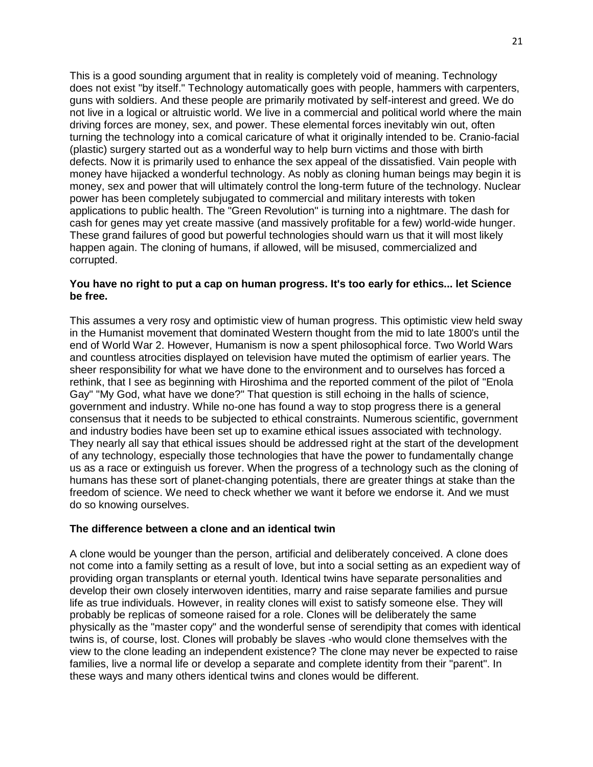This is a good sounding argument that in reality is completely void of meaning. Technology does not exist "by itself." Technology automatically goes with people, hammers with carpenters, guns with soldiers. And these people are primarily motivated by self-interest and greed. We do not live in a logical or altruistic world. We live in a commercial and political world where the main driving forces are money, sex, and power. These elemental forces inevitably win out, often turning the technology into a comical caricature of what it originally intended to be. Cranio-facial (plastic) surgery started out as a wonderful way to help burn victims and those with birth defects. Now it is primarily used to enhance the sex appeal of the dissatisfied. Vain people with money have hijacked a wonderful technology. As nobly as cloning human beings may begin it is money, sex and power that will ultimately control the long-term future of the technology. Nuclear power has been completely subjugated to commercial and military interests with token applications to public health. The "Green Revolution" is turning into a nightmare. The dash for cash for genes may yet create massive (and massively profitable for a few) world-wide hunger. These grand failures of good but powerful technologies should warn us that it will most likely happen again. The cloning of humans, if allowed, will be misused, commercialized and corrupted.

**You have no right to put a cap on human progress. It's too early for ethics... let Science be free.**

This assumes a very rosy and optimistic view of human progress. This optimistic view held sway in the Humanist movement that dominated Western thought from the mid to late 1800's until the end of World War 2. However, Humanism is now a spent philosophical force. Two World Wars and countless atrocities displayed on television have muted the optimism of earlier years. The sheer responsibility for what we have done to the environment and to ourselves has forced a rethink, that I see as beginning with Hiroshima and the reported comment of the pilot of "Enola Gay" "My God, what have we done?" That question is still echoing in the halls of science, government and industry. While no-one has found a way to stop progress there is a general consensus that it needs to be subjected to ethical constraints. Numerous scientific, government and industry bodies have been set up to examine ethical issues associated with technology. They nearly all say that ethical issues should be addressed right at the start of the development of any technology, especially those technologies that have the power to fundamentally change us as a race or extinguish us forever. When the progress of a technology such as the cloning of humans has these sort of planet-changing potentials, there are greater things at stake than the freedom of science. We need to check whether we want it before we endorse it. And we must do so knowing ourselves.

**The difference between a clone and an identical twin**

A clone would be younger than the person, artificial and deliberately conceived. A clone does not come into a family setting as a result of love, but into a social setting as an expedient way of providing organ transplants or eternal youth. Identical twins have separate personalities and develop their own closely interwoven identities, marry and raise separate families and pursue life as true individuals. However, in reality clones will exist to satisfy someone else. They will probably be replicas of someone raised for a role. Clones will be deliberately the same physically as the "master copy" and the wonderful sense of serendipity that comes with identical twins is, of course, lost. Clones will probably be slaves -who would clone themselves with the view to the clone leading an independent existence? The clone may never be expected to raise families, live a normal life or develop a separate and complete identity from their "parent". In these ways and many others identical twins and clones would be different.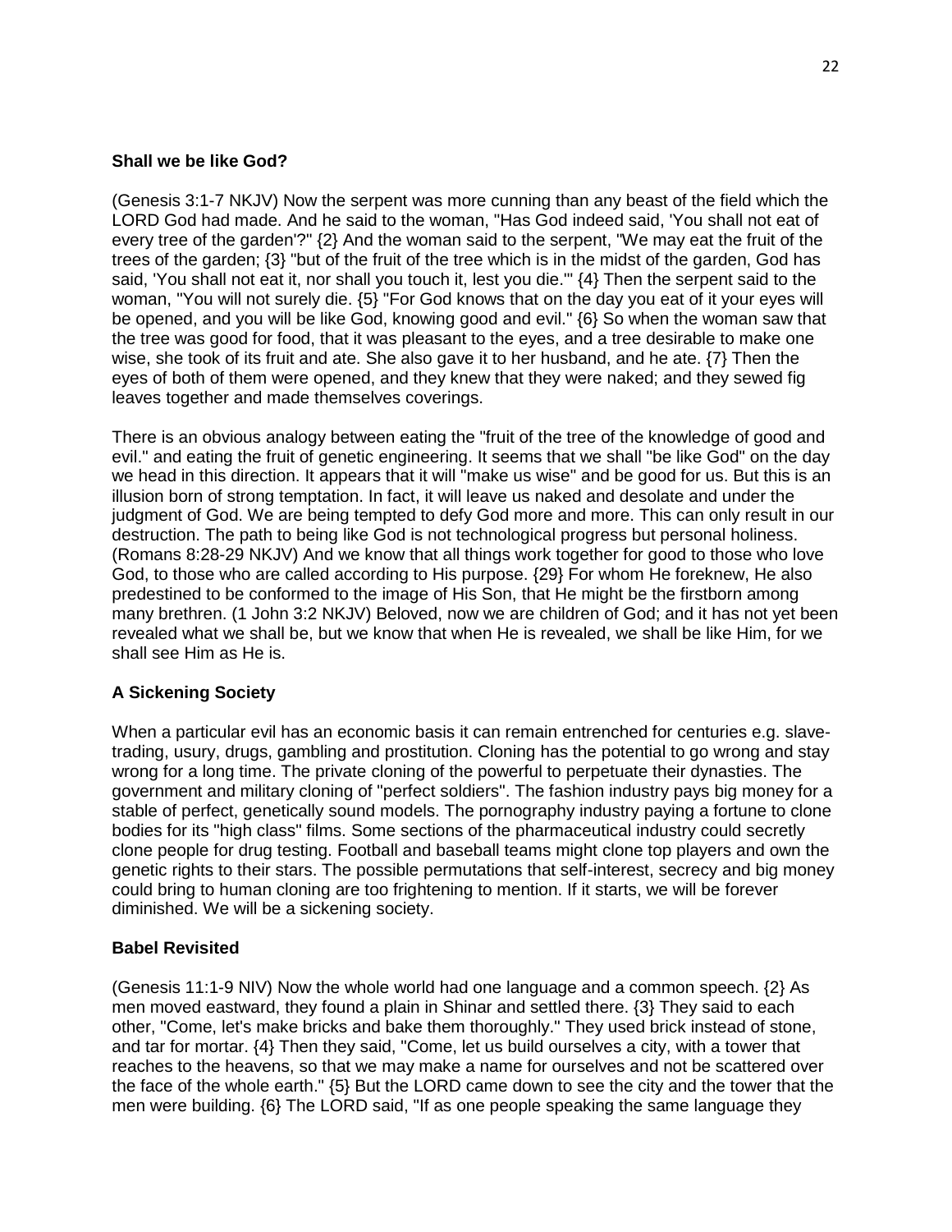**Shall we be like God?**

(Genesis 3:1-7 NKJV) Now the serpent was more cunning than any beast of the field which the LORD God had made. And he said to the woman, "Has God indeed said, 'You shall not eat of every tree of the garden'?" {2} And the woman said to the serpent, "We may eat the fruit of the trees of the garden; {3} "but of the fruit of the tree which is in the midst of the garden, God has said, 'You shall not eat it, nor shall you touch it, lest you die.'" {4} Then the serpent said to the woman, "You will not surely die. {5} "For God knows that on the day you eat of it your eyes will be opened, and you will be like God, knowing good and evil." {6} So when the woman saw that the tree was good for food, that it was pleasant to the eyes, and a tree desirable to make one wise, she took of its fruit and ate. She also gave it to her husband, and he ate. {7} Then the eyes of both of them were opened, and they knew that they were naked; and they sewed fig leaves together and made themselves coverings.

There is an obvious analogy between eating the "fruit of the tree of the knowledge of good and evil." and eating the fruit of genetic engineering. It seems that we shall "be like God" on the day we head in this direction. It appears that it will "make us wise" and be good for us. But this is an illusion born of strong temptation. In fact, it will leave us naked and desolate and under the judgment of God. We are being tempted to defy God more and more. This can only result in our destruction. The path to being like God is not technological progress but personal holiness. (Romans 8:28-29 NKJV) And we know that all things work together for good to those who love God, to those who are called according to His purpose. {29} For whom He foreknew, He also predestined to be conformed to the image of His Son, that He might be the firstborn among many brethren. (1 John 3:2 NKJV) Beloved, now we are children of God; and it has not yet been revealed what we shall be, but we know that when He is revealed, we shall be like Him, for we shall see Him as He is.

**A Sickening Society**

When a particular evil has an economic basis it can remain entrenched for centuries e.g. slave-trading, usury, drugs, gambling and prostitution. Cloning has the potential to go wrong and stay wrong for a long time. The private cloning of the powerful to perpetuate their dynasties. The government and military cloning of "perfect soldiers". The fashion industry pays big money for a stable of perfect, genetically sound models. The pornography industry paying a fortune to clone bodies for its "high class" films. Some sections of the pharmaceutical industry could secretly clone people for drug testing. Football and baseball teams might clone top players and own the genetic rights to their stars. The possible permutations that self-interest, secrecy and big money could bring to human cloning are too frightening to mention. If it starts, we will be forever diminished. We will be a sickening society.

**Babel Revisited**

(Genesis 11:1-9 NIV) Now the whole world had one language and a common speech. {2} As men moved eastward, they found a plain in Shinar and settled there. {3} They said to each other, "Come, let's make bricks and bake them thoroughly." They used brick instead of stone, and tar for mortar. {4} Then they said, "Come, let us build ourselves a city, with a tower that reaches to the heavens, so that we may make a name for ourselves and not be scattered over the face of the whole earth." {5} But the LORD came down to see the city and the tower that the men were building. {6} The LORD said, "If as one people speaking the same language they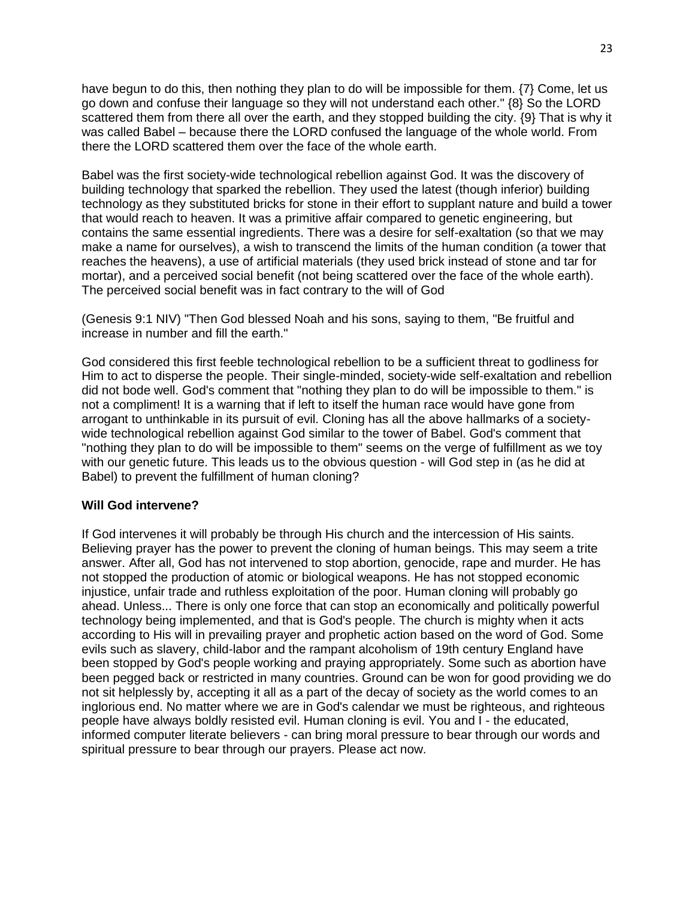have begun to do this, then nothing they plan to do will be impossible for them. {7} Come, let us go down and confuse their language so they will not understand each other." {8} So the LORD scattered them from there all over the earth, and they stopped building the city. {9} That is why it was called Babel – because there the LORD confused the language of the whole world. From there the LORD scattered them over the face of the whole earth.

Babel was the first society-wide technological rebellion against God. It was the discovery of building technology that sparked the rebellion. They used the latest (though inferior) building technology as they substituted bricks for stone in their effort to supplant nature and build a tower that would reach to heaven. It was a primitive affair compared to genetic engineering, but contains the same essential ingredients. There was a desire for self-exaltation (so that we may make a name for ourselves), a wish to transcend the limits of the human condition (a tower that reaches the heavens), a use of artificial materials (they used brick instead of stone and tar for mortar), and a perceived social benefit (not being scattered over the face of the whole earth). The perceived social benefit was in fact contrary to the will of God

(Genesis 9:1 NIV) "Then God blessed Noah and his sons, saying to them, "Be fruitful and increase in number and fill the earth."

God considered this first feeble technological rebellion to be a sufficient threat to godliness for Him to act to disperse the people. Their single-minded, society-wide self-exaltation and rebellion did not bode well. God's comment that "nothing they plan to do will be impossible to them." is not a compliment! It is a warning that if left to itself the human race would have gone from arrogant to unthinkable in its pursuit of evil. Cloning has all the above hallmarks of a society-wide technological rebellion against God similar to the tower of Babel. God's comment that "nothing they plan to do will be impossible to them" seems on the verge of fulfillment as we toy with our genetic future. This leads us to the obvious question - will God step in (as he did at Babel) to prevent the fulfillment of human cloning?

**Will God intervene?**

If God intervenes it will probably be through His church and the intercession of His saints. Believing prayer has the power to prevent the cloning of human beings. This may seem a trite answer. After all, God has not intervened to stop abortion, genocide, rape and murder. He has not stopped the production of atomic or biological weapons. He has not stopped economic injustice, unfair trade and ruthless exploitation of the poor. Human cloning will probably go ahead. Unless... There is only one force that can stop an economically and politically powerful technology being implemented, and that is God's people. The church is mighty when it acts according to His will in prevailing prayer and prophetic action based on the word of God. Some evils such as slavery, child-labor and the rampant alcoholism of 19th century England have been stopped by God's people working and praying appropriately. Some such as abortion have been pegged back or restricted in many countries. Ground can be won for good providing we do not sit helplessly by, accepting it all as a part of the decay of society as the world comes to an inglorious end. No matter where we are in God's calendar we must be righteous, and righteous people have always boldly resisted evil. Human cloning is evil. You and I - the educated, informed computer literate believers - can bring moral pressure to bear through our words and spiritual pressure to bear through our prayers. Please act now.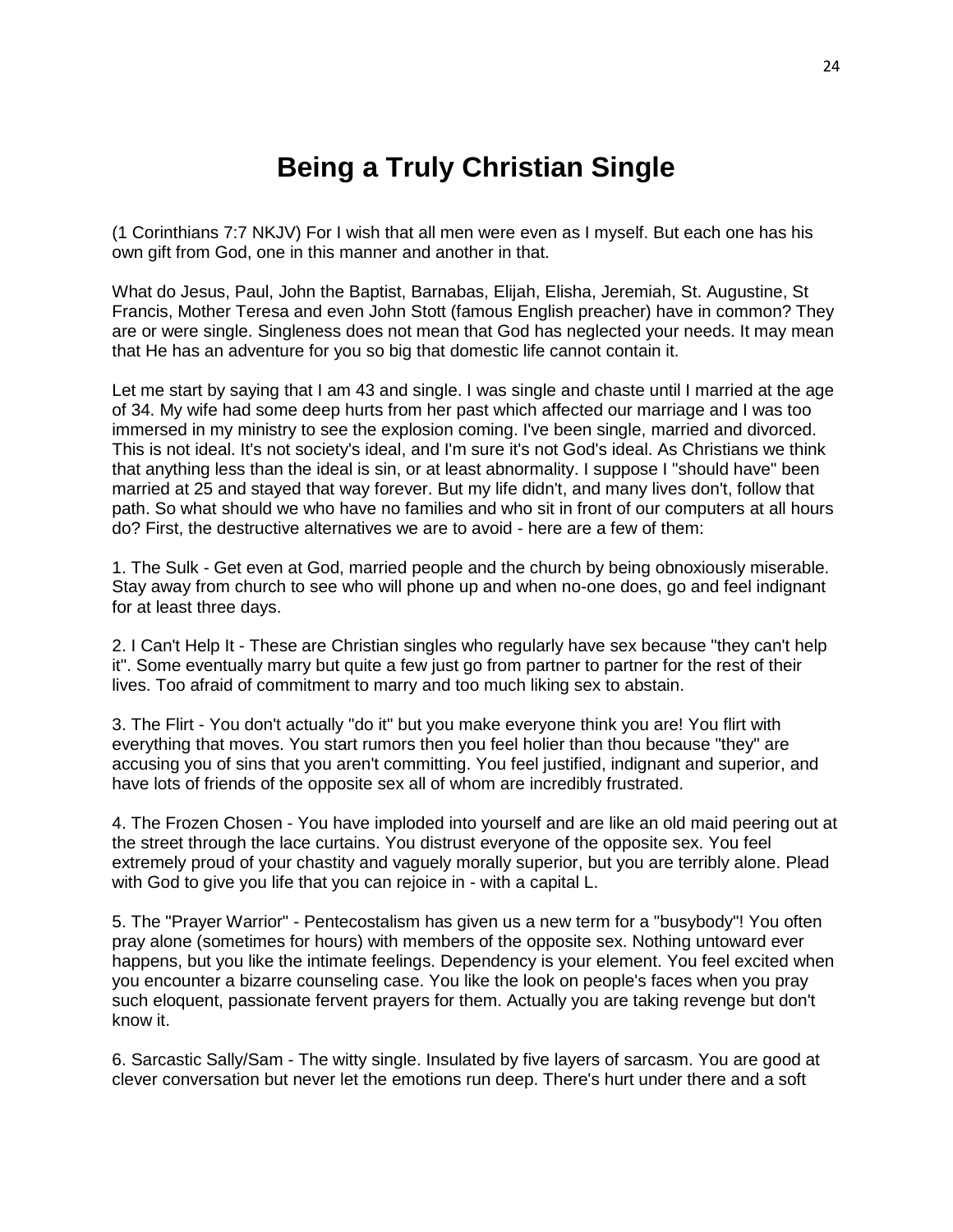# Being a Truly Christian Single

(1 Corinthians 7:7 NKJV) For I wish that all men were even as I myself. But each one has his own gift from God, one in this manner and another in that.

What do Jesus, Paul, John the Baptist, Barnabas, Elijah, Elisha, Jeremiah, St. Augustine, St Francis, Mother Teresa and even John Stott (famous English preacher) have in common? They are or were single. Singleness does not mean that God has neglected your needs. It may mean that He has an adventure for you so big that domestic life cannot contain it.

Let me start by saying that I am 43 and single. I was single and chaste until I married at the age of 34. My wife had some deep hurts from her past which affected our marriage and I was too immersed in my ministry to see the explosion coming. I've been single, married and divorced. This is not ideal. It's not society's ideal, and I'm sure it's not God's ideal. As Christians we think that anything less than the ideal is sin, or at least abnormality. I suppose I "should have" been married at 25 and stayed that way forever. But my life didn't, and many lives don't, follow that path. So what should we who have no families and who sit in front of our computers at all hours do? First, the destructive alternatives we are to avoid - here are a few of them:

1. The Sulk - Get even at God, married people and the church by being obnoxiously miserable. Stay away from church to see who will phone up and when no-one does, go and feel indignant for at least three days.

2. I Can't Help It - These are Christian singles who regularly have sex because "they can't help it". Some eventually marry but quite a few just go from partner to partner for the rest of their lives. Too afraid of commitment to marry and too much liking sex to abstain.

3. The Flirt - You don't actually "do it" but you make everyone think you are! You flirt with everything that moves. You start rumors then you feel holier than thou because "they" are accusing you of sins that you aren't committing. You feel justified, indignant and superior, and have lots of friends of the opposite sex all of whom are incredibly frustrated.

4. The Frozen Chosen - You have imploded into yourself and are like an old maid peering out at the street through the lace curtains. You distrust everyone of the opposite sex. You feel extremely proud of your chastity and vaguely morally superior, but you are terribly alone. Plead with God to give you life that you can rejoice in - with a capital L.

5. The "Prayer Warrior" - Pentecostalism has given us a new term for a "busybody"! You often pray alone (sometimes for hours) with members of the opposite sex. Nothing untoward ever happens, but you like the intimate feelings. Dependency is your element. You feel excited when you encounter a bizarre counseling case. You like the look on people's faces when you pray such eloquent, passionate fervent prayers for them. Actually you are taking revenge but don't know it.

6. Sarcastic Sally/Sam - The witty single. Insulated by five layers of sarcasm. You are good at clever conversation but never let the emotions run deep. There's hurt under there and a soft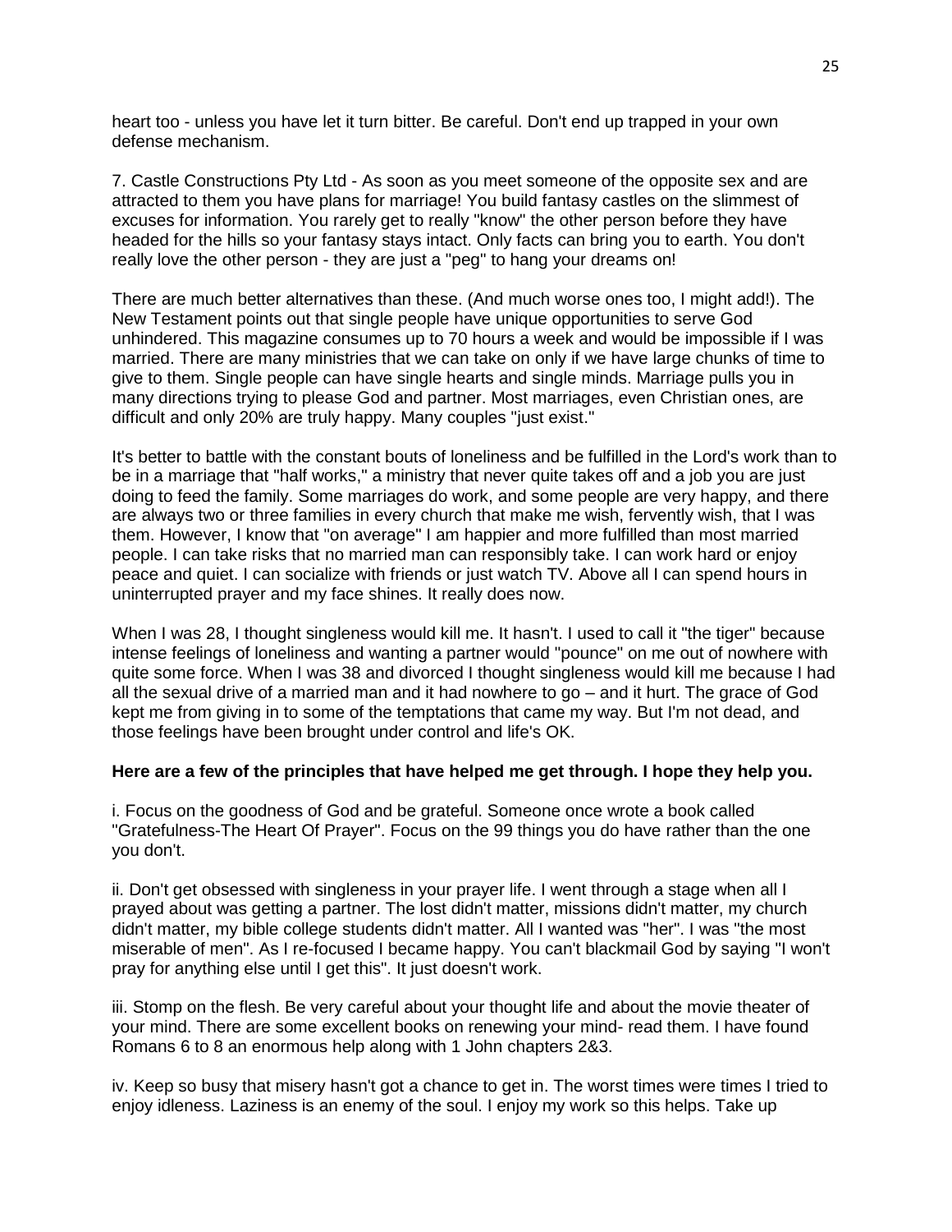heart too - unless you have let it turn bitter. Be careful. Don't end up trapped in your own defense mechanism.

7. Castle Constructions Pty Ltd - As soon as you meet someone of the opposite sex and are attracted to them you have plans for marriage! You build fantasy castles on the slimmest of excuses for information. You rarely get to really "know" the other person before they have headed for the hills so your fantasy stays intact. Only facts can bring you to earth. You don't really love the other person - they are just a "peg" to hang your dreams on!

There are much better alternatives than these. (And much worse ones too, I might add!). The New Testament points out that single people have unique opportunities to serve God unhindered. This magazine consumes up to 70 hours a week and would be impossible if I was married. There are many ministries that we can take on only if we have large chunks of time to give to them. Single people can have single hearts and single minds. Marriage pulls you in many directions trying to please God and partner. Most marriages, even Christian ones, are difficult and only 20% are truly happy. Many couples "just exist."

It's better to battle with the constant bouts of loneliness and be fulfilled in the Lord's work than to be in a marriage that "half works," a ministry that never quite takes off and a job you are just doing to feed the family. Some marriages do work, and some people are very happy, and there are always two or three families in every church that make me wish, fervently wish, that I was them. However, I know that "on average" I am happier and more fulfilled than most married people. I can take risks that no married man can responsibly take. I can work hard or enjoy peace and quiet. I can socialize with friends or just watch TV. Above all I can spend hours in uninterrupted prayer and my face shines. It really does now.

When I was 28, I thought singleness would kill me. It hasn't. I used to call it "the tiger" because intense feelings of loneliness and wanting a partner would "pounce" on me out of nowhere with quite some force. When I was 38 and divorced I thought singleness would kill me because I had all the sexual drive of a married man and it had nowhere to go – and it hurt. The grace of God kept me from giving in to some of the temptations that came my way. But I'm not dead, and those feelings have been brought under control and life's OK.

**Here are a few of the principles that have helped me get through. I hope they help you.**

i. Focus on the goodness of God and be grateful. Someone once wrote a book called "Gratefulness-The Heart Of Prayer". Focus on the 99 things you do have rather than the one you don't.

ii. Don't get obsessed with singleness in your prayer life. I went through a stage when all I prayed about was getting a partner. The lost didn't matter, missions didn't matter, my church didn't matter, my bible college students didn't matter. All I wanted was "her". I was "the most miserable of men". As I re-focused I became happy. You can't blackmail God by saying "I won't pray for anything else until I get this". It just doesn't work.

iii. Stomp on the flesh. Be very careful about your thought life and about the movie theater of your mind. There are some excellent books on renewing your mind- read them. I have found Romans 6 to 8 an enormous help along with 1 John chapters 2&3.

iv. Keep so busy that misery hasn't got a chance to get in. The worst times were times I tried to enjoy idleness. Laziness is an enemy of the soul. I enjoy my work so this helps. Take up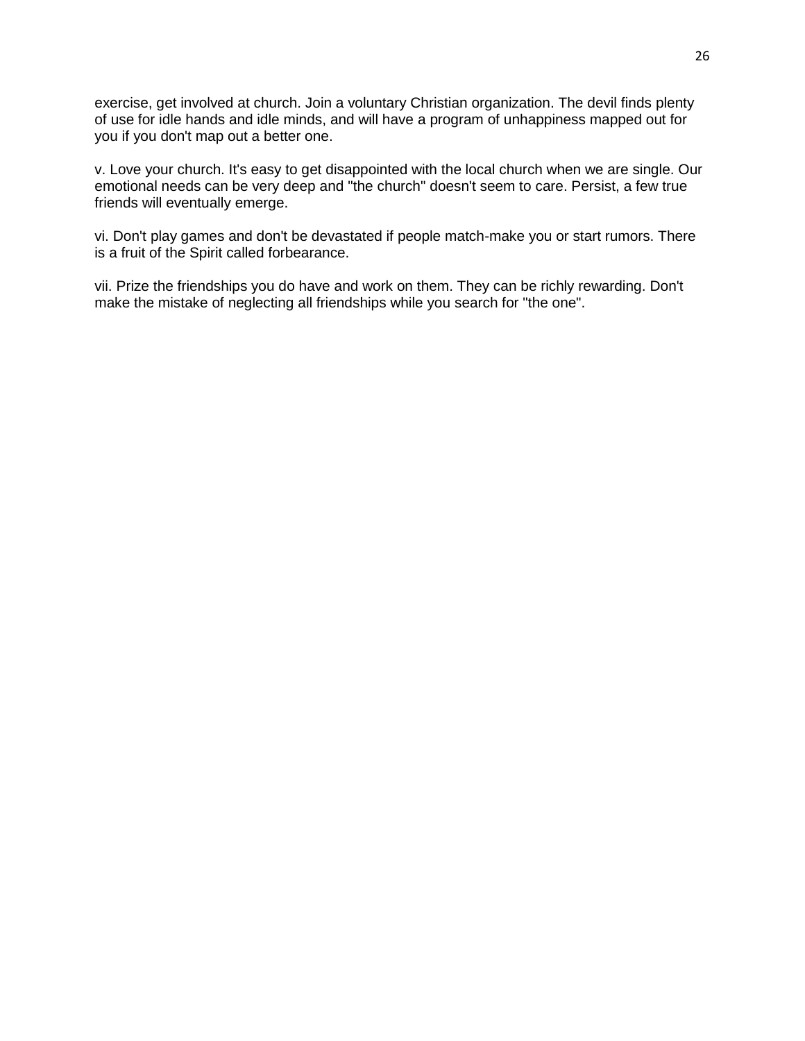exercise, get involved at church. Join a voluntary Christian organization. The devil finds plenty of use for idle hands and idle minds, and will have a program of unhappiness mapped out for you if you don't map out a better one.

v. Love your church. It's easy to get disappointed with the local church when we are single. Our emotional needs can be very deep and "the church" doesn't seem to care. Persist, a few true friends will eventually emerge.

vi. Don't play games and don't be devastated if people match-make you or start rumors. There is a fruit of the Spirit called forbearance.

vii. Prize the friendships you do have and work on them. They can be richly rewarding. Don't make the mistake of neglecting all friendships while you search for "the one".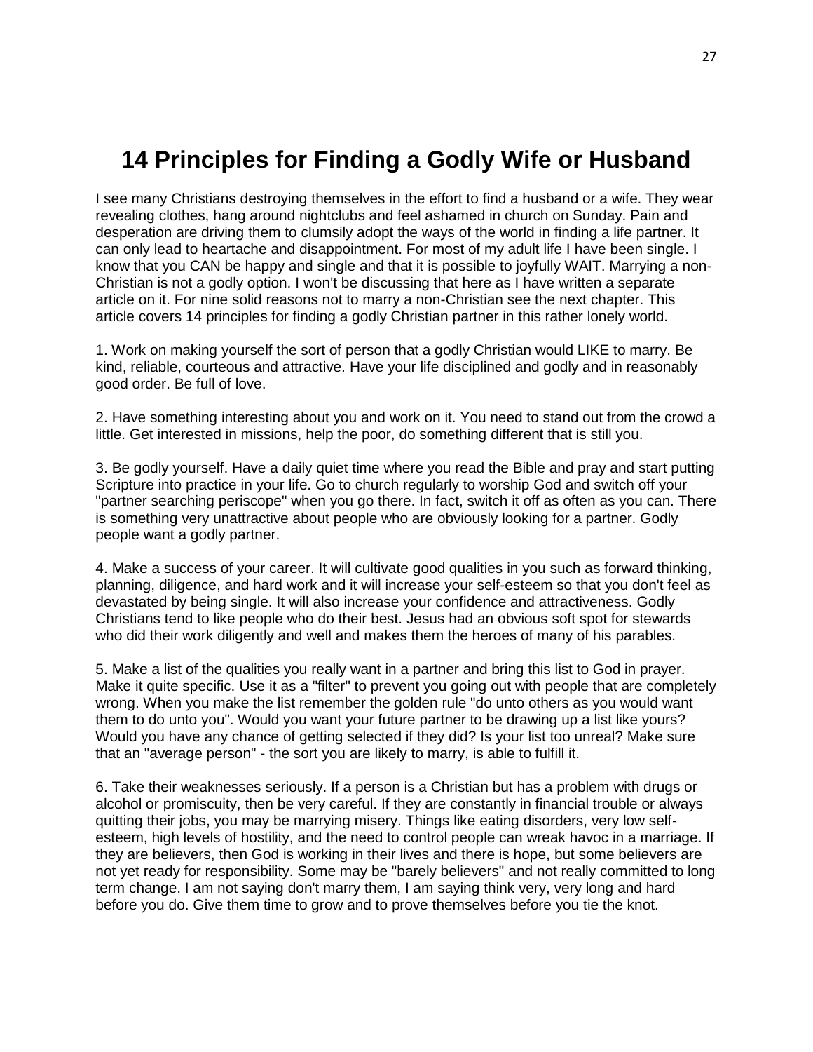# 14 Principles for Finding a Godly Wife or Husband

I see many Christians destroying themselves in the effort to find a husband or a wife. They wear revealing clothes, hang around nightclubs and feel ashamed in church on Sunday. Pain and desperation are driving them to clumsily adopt the ways of the world in finding a life partner. It can only lead to heartache and disappointment. For most of my adult life I have been single. I know that you CAN be happy and single and that it is possible to joyfully WAIT. Marrying a non-Christian is not a godly option. I won't be discussing that here as I have written a separate article on it. For nine solid reasons not to marry a non-Christian see the next chapter. This article covers 14 principles for finding a godly Christian partner in this rather lonely world.

1. Work on making yourself the sort of person that a godly Christian would LIKE to marry. Be kind, reliable, courteous and attractive. Have your life disciplined and godly and in reasonably good order. Be full of love.

2. Have something interesting about you and work on it. You need to stand out from the crowd a little. Get interested in missions, help the poor, do something different that is still you.

3. Be godly yourself. Have a daily quiet time where you read the Bible and pray and start putting Scripture into practice in your life. Go to church regularly to worship God and switch off your "partner searching periscope" when you go there. In fact, switch it off as often as you can. There is something very unattractive about people who are obviously looking for a partner. Godly people want a godly partner.

4. Make a success of your career. It will cultivate good qualities in you such as forward thinking, planning, diligence, and hard work and it will increase your self-esteem so that you don't feel as devastated by being single. It will also increase your confidence and attractiveness. Godly Christians tend to like people who do their best. Jesus had an obvious soft spot for stewards who did their work diligently and well and makes them the heroes of many of his parables.

5. Make a list of the qualities you really want in a partner and bring this list to God in prayer. Make it quite specific. Use it as a "filter" to prevent you going out with people that are completely wrong. When you make the list remember the golden rule "do unto others as you would want them to do unto you". Would you want your future partner to be drawing up a list like yours? Would you have any chance of getting selected if they did? Is your list too unreal? Make sure that an "average person" - the sort you are likely to marry, is able to fulfill it.

6. Take their weaknesses seriously. If a person is a Christian but has a problem with drugs or alcohol or promiscuity, then be very careful. If they are constantly in financial trouble or always quitting their jobs, you may be marrying misery. Things like eating disorders, very low self-esteem, high levels of hostility, and the need to control people can wreak havoc in a marriage. If they are believers, then God is working in their lives and there is hope, but some believers are not yet ready for responsibility. Some may be "barely believers" and not really committed to long term change. I am not saying don't marry them, I am saying think very, very long and hard before you do. Give them time to grow and to prove themselves before you tie the knot.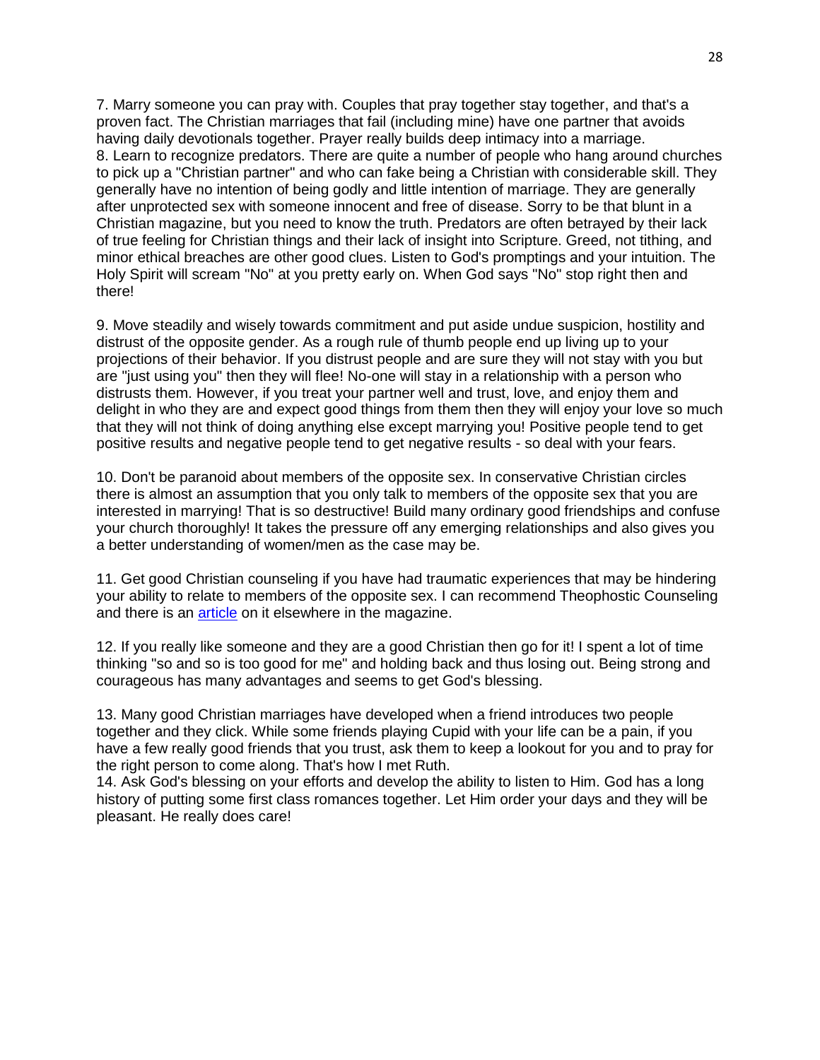7. Marry someone you can pray with. Couples that pray together stay together, and that's a proven fact. The Christian marriages that fail (including mine) have one partner that avoids having daily devotionals together. Prayer really builds deep intimacy into a marriage.
8. Learn to recognize predators. There are quite a number of people who hang around churches to pick up a "Christian partner" and who can fake being a Christian with considerable skill. They generally have no intention of being godly and little intention of marriage. They are generally after unprotected sex with someone innocent and free of disease. Sorry to be that blunt in a Christian magazine, but you need to know the truth. Predators are often betrayed by their lack of true feeling for Christian things and their lack of insight into Scripture. Greed, not tithing, and minor ethical breaches are other good clues. Listen to God's promptings and your intuition. The Holy Spirit will scream "No" at you pretty early on. When God says "No" stop right then and there!

9. Move steadily and wisely towards commitment and put aside undue suspicion, hostility and distrust of the opposite gender. As a rough rule of thumb people end up living up to your projections of their behavior. If you distrust people and are sure they will not stay with you but are "just using you" then they will flee! No-one will stay in a relationship with a person who distrusts them. However, if you treat your partner well and trust, love, and enjoy them and delight in who they are and expect good things from them then they will enjoy your love so much that they will not think of doing anything else except marrying you! Positive people tend to get positive results and negative people tend to get negative results - so deal with your fears.

10. Don't be paranoid about members of the opposite sex. In conservative Christian circles there is almost an assumption that you only talk to members of the opposite sex that you are interested in marrying! That is so destructive! Build many ordinary good friendships and confuse your church thoroughly! It takes the pressure off any emerging relationships and also gives you a better understanding of women/men as the case may be.

11. Get good Christian counseling if you have had traumatic experiences that may be hindering your ability to relate to members of the opposite sex. I can recommend Theophostic Counseling and there is an article on it elsewhere in the magazine.

12. If you really like someone and they are a good Christian then go for it! I spent a lot of time thinking "so and so is too good for me" and holding back and thus losing out. Being strong and courageous has many advantages and seems to get God's blessing.

13. Many good Christian marriages have developed when a friend introduces two people together and they click. While some friends playing Cupid with your life can be a pain, if you have a few really good friends that you trust, ask them to keep a lookout for you and to pray for the right person to come along. That's how I met Ruth.
14. Ask God's blessing on your efforts and develop the ability to listen to Him. God has a long history of putting some first class romances together. Let Him order your days and they will be pleasant. He really does care!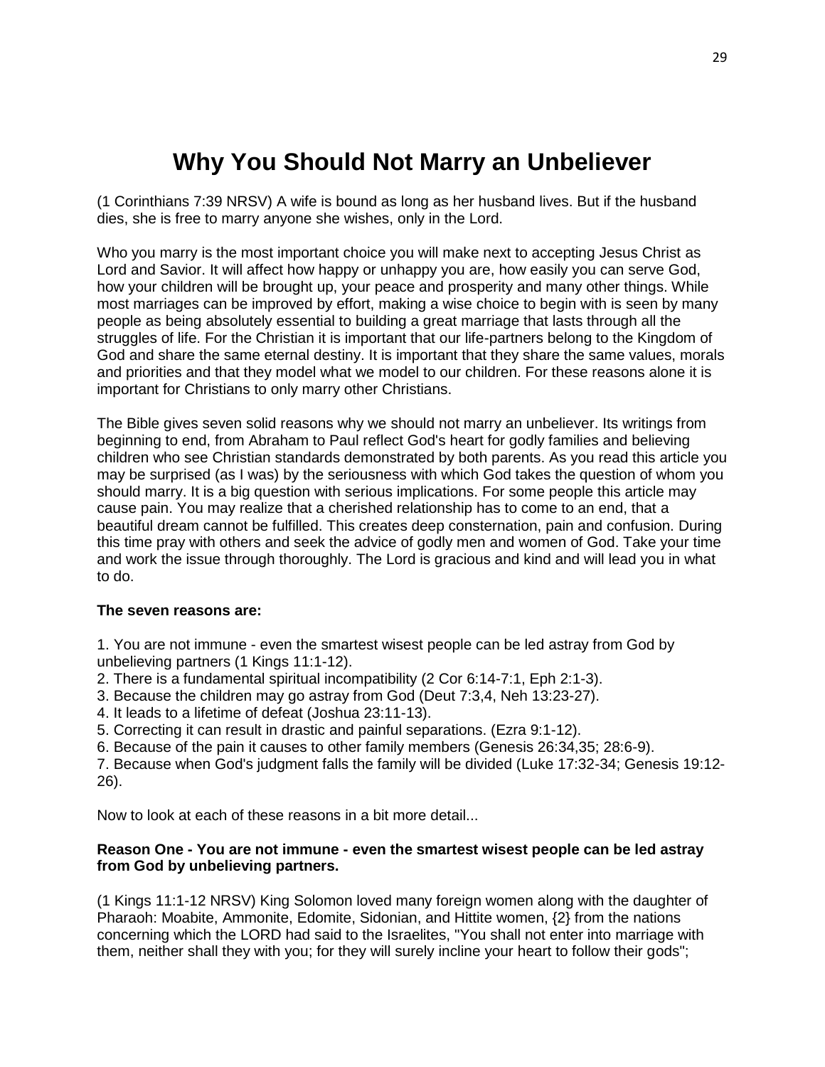# Why You Should Not Marry an Unbeliever

(1 Corinthians 7:39 NRSV) A wife is bound as long as her husband lives. But if the husband dies, she is free to marry anyone she wishes, only in the Lord.

Who you marry is the most important choice you will make next to accepting Jesus Christ as Lord and Savior. It will affect how happy or unhappy you are, how easily you can serve God, how your children will be brought up, your peace and prosperity and many other things. While most marriages can be improved by effort, making a wise choice to begin with is seen by many people as being absolutely essential to building a great marriage that lasts through all the struggles of life. For the Christian it is important that our life-partners belong to the Kingdom of God and share the same eternal destiny. It is important that they share the same values, morals and priorities and that they model what we model to our children. For these reasons alone it is important for Christians to only marry other Christians.

The Bible gives seven solid reasons why we should not marry an unbeliever. Its writings from beginning to end, from Abraham to Paul reflect God's heart for godly families and believing children who see Christian standards demonstrated by both parents. As you read this article you may be surprised (as I was) by the seriousness with which God takes the question of whom you should marry. It is a big question with serious implications. For some people this article may cause pain. You may realize that a cherished relationship has to come to an end, that a beautiful dream cannot be fulfilled. This creates deep consternation, pain and confusion. During this time pray with others and seek the advice of godly men and women of God. Take your time and work the issue through thoroughly. The Lord is gracious and kind and will lead you in what to do.

**The seven reasons are:**

1. You are not immune - even the smartest wisest people can be led astray from God by unbelieving partners (1 Kings 11:1-12).
2. There is a fundamental spiritual incompatibility (2 Cor 6:14-7:1, Eph 2:1-3).
3. Because the children may go astray from God (Deut 7:3,4, Neh 13:23-27).
4. It leads to a lifetime of defeat (Joshua 23:11-13).
5. Correcting it can result in drastic and painful separations. (Ezra 9:1-12).
6. Because of the pain it causes to other family members (Genesis 26:34,35; 28:6-9).
7. Because when God's judgment falls the family will be divided (Luke 17:32-34; Genesis 19:12-26).

Now to look at each of these reasons in a bit more detail...

**Reason One - You are not immune - even the smartest wisest people can be led astray from God by unbelieving partners.**

(1 Kings 11:1-12 NRSV) King Solomon loved many foreign women along with the daughter of Pharaoh: Moabite, Ammonite, Edomite, Sidonian, and Hittite women, {2} from the nations concerning which the LORD had said to the Israelites, "You shall not enter into marriage with them, neither shall they with you; for they will surely incline your heart to follow their gods";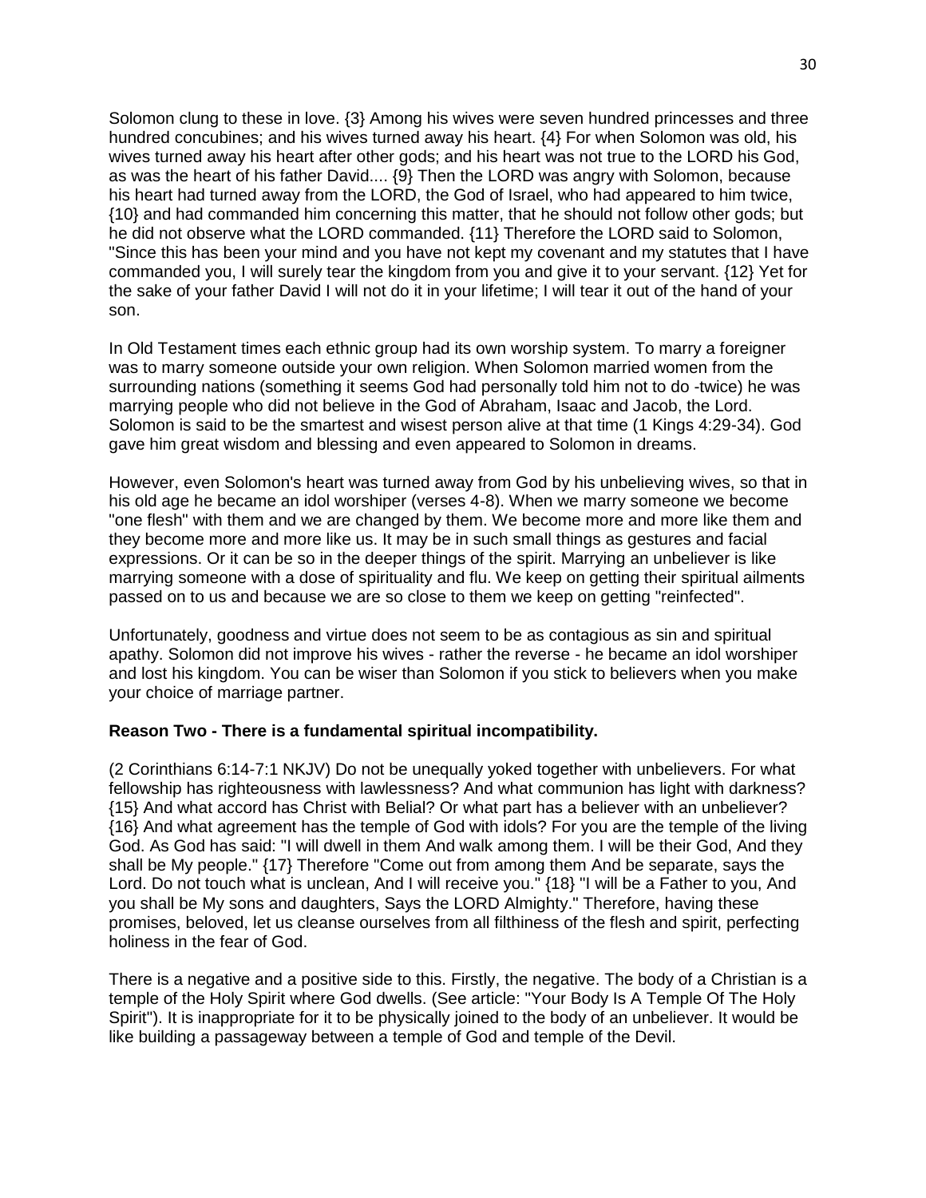Solomon clung to these in love. {3} Among his wives were seven hundred princesses and three hundred concubines; and his wives turned away his heart. {4} For when Solomon was old, his wives turned away his heart after other gods; and his heart was not true to the LORD his God, as was the heart of his father David.... {9} Then the LORD was angry with Solomon, because his heart had turned away from the LORD, the God of Israel, who had appeared to him twice, {10} and had commanded him concerning this matter, that he should not follow other gods; but he did not observe what the LORD commanded. {11} Therefore the LORD said to Solomon, "Since this has been your mind and you have not kept my covenant and my statutes that I have commanded you, I will surely tear the kingdom from you and give it to your servant. {12} Yet for the sake of your father David I will not do it in your lifetime; I will tear it out of the hand of your son.

In Old Testament times each ethnic group had its own worship system. To marry a foreigner was to marry someone outside your own religion. When Solomon married women from the surrounding nations (something it seems God had personally told him not to do -twice) he was marrying people who did not believe in the God of Abraham, Isaac and Jacob, the Lord. Solomon is said to be the smartest and wisest person alive at that time (1 Kings 4:29-34). God gave him great wisdom and blessing and even appeared to Solomon in dreams.

However, even Solomon's heart was turned away from God by his unbelieving wives, so that in his old age he became an idol worshiper (verses 4-8). When we marry someone we become "one flesh" with them and we are changed by them. We become more and more like them and they become more and more like us. It may be in such small things as gestures and facial expressions. Or it can be so in the deeper things of the spirit. Marrying an unbeliever is like marrying someone with a dose of spirituality and flu. We keep on getting their spiritual ailments passed on to us and because we are so close to them we keep on getting "reinfected".

Unfortunately, goodness and virtue does not seem to be as contagious as sin and spiritual apathy. Solomon did not improve his wives - rather the reverse - he became an idol worshiper and lost his kingdom. You can be wiser than Solomon if you stick to believers when you make your choice of marriage partner.

**Reason Two - There is a fundamental spiritual incompatibility.**

(2 Corinthians 6:14-7:1 NKJV) Do not be unequally yoked together with unbelievers. For what fellowship has righteousness with lawlessness? And what communion has light with darkness? {15} And what accord has Christ with Belial? Or what part has a believer with an unbeliever? {16} And what agreement has the temple of God with idols? For you are the temple of the living God. As God has said: "I will dwell in them And walk among them. I will be their God, And they shall be My people." {17} Therefore "Come out from among them And be separate, says the Lord. Do not touch what is unclean, And I will receive you." {18} "I will be a Father to you, And you shall be My sons and daughters, Says the LORD Almighty." Therefore, having these promises, beloved, let us cleanse ourselves from all filthiness of the flesh and spirit, perfecting holiness in the fear of God.

There is a negative and a positive side to this. Firstly, the negative. The body of a Christian is a temple of the Holy Spirit where God dwells. (See article: "Your Body Is A Temple Of The Holy Spirit"). It is inappropriate for it to be physically joined to the body of an unbeliever. It would be like building a passageway between a temple of God and temple of the Devil.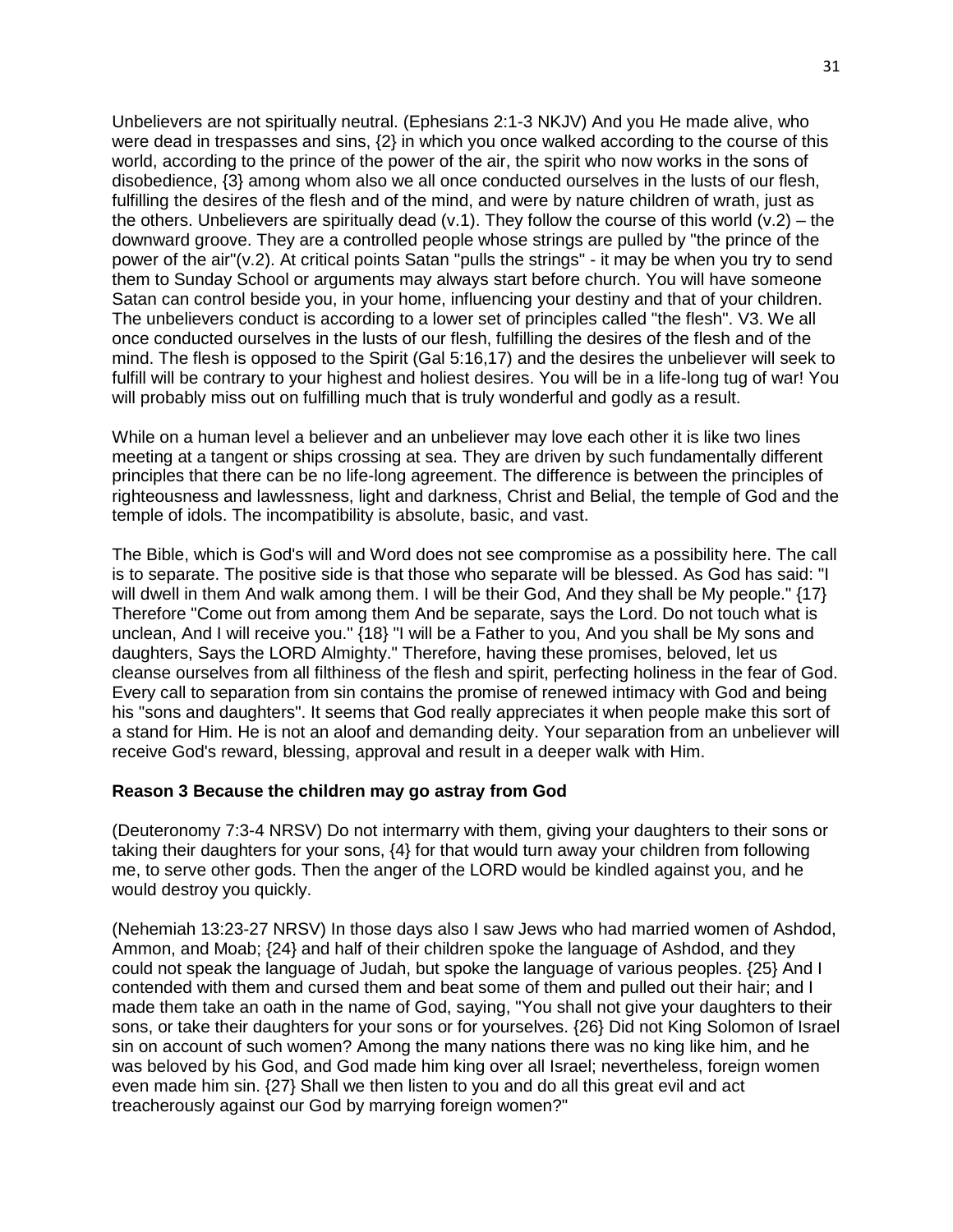Unbelievers are not spiritually neutral. (Ephesians 2:1-3 NKJV) And you He made alive, who were dead in trespasses and sins, {2} in which you once walked according to the course of this world, according to the prince of the power of the air, the spirit who now works in the sons of disobedience, {3} among whom also we all once conducted ourselves in the lusts of our flesh, fulfilling the desires of the flesh and of the mind, and were by nature children of wrath, just as the others. Unbelievers are spiritually dead (v.1). They follow the course of this world (v.2) – the downward groove. They are a controlled people whose strings are pulled by "the prince of the power of the air"(v.2). At critical points Satan "pulls the strings" - it may be when you try to send them to Sunday School or arguments may always start before church. You will have someone Satan can control beside you, in your home, influencing your destiny and that of your children. The unbelievers conduct is according to a lower set of principles called "the flesh". V3. We all once conducted ourselves in the lusts of our flesh, fulfilling the desires of the flesh and of the mind. The flesh is opposed to the Spirit (Gal 5:16,17) and the desires the unbeliever will seek to fulfill will be contrary to your highest and holiest desires. You will be in a life-long tug of war! You will probably miss out on fulfilling much that is truly wonderful and godly as a result.

While on a human level a believer and an unbeliever may love each other it is like two lines meeting at a tangent or ships crossing at sea. They are driven by such fundamentally different principles that there can be no life-long agreement. The difference is between the principles of righteousness and lawlessness, light and darkness, Christ and Belial, the temple of God and the temple of idols. The incompatibility is absolute, basic, and vast.

The Bible, which is God's will and Word does not see compromise as a possibility here. The call is to separate. The positive side is that those who separate will be blessed. As God has said: "I will dwell in them And walk among them. I will be their God, And they shall be My people." {17} Therefore "Come out from among them And be separate, says the Lord. Do not touch what is unclean, And I will receive you." {18} "I will be a Father to you, And you shall be My sons and daughters, Says the LORD Almighty." Therefore, having these promises, beloved, let us cleanse ourselves from all filthiness of the flesh and spirit, perfecting holiness in the fear of God. Every call to separation from sin contains the promise of renewed intimacy with God and being his "sons and daughters". It seems that God really appreciates it when people make this sort of a stand for Him. He is not an aloof and demanding deity. Your separation from an unbeliever will receive God's reward, blessing, approval and result in a deeper walk with Him.

**Reason 3 Because the children may go astray from God**

(Deuteronomy 7:3-4 NRSV) Do not intermarry with them, giving your daughters to their sons or taking their daughters for your sons, {4} for that would turn away your children from following me, to serve other gods. Then the anger of the LORD would be kindled against you, and he would destroy you quickly.

(Nehemiah 13:23-27 NRSV) In those days also I saw Jews who had married women of Ashdod, Ammon, and Moab; {24} and half of their children spoke the language of Ashdod, and they could not speak the language of Judah, but spoke the language of various peoples. {25} And I contended with them and cursed them and beat some of them and pulled out their hair; and I made them take an oath in the name of God, saying, "You shall not give your daughters to their sons, or take their daughters for your sons or for yourselves. {26} Did not King Solomon of Israel sin on account of such women? Among the many nations there was no king like him, and he was beloved by his God, and God made him king over all Israel; nevertheless, foreign women even made him sin. {27} Shall we then listen to you and do all this great evil and act treacherously against our God by marrying foreign women?"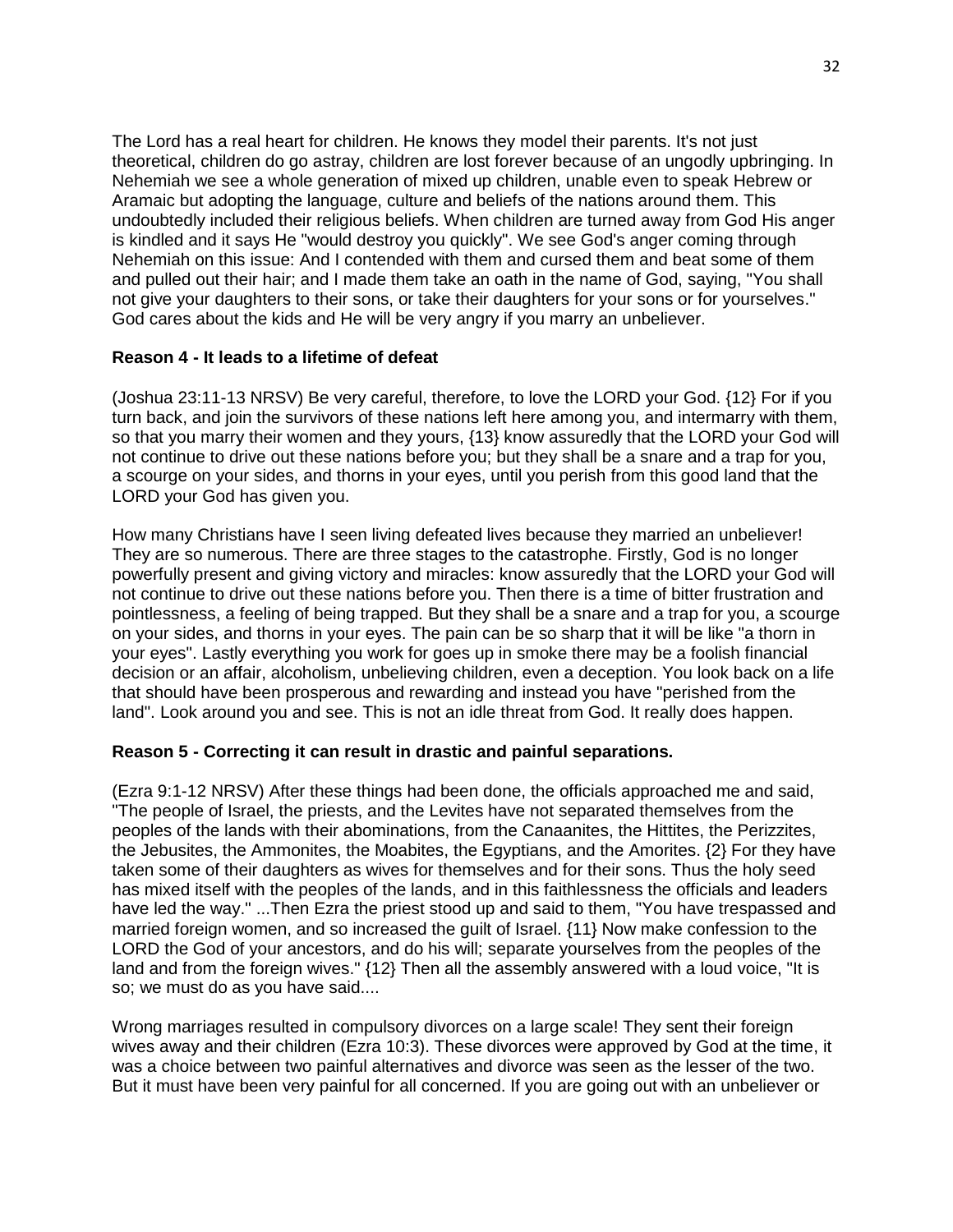The Lord has a real heart for children. He knows they model their parents. It's not just theoretical, children do go astray, children are lost forever because of an ungodly upbringing. In Nehemiah we see a whole generation of mixed up children, unable even to speak Hebrew or Aramaic but adopting the language, culture and beliefs of the nations around them. This undoubtedly included their religious beliefs. When children are turned away from God His anger is kindled and it says He "would destroy you quickly". We see God's anger coming through Nehemiah on this issue: And I contended with them and cursed them and beat some of them and pulled out their hair; and I made them take an oath in the name of God, saying, "You shall not give your daughters to their sons, or take their daughters for your sons or for yourselves." God cares about the kids and He will be very angry if you marry an unbeliever.

**Reason 4 - It leads to a lifetime of defeat**

(Joshua 23:11-13 NRSV) Be very careful, therefore, to love the LORD your God. {12} For if you turn back, and join the survivors of these nations left here among you, and intermarry with them, so that you marry their women and they yours, {13} know assuredly that the LORD your God will not continue to drive out these nations before you; but they shall be a snare and a trap for you, a scourge on your sides, and thorns in your eyes, until you perish from this good land that the LORD your God has given you.

How many Christians have I seen living defeated lives because they married an unbeliever! They are so numerous. There are three stages to the catastrophe. Firstly, God is no longer powerfully present and giving victory and miracles: know assuredly that the LORD your God will not continue to drive out these nations before you. Then there is a time of bitter frustration and pointlessness, a feeling of being trapped. But they shall be a snare and a trap for you, a scourge on your sides, and thorns in your eyes. The pain can be so sharp that it will be like "a thorn in your eyes". Lastly everything you work for goes up in smoke there may be a foolish financial decision or an affair, alcoholism, unbelieving children, even a deception. You look back on a life that should have been prosperous and rewarding and instead you have "perished from the land". Look around you and see. This is not an idle threat from God. It really does happen.

**Reason 5 - Correcting it can result in drastic and painful separations.**

(Ezra 9:1-12 NRSV) After these things had been done, the officials approached me and said, "The people of Israel, the priests, and the Levites have not separated themselves from the peoples of the lands with their abominations, from the Canaanites, the Hittites, the Perizzites, the Jebusites, the Ammonites, the Moabites, the Egyptians, and the Amorites. {2} For they have taken some of their daughters as wives for themselves and for their sons. Thus the holy seed has mixed itself with the peoples of the lands, and in this faithlessness the officials and leaders have led the way." ...Then Ezra the priest stood up and said to them, "You have trespassed and married foreign women, and so increased the guilt of Israel. {11} Now make confession to the LORD the God of your ancestors, and do his will; separate yourselves from the peoples of the land and from the foreign wives." {12} Then all the assembly answered with a loud voice, "It is so; we must do as you have said....

Wrong marriages resulted in compulsory divorces on a large scale! They sent their foreign wives away and their children (Ezra 10:3). These divorces were approved by God at the time, it was a choice between two painful alternatives and divorce was seen as the lesser of the two. But it must have been very painful for all concerned. If you are going out with an unbeliever or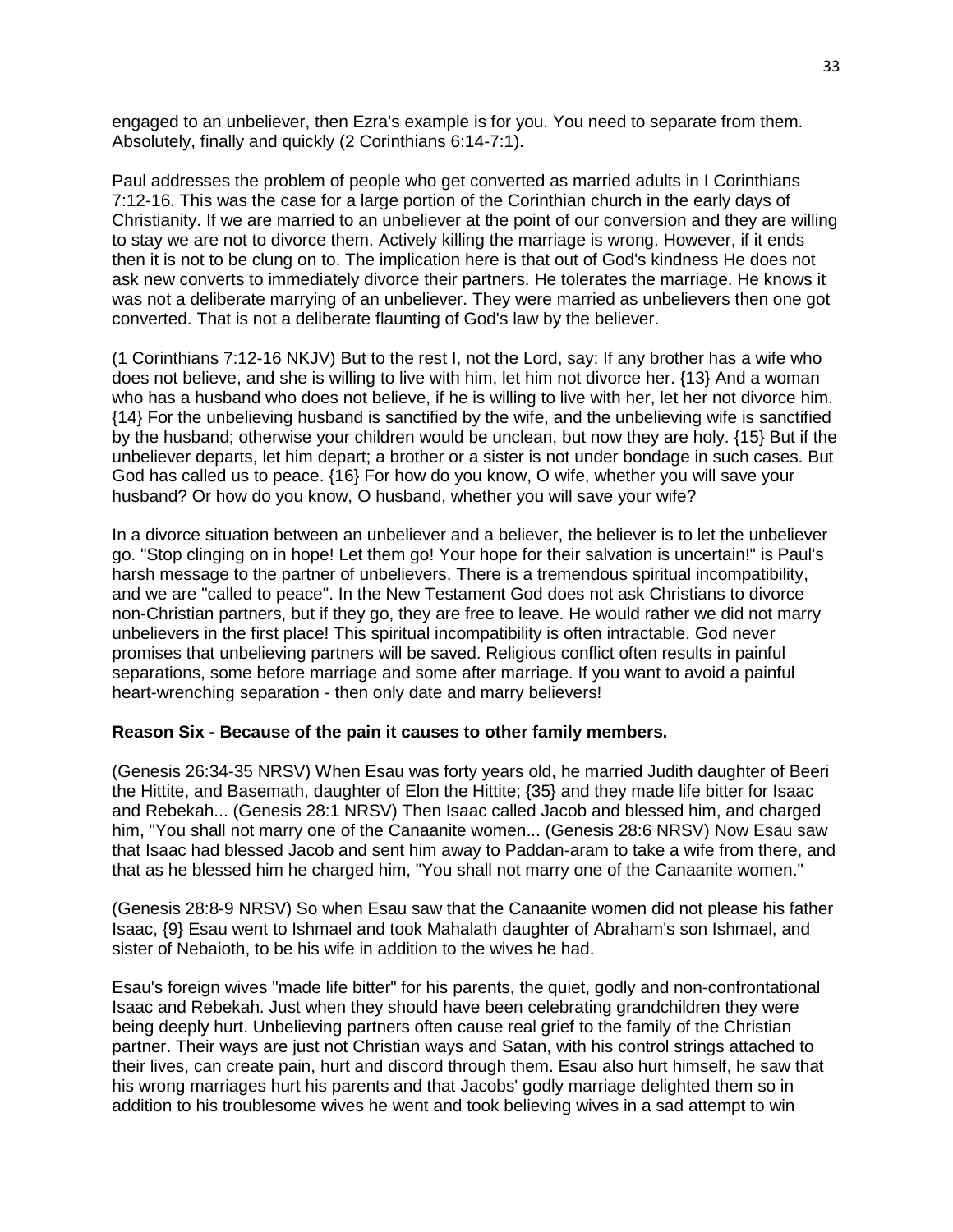engaged to an unbeliever, then Ezra's example is for you. You need to separate from them. Absolutely, finally and quickly (2 Corinthians 6:14-7:1).

Paul addresses the problem of people who get converted as married adults in I Corinthians 7:12-16. This was the case for a large portion of the Corinthian church in the early days of Christianity. If we are married to an unbeliever at the point of our conversion and they are willing to stay we are not to divorce them. Actively killing the marriage is wrong. However, if it ends then it is not to be clung on to. The implication here is that out of God's kindness He does not ask new converts to immediately divorce their partners. He tolerates the marriage. He knows it was not a deliberate marrying of an unbeliever. They were married as unbelievers then one got converted. That is not a deliberate flaunting of God's law by the believer.

(1 Corinthians 7:12-16 NKJV) But to the rest I, not the Lord, say: If any brother has a wife who does not believe, and she is willing to live with him, let him not divorce her. {13} And a woman who has a husband who does not believe, if he is willing to live with her, let her not divorce him. {14} For the unbelieving husband is sanctified by the wife, and the unbelieving wife is sanctified by the husband; otherwise your children would be unclean, but now they are holy. {15} But if the unbeliever departs, let him depart; a brother or a sister is not under bondage in such cases. But God has called us to peace. {16} For how do you know, O wife, whether you will save your husband? Or how do you know, O husband, whether you will save your wife?

In a divorce situation between an unbeliever and a believer, the believer is to let the unbeliever go. "Stop clinging on in hope! Let them go! Your hope for their salvation is uncertain!" is Paul's harsh message to the partner of unbelievers. There is a tremendous spiritual incompatibility, and we are "called to peace". In the New Testament God does not ask Christians to divorce non-Christian partners, but if they go, they are free to leave. He would rather we did not marry unbelievers in the first place! This spiritual incompatibility is often intractable. God never promises that unbelieving partners will be saved. Religious conflict often results in painful separations, some before marriage and some after marriage. If you want to avoid a painful heart-wrenching separation - then only date and marry believers!

**Reason Six - Because of the pain it causes to other family members.**

(Genesis 26:34-35 NRSV) When Esau was forty years old, he married Judith daughter of Beeri the Hittite, and Basemath, daughter of Elon the Hittite; {35} and they made life bitter for Isaac and Rebekah... (Genesis 28:1 NRSV) Then Isaac called Jacob and blessed him, and charged him, "You shall not marry one of the Canaanite women... (Genesis 28:6 NRSV) Now Esau saw that Isaac had blessed Jacob and sent him away to Paddan-aram to take a wife from there, and that as he blessed him he charged him, "You shall not marry one of the Canaanite women."

(Genesis 28:8-9 NRSV) So when Esau saw that the Canaanite women did not please his father Isaac, {9} Esau went to Ishmael and took Mahalath daughter of Abraham's son Ishmael, and sister of Nebaioth, to be his wife in addition to the wives he had.

Esau's foreign wives "made life bitter" for his parents, the quiet, godly and non-confrontational Isaac and Rebekah. Just when they should have been celebrating grandchildren they were being deeply hurt. Unbelieving partners often cause real grief to the family of the Christian partner. Their ways are just not Christian ways and Satan, with his control strings attached to their lives, can create pain, hurt and discord through them. Esau also hurt himself, he saw that his wrong marriages hurt his parents and that Jacobs' godly marriage delighted them so in addition to his troublesome wives he went and took believing wives in a sad attempt to win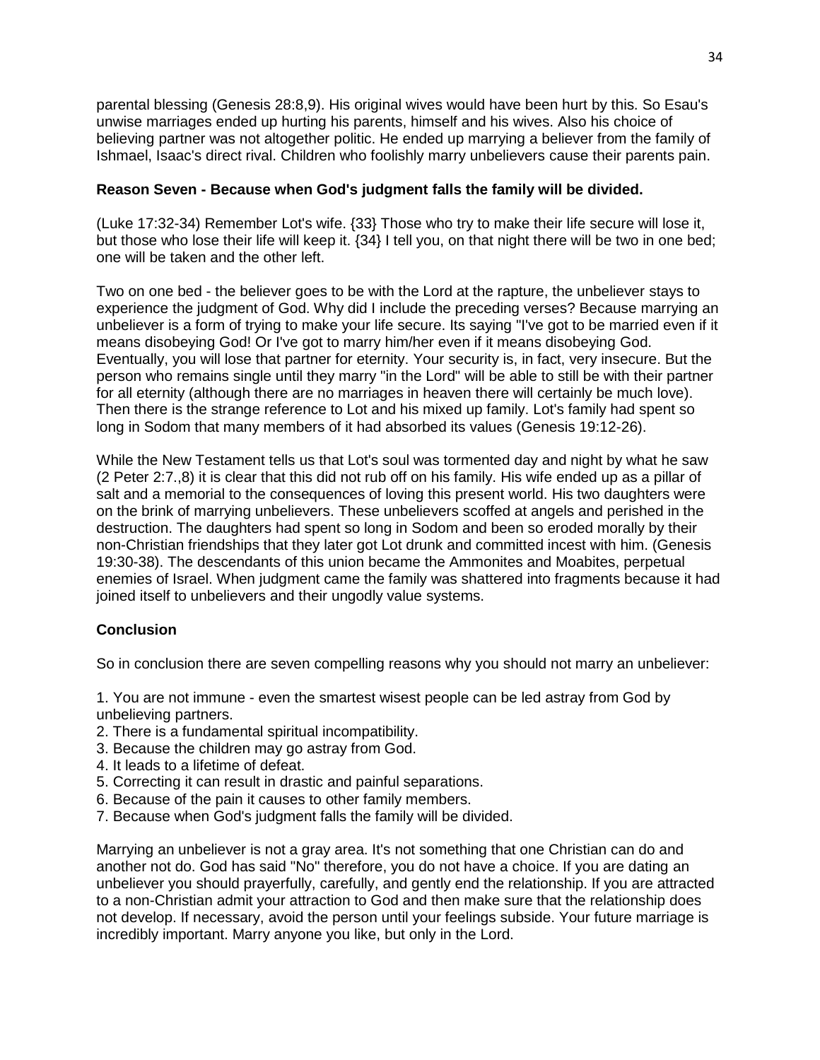parental blessing (Genesis 28:8,9). His original wives would have been hurt by this. So Esau's unwise marriages ended up hurting his parents, himself and his wives. Also his choice of believing partner was not altogether politic. He ended up marrying a believer from the family of Ishmael, Isaac's direct rival. Children who foolishly marry unbelievers cause their parents pain.

**Reason Seven - Because when God's judgment falls the family will be divided.**

(Luke 17:32-34) Remember Lot's wife. {33} Those who try to make their life secure will lose it, but those who lose their life will keep it. {34} I tell you, on that night there will be two in one bed; one will be taken and the other left.

Two on one bed - the believer goes to be with the Lord at the rapture, the unbeliever stays to experience the judgment of God. Why did I include the preceding verses? Because marrying an unbeliever is a form of trying to make your life secure. Its saying "I've got to be married even if it means disobeying God! Or I've got to marry him/her even if it means disobeying God. Eventually, you will lose that partner for eternity. Your security is, in fact, very insecure. But the person who remains single until they marry "in the Lord" will be able to still be with their partner for all eternity (although there are no marriages in heaven there will certainly be much love). Then there is the strange reference to Lot and his mixed up family. Lot's family had spent so long in Sodom that many members of it had absorbed its values (Genesis 19:12-26).

While the New Testament tells us that Lot's soul was tormented day and night by what he saw (2 Peter 2:7.,8) it is clear that this did not rub off on his family. His wife ended up as a pillar of salt and a memorial to the consequences of loving this present world. His two daughters were on the brink of marrying unbelievers. These unbelievers scoffed at angels and perished in the destruction. The daughters had spent so long in Sodom and been so eroded morally by their non-Christian friendships that they later got Lot drunk and committed incest with him. (Genesis 19:30-38). The descendants of this union became the Ammonites and Moabites, perpetual enemies of Israel. When judgment came the family was shattered into fragments because it had joined itself to unbelievers and their ungodly value systems.

**Conclusion**

So in conclusion there are seven compelling reasons why you should not marry an unbeliever:

1. You are not immune - even the smartest wisest people can be led astray from God by unbelieving partners.
2. There is a fundamental spiritual incompatibility.
3. Because the children may go astray from God.
4. It leads to a lifetime of defeat.
5. Correcting it can result in drastic and painful separations.
6. Because of the pain it causes to other family members.
7. Because when God's judgment falls the family will be divided.

Marrying an unbeliever is not a gray area. It's not something that one Christian can do and another not do. God has said "No" therefore, you do not have a choice. If you are dating an unbeliever you should prayerfully, carefully, and gently end the relationship. If you are attracted to a non-Christian admit your attraction to God and then make sure that the relationship does not develop. If necessary, avoid the person until your feelings subside. Your future marriage is incredibly important. Marry anyone you like, but only in the Lord.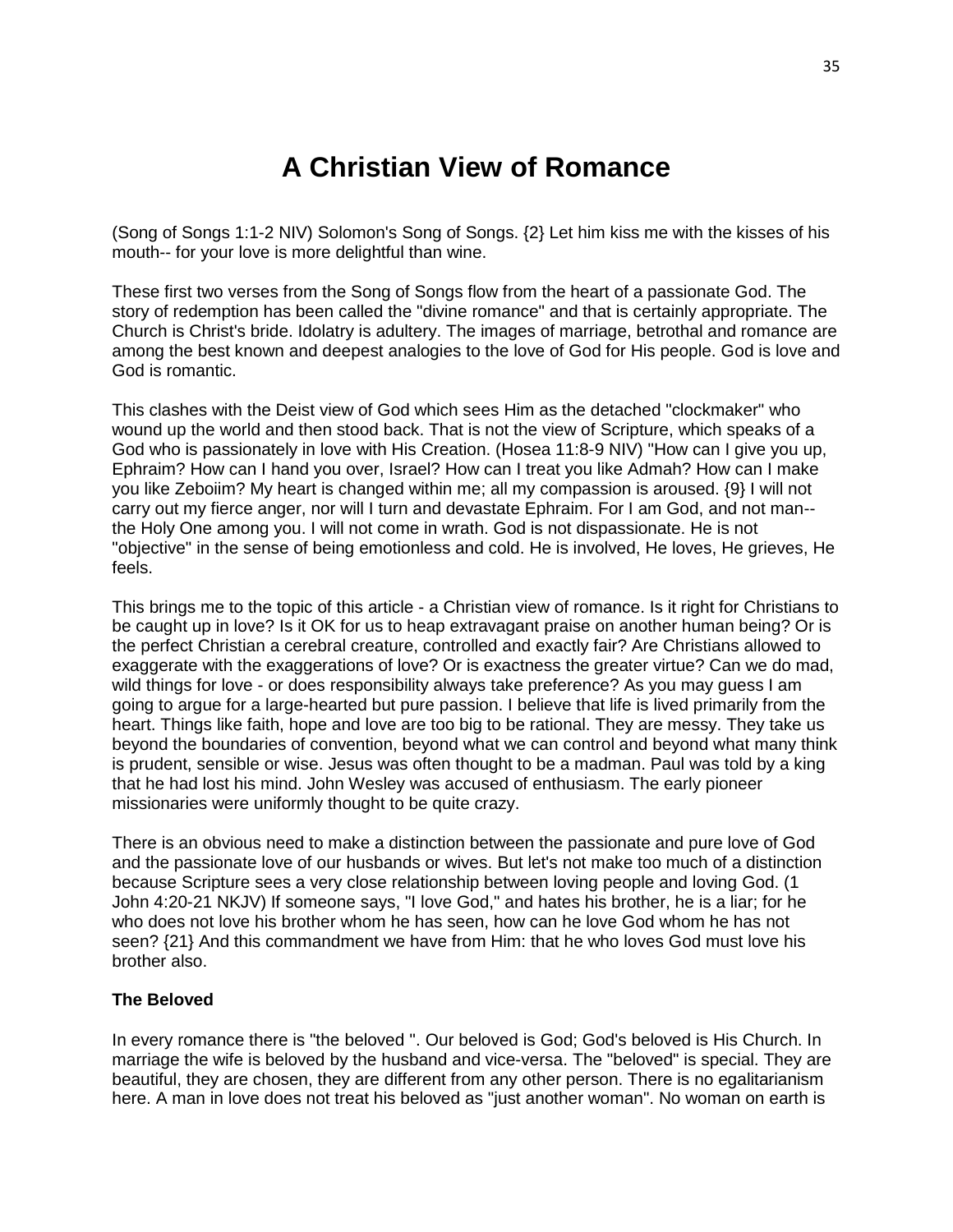# A Christian View of Romance

(Song of Songs 1:1-2 NIV) Solomon's Song of Songs. {2} Let him kiss me with the kisses of his mouth-- for your love is more delightful than wine.

These first two verses from the Song of Songs flow from the heart of a passionate God. The story of redemption has been called the "divine romance" and that is certainly appropriate. The Church is Christ's bride. Idolatry is adultery. The images of marriage, betrothal and romance are among the best known and deepest analogies to the love of God for His people. God is love and God is romantic.

This clashes with the Deist view of God which sees Him as the detached "clockmaker" who wound up the world and then stood back. That is not the view of Scripture, which speaks of a God who is passionately in love with His Creation. (Hosea 11:8-9 NIV) "How can I give you up, Ephraim? How can I hand you over, Israel? How can I treat you like Admah? How can I make you like Zeboiim? My heart is changed within me; all my compassion is aroused. {9} I will not carry out my fierce anger, nor will I turn and devastate Ephraim. For I am God, and not man-- the Holy One among you. I will not come in wrath. God is not dispassionate. He is not "objective" in the sense of being emotionless and cold. He is involved, He loves, He grieves, He feels.

This brings me to the topic of this article - a Christian view of romance. Is it right for Christians to be caught up in love? Is it OK for us to heap extravagant praise on another human being? Or is the perfect Christian a cerebral creature, controlled and exactly fair? Are Christians allowed to exaggerate with the exaggerations of love? Or is exactness the greater virtue? Can we do mad, wild things for love - or does responsibility always take preference? As you may guess I am going to argue for a large-hearted but pure passion. I believe that life is lived primarily from the heart. Things like faith, hope and love are too big to be rational. They are messy. They take us beyond the boundaries of convention, beyond what we can control and beyond what many think is prudent, sensible or wise. Jesus was often thought to be a madman. Paul was told by a king that he had lost his mind. John Wesley was accused of enthusiasm. The early pioneer missionaries were uniformly thought to be quite crazy.

There is an obvious need to make a distinction between the passionate and pure love of God and the passionate love of our husbands or wives. But let's not make too much of a distinction because Scripture sees a very close relationship between loving people and loving God. (1 John 4:20-21 NKJV) If someone says, "I love God," and hates his brother, he is a liar; for he who does not love his brother whom he has seen, how can he love God whom he has not seen? {21} And this commandment we have from Him: that he who loves God must love his brother also.

### The Beloved

In every romance there is "the beloved ". Our beloved is God; God's beloved is His Church. In marriage the wife is beloved by the husband and vice-versa. The "beloved" is special. They are beautiful, they are chosen, they are different from any other person. There is no egalitarianism here. A man in love does not treat his beloved as "just another woman". No woman on earth is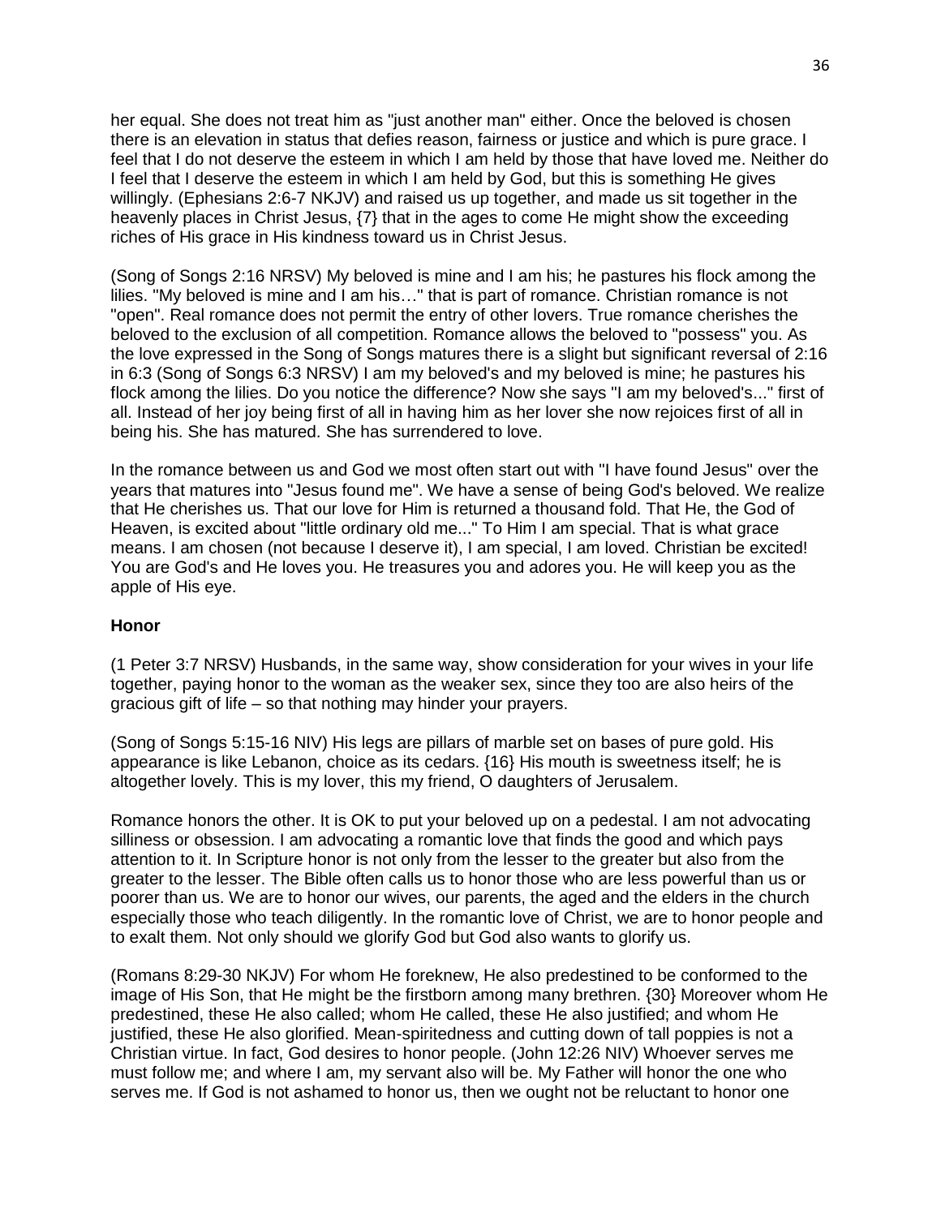her equal. She does not treat him as "just another man" either. Once the beloved is chosen there is an elevation in status that defies reason, fairness or justice and which is pure grace. I feel that I do not deserve the esteem in which I am held by those that have loved me. Neither do I feel that I deserve the esteem in which I am held by God, but this is something He gives willingly. (Ephesians 2:6-7 NKJV) and raised us up together, and made us sit together in the heavenly places in Christ Jesus, {7} that in the ages to come He might show the exceeding riches of His grace in His kindness toward us in Christ Jesus.

(Song of Songs 2:16 NRSV) My beloved is mine and I am his; he pastures his flock among the lilies. "My beloved is mine and I am his…" that is part of romance. Christian romance is not "open". Real romance does not permit the entry of other lovers. True romance cherishes the beloved to the exclusion of all competition. Romance allows the beloved to "possess" you. As the love expressed in the Song of Songs matures there is a slight but significant reversal of 2:16 in 6:3 (Song of Songs 6:3 NRSV) I am my beloved's and my beloved is mine; he pastures his flock among the lilies. Do you notice the difference? Now she says "I am my beloved's..." first of all. Instead of her joy being first of all in having him as her lover she now rejoices first of all in being his. She has matured. She has surrendered to love.

In the romance between us and God we most often start out with "I have found Jesus" over the years that matures into "Jesus found me". We have a sense of being God's beloved. We realize that He cherishes us. That our love for Him is returned a thousand fold. That He, the God of Heaven, is excited about "little ordinary old me..." To Him I am special. That is what grace means. I am chosen (not because I deserve it), I am special, I am loved. Christian be excited! You are God's and He loves you. He treasures you and adores you. He will keep you as the apple of His eye.

**Honor**

(1 Peter 3:7 NRSV) Husbands, in the same way, show consideration for your wives in your life together, paying honor to the woman as the weaker sex, since they too are also heirs of the gracious gift of life – so that nothing may hinder your prayers.

(Song of Songs 5:15-16 NIV) His legs are pillars of marble set on bases of pure gold. His appearance is like Lebanon, choice as its cedars. {16} His mouth is sweetness itself; he is altogether lovely. This is my lover, this my friend, O daughters of Jerusalem.

Romance honors the other. It is OK to put your beloved up on a pedestal. I am not advocating silliness or obsession. I am advocating a romantic love that finds the good and which pays attention to it. In Scripture honor is not only from the lesser to the greater but also from the greater to the lesser. The Bible often calls us to honor those who are less powerful than us or poorer than us. We are to honor our wives, our parents, the aged and the elders in the church especially those who teach diligently. In the romantic love of Christ, we are to honor people and to exalt them. Not only should we glorify God but God also wants to glorify us.

(Romans 8:29-30 NKJV) For whom He foreknew, He also predestined to be conformed to the image of His Son, that He might be the firstborn among many brethren. {30} Moreover whom He predestined, these He also called; whom He called, these He also justified; and whom He justified, these He also glorified. Mean-spiritedness and cutting down of tall poppies is not a Christian virtue. In fact, God desires to honor people. (John 12:26 NIV) Whoever serves me must follow me; and where I am, my servant also will be. My Father will honor the one who serves me. If God is not ashamed to honor us, then we ought not be reluctant to honor one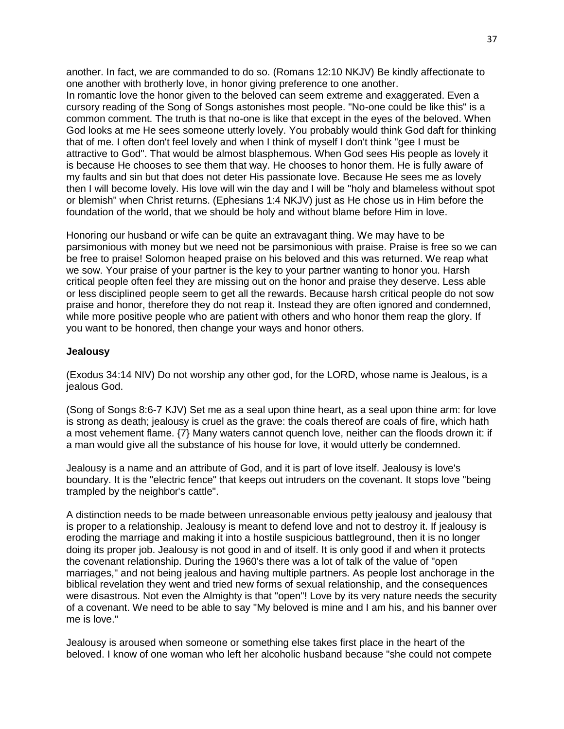another. In fact, we are commanded to do so. (Romans 12:10 NKJV) Be kindly affectionate to one another with brotherly love, in honor giving preference to one another.
In romantic love the honor given to the beloved can seem extreme and exaggerated. Even a cursory reading of the Song of Songs astonishes most people. "No-one could be like this" is a common comment. The truth is that no-one is like that except in the eyes of the beloved. When God looks at me He sees someone utterly lovely. You probably would think God daft for thinking that of me. I often don't feel lovely and when I think of myself I don't think "gee I must be attractive to God". That would be almost blasphemous. When God sees His people as lovely it is because He chooses to see them that way. He chooses to honor them. He is fully aware of my faults and sin but that does not deter His passionate love. Because He sees me as lovely then I will become lovely. His love will win the day and I will be "holy and blameless without spot or blemish" when Christ returns. (Ephesians 1:4 NKJV) just as He chose us in Him before the foundation of the world, that we should be holy and without blame before Him in love.

Honoring our husband or wife can be quite an extravagant thing. We may have to be parsimonious with money but we need not be parsimonious with praise. Praise is free so we can be free to praise! Solomon heaped praise on his beloved and this was returned. We reap what we sow. Your praise of your partner is the key to your partner wanting to honor you. Harsh critical people often feel they are missing out on the honor and praise they deserve. Less able or less disciplined people seem to get all the rewards. Because harsh critical people do not sow praise and honor, therefore they do not reap it. Instead they are often ignored and condemned, while more positive people who are patient with others and who honor them reap the glory. If you want to be honored, then change your ways and honor others.

**Jealousy**

(Exodus 34:14 NIV) Do not worship any other god, for the LORD, whose name is Jealous, is a jealous God.

(Song of Songs 8:6-7 KJV) Set me as a seal upon thine heart, as a seal upon thine arm: for love is strong as death; jealousy is cruel as the grave: the coals thereof are coals of fire, which hath a most vehement flame. {7} Many waters cannot quench love, neither can the floods drown it: if a man would give all the substance of his house for love, it would utterly be condemned.

Jealousy is a name and an attribute of God, and it is part of love itself. Jealousy is love's boundary. It is the "electric fence" that keeps out intruders on the covenant. It stops love "being trampled by the neighbor's cattle".

A distinction needs to be made between unreasonable envious petty jealousy and jealousy that is proper to a relationship. Jealousy is meant to defend love and not to destroy it. If jealousy is eroding the marriage and making it into a hostile suspicious battleground, then it is no longer doing its proper job. Jealousy is not good in and of itself. It is only good if and when it protects the covenant relationship. During the 1960's there was a lot of talk of the value of "open marriages," and not being jealous and having multiple partners. As people lost anchorage in the biblical revelation they went and tried new forms of sexual relationship, and the consequences were disastrous. Not even the Almighty is that "open"! Love by its very nature needs the security of a covenant. We need to be able to say "My beloved is mine and I am his, and his banner over me is love."

Jealousy is aroused when someone or something else takes first place in the heart of the beloved. I know of one woman who left her alcoholic husband because "she could not compete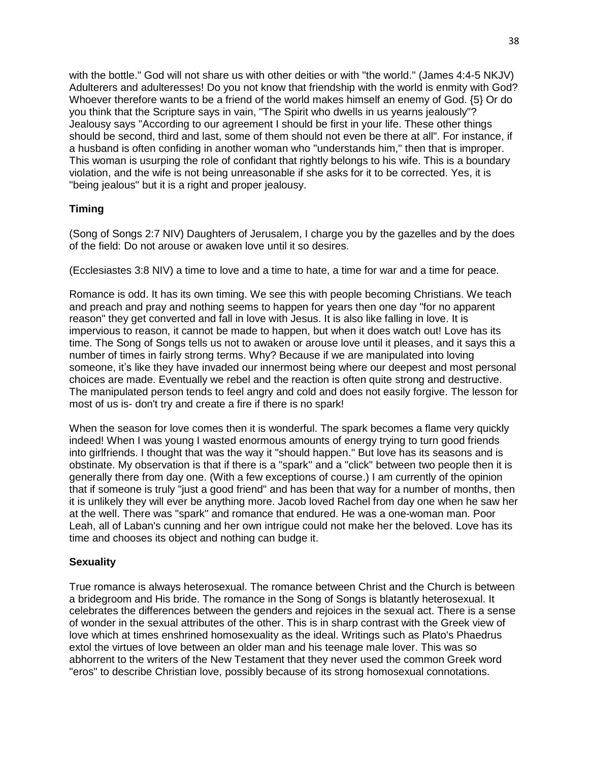with the bottle." God will not share us with other deities or with "the world." (James 4:4-5 NKJV) Adulterers and adulteresses! Do you not know that friendship with the world is enmity with God? Whoever therefore wants to be a friend of the world makes himself an enemy of God. {5} Or do you think that the Scripture says in vain, "The Spirit who dwells in us yearns jealously"? Jealousy says "According to our agreement I should be first in your life. These other things should be second, third and last, some of them should not even be there at all". For instance, if a husband is often confiding in another woman who "understands him," then that is improper. This woman is usurping the role of confidant that rightly belongs to his wife. This is a boundary violation, and the wife is not being unreasonable if she asks for it to be corrected. Yes, it is "being jealous" but it is a right and proper jealousy.

**Timing**

(Song of Songs 2:7 NIV) Daughters of Jerusalem, I charge you by the gazelles and by the does of the field: Do not arouse or awaken love until it so desires.

(Ecclesiastes 3:8 NIV) a time to love and a time to hate, a time for war and a time for peace.

Romance is odd. It has its own timing. We see this with people becoming Christians. We teach and preach and pray and nothing seems to happen for years then one day "for no apparent reason" they get converted and fall in love with Jesus. It is also like falling in love. It is impervious to reason, it cannot be made to happen, but when it does watch out! Love has its time. The Song of Songs tells us not to awaken or arouse love until it pleases, and it says this a number of times in fairly strong terms. Why? Because if we are manipulated into loving someone, it's like they have invaded our innermost being where our deepest and most personal choices are made. Eventually we rebel and the reaction is often quite strong and destructive. The manipulated person tends to feel angry and cold and does not easily forgive. The lesson for most of us is- don't try and create a fire if there is no spark!

When the season for love comes then it is wonderful. The spark becomes a flame very quickly indeed! When I was young I wasted enormous amounts of energy trying to turn good friends into girlfriends. I thought that was the way it "should happen." But love has its seasons and is obstinate. My observation is that if there is a "spark" and a "click" between two people then it is generally there from day one. (With a few exceptions of course.) I am currently of the opinion that if someone is truly "just a good friend" and has been that way for a number of months, then it is unlikely they will ever be anything more. Jacob loved Rachel from day one when he saw her at the well. There was "spark" and romance that endured. He was a one-woman man. Poor Leah, all of Laban's cunning and her own intrigue could not make her the beloved. Love has its time and chooses its object and nothing can budge it.

**Sexuality**

True romance is always heterosexual. The romance between Christ and the Church is between a bridegroom and His bride. The romance in the Song of Songs is blatantly heterosexual. It celebrates the differences between the genders and rejoices in the sexual act. There is a sense of wonder in the sexual attributes of the other. This is in sharp contrast with the Greek view of love which at times enshrined homosexuality as the ideal. Writings such as Plato's Phaedrus extol the virtues of love between an older man and his teenage male lover. This was so abhorrent to the writers of the New Testament that they never used the common Greek word "eros" to describe Christian love, possibly because of its strong homosexual connotations.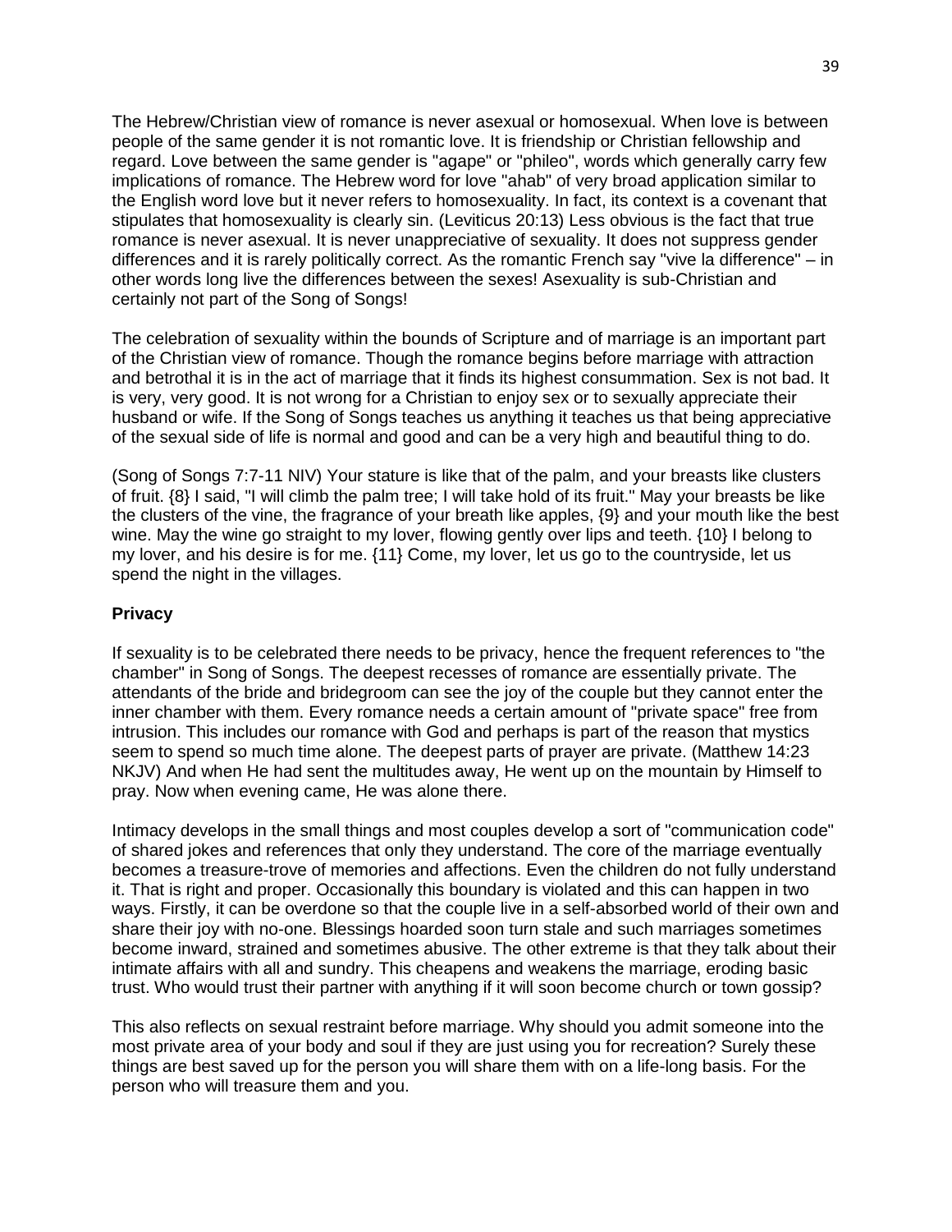The Hebrew/Christian view of romance is never asexual or homosexual. When love is between people of the same gender it is not romantic love. It is friendship or Christian fellowship and regard. Love between the same gender is "agape" or "phileo", words which generally carry few implications of romance. The Hebrew word for love "ahab" of very broad application similar to the English word love but it never refers to homosexuality. In fact, its context is a covenant that stipulates that homosexuality is clearly sin. (Leviticus 20:13) Less obvious is the fact that true romance is never asexual. It is never unappreciative of sexuality. It does not suppress gender differences and it is rarely politically correct. As the romantic French say "vive la difference" – in other words long live the differences between the sexes! Asexuality is sub-Christian and certainly not part of the Song of Songs!

The celebration of sexuality within the bounds of Scripture and of marriage is an important part of the Christian view of romance. Though the romance begins before marriage with attraction and betrothal it is in the act of marriage that it finds its highest consummation. Sex is not bad. It is very, very good. It is not wrong for a Christian to enjoy sex or to sexually appreciate their husband or wife. If the Song of Songs teaches us anything it teaches us that being appreciative of the sexual side of life is normal and good and can be a very high and beautiful thing to do.

(Song of Songs 7:7-11 NIV) Your stature is like that of the palm, and your breasts like clusters of fruit. {8} I said, "I will climb the palm tree; I will take hold of its fruit." May your breasts be like the clusters of the vine, the fragrance of your breath like apples, {9} and your mouth like the best wine. May the wine go straight to my lover, flowing gently over lips and teeth. {10} I belong to my lover, and his desire is for me. {11} Come, my lover, let us go to the countryside, let us spend the night in the villages.

**Privacy**

If sexuality is to be celebrated there needs to be privacy, hence the frequent references to "the chamber" in Song of Songs. The deepest recesses of romance are essentially private. The attendants of the bride and bridegroom can see the joy of the couple but they cannot enter the inner chamber with them. Every romance needs a certain amount of "private space" free from intrusion. This includes our romance with God and perhaps is part of the reason that mystics seem to spend so much time alone. The deepest parts of prayer are private. (Matthew 14:23 NKJV) And when He had sent the multitudes away, He went up on the mountain by Himself to pray. Now when evening came, He was alone there.

Intimacy develops in the small things and most couples develop a sort of "communication code" of shared jokes and references that only they understand. The core of the marriage eventually becomes a treasure-trove of memories and affections. Even the children do not fully understand it. That is right and proper. Occasionally this boundary is violated and this can happen in two ways. Firstly, it can be overdone so that the couple live in a self-absorbed world of their own and share their joy with no-one. Blessings hoarded soon turn stale and such marriages sometimes become inward, strained and sometimes abusive. The other extreme is that they talk about their intimate affairs with all and sundry. This cheapens and weakens the marriage, eroding basic trust. Who would trust their partner with anything if it will soon become church or town gossip?

This also reflects on sexual restraint before marriage. Why should you admit someone into the most private area of your body and soul if they are just using you for recreation? Surely these things are best saved up for the person you will share them with on a life-long basis. For the person who will treasure them and you.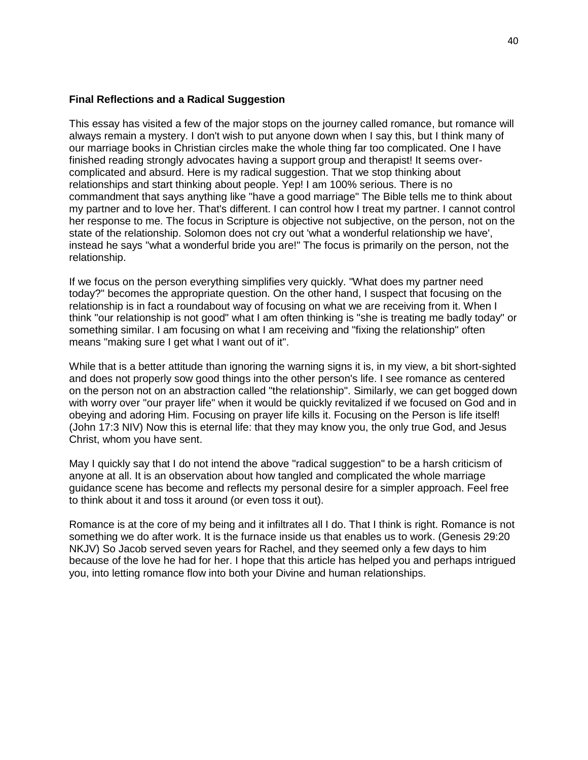**Final Reflections and a Radical Suggestion**

This essay has visited a few of the major stops on the journey called romance, but romance will always remain a mystery. I don't wish to put anyone down when I say this, but I think many of our marriage books in Christian circles make the whole thing far too complicated. One I have finished reading strongly advocates having a support group and therapist! It seems over-complicated and absurd. Here is my radical suggestion. That we stop thinking about relationships and start thinking about people. Yep! I am 100% serious. There is no commandment that says anything like "have a good marriage" The Bible tells me to think about my partner and to love her. That's different. I can control how I treat my partner. I cannot control her response to me. The focus in Scripture is objective not subjective, on the person, not on the state of the relationship. Solomon does not cry out 'what a wonderful relationship we have', instead he says "what a wonderful bride you are!" The focus is primarily on the person, not the relationship.

If we focus on the person everything simplifies very quickly. "What does my partner need today?" becomes the appropriate question. On the other hand, I suspect that focusing on the relationship is in fact a roundabout way of focusing on what we are receiving from it. When I think "our relationship is not good" what I am often thinking is "she is treating me badly today" or something similar. I am focusing on what I am receiving and "fixing the relationship" often means "making sure I get what I want out of it".

While that is a better attitude than ignoring the warning signs it is, in my view, a bit short-sighted and does not properly sow good things into the other person's life. I see romance as centered on the person not on an abstraction called "the relationship". Similarly, we can get bogged down with worry over "our prayer life" when it would be quickly revitalized if we focused on God and in obeying and adoring Him. Focusing on prayer life kills it. Focusing on the Person is life itself! (John 17:3 NIV) Now this is eternal life: that they may know you, the only true God, and Jesus Christ, whom you have sent.

May I quickly say that I do not intend the above "radical suggestion" to be a harsh criticism of anyone at all. It is an observation about how tangled and complicated the whole marriage guidance scene has become and reflects my personal desire for a simpler approach. Feel free to think about it and toss it around (or even toss it out).

Romance is at the core of my being and it infiltrates all I do. That I think is right. Romance is not something we do after work. It is the furnace inside us that enables us to work. (Genesis 29:20 NKJV) So Jacob served seven years for Rachel, and they seemed only a few days to him because of the love he had for her. I hope that this article has helped you and perhaps intrigued you, into letting romance flow into both your Divine and human relationships.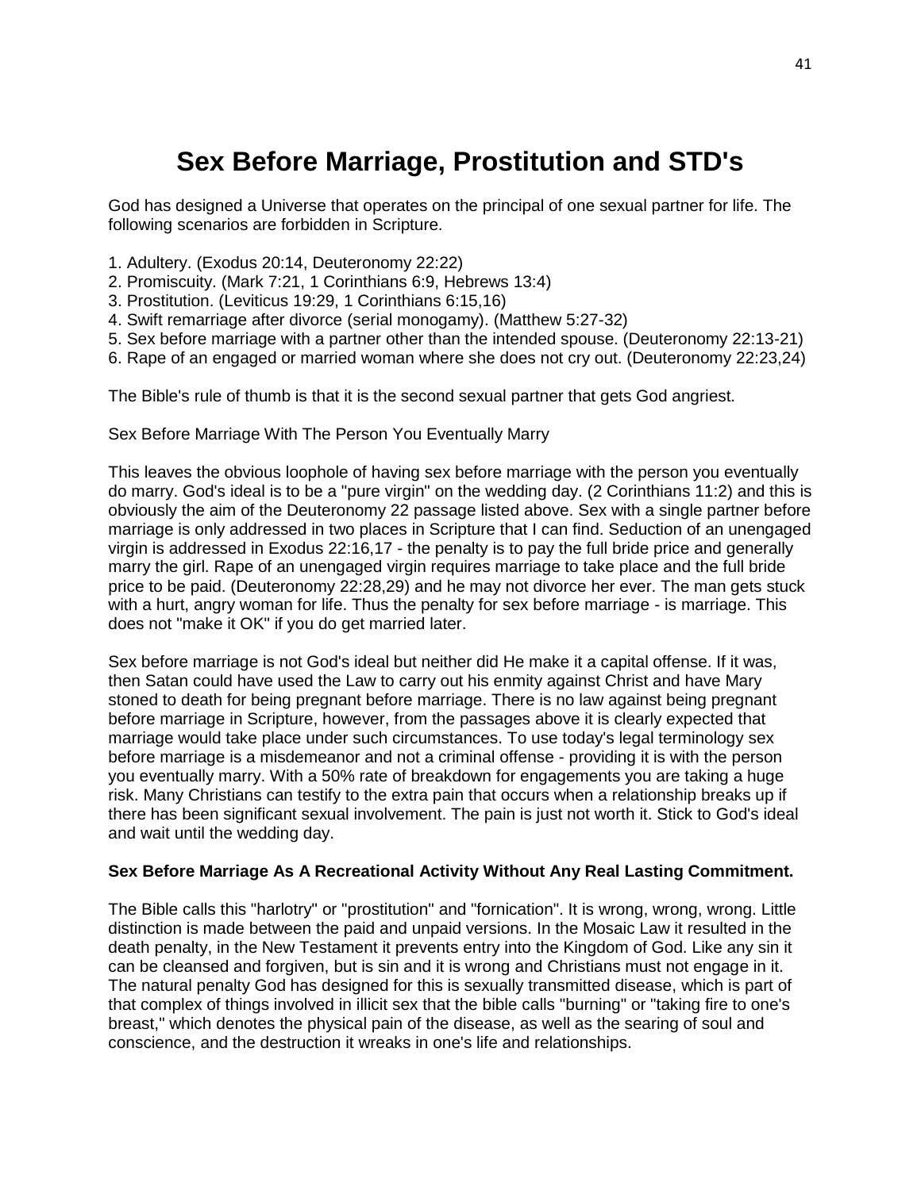# Sex Before Marriage, Prostitution and STD's

God has designed a Universe that operates on the principal of one sexual partner for life. The following scenarios are forbidden in Scripture.

1. Adultery. (Exodus 20:14, Deuteronomy 22:22)
2. Promiscuity. (Mark 7:21, 1 Corinthians 6:9, Hebrews 13:4)
3. Prostitution. (Leviticus 19:29, 1 Corinthians 6:15,16)
4. Swift remarriage after divorce (serial monogamy). (Matthew 5:27-32)
5. Sex before marriage with a partner other than the intended spouse. (Deuteronomy 22:13-21)
6. Rape of an engaged or married woman where she does not cry out. (Deuteronomy 22:23,24)

The Bible's rule of thumb is that it is the second sexual partner that gets God angriest.

Sex Before Marriage With The Person You Eventually Marry

This leaves the obvious loophole of having sex before marriage with the person you eventually do marry. God's ideal is to be a "pure virgin" on the wedding day. (2 Corinthians 11:2) and this is obviously the aim of the Deuteronomy 22 passage listed above. Sex with a single partner before marriage is only addressed in two places in Scripture that I can find. Seduction of an unengaged virgin is addressed in Exodus 22:16,17 - the penalty is to pay the full bride price and generally marry the girl. Rape of an unengaged virgin requires marriage to take place and the full bride price to be paid. (Deuteronomy 22:28,29) and he may not divorce her ever. The man gets stuck with a hurt, angry woman for life. Thus the penalty for sex before marriage - is marriage. This does not "make it OK" if you do get married later.

Sex before marriage is not God's ideal but neither did He make it a capital offense. If it was, then Satan could have used the Law to carry out his enmity against Christ and have Mary stoned to death for being pregnant before marriage. There is no law against being pregnant before marriage in Scripture, however, from the passages above it is clearly expected that marriage would take place under such circumstances. To use today's legal terminology sex before marriage is a misdemeanor and not a criminal offense - providing it is with the person you eventually marry. With a 50% rate of breakdown for engagements you are taking a huge risk. Many Christians can testify to the extra pain that occurs when a relationship breaks up if there has been significant sexual involvement. The pain is just not worth it. Stick to God's ideal and wait until the wedding day.

**Sex Before Marriage As A Recreational Activity Without Any Real Lasting Commitment.**

The Bible calls this "harlotry" or "prostitution" and "fornication". It is wrong, wrong, wrong. Little distinction is made between the paid and unpaid versions. In the Mosaic Law it resulted in the death penalty, in the New Testament it prevents entry into the Kingdom of God. Like any sin it can be cleansed and forgiven, but is sin and it is wrong and Christians must not engage in it. The natural penalty God has designed for this is sexually transmitted disease, which is part of that complex of things involved in illicit sex that the bible calls "burning" or "taking fire to one's breast," which denotes the physical pain of the disease, as well as the searing of soul and conscience, and the destruction it wreaks in one's life and relationships.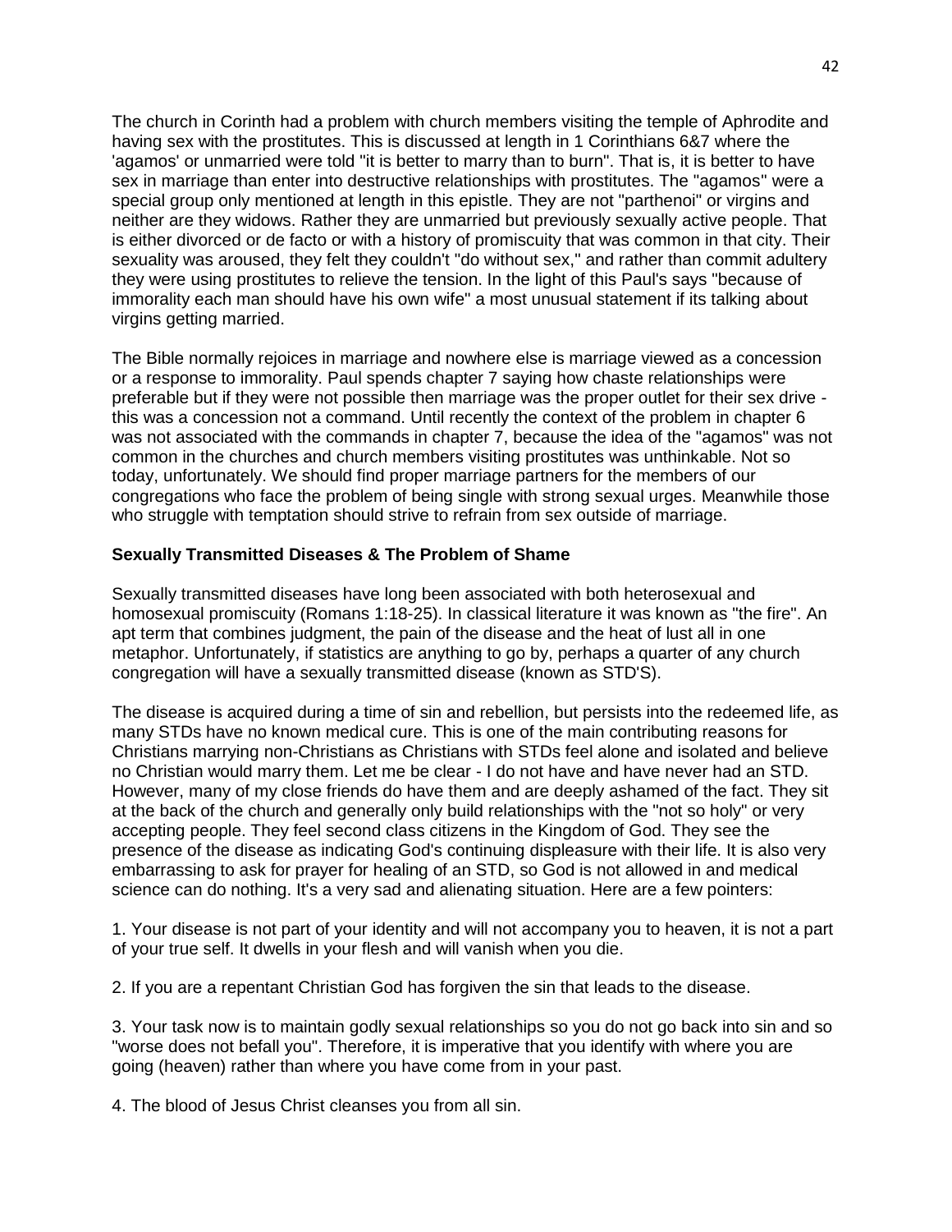The church in Corinth had a problem with church members visiting the temple of Aphrodite and having sex with the prostitutes. This is discussed at length in 1 Corinthians 6&7 where the 'agamos' or unmarried were told "it is better to marry than to burn". That is, it is better to have sex in marriage than enter into destructive relationships with prostitutes. The "agamos" were a special group only mentioned at length in this epistle. They are not "parthenoi" or virgins and neither are they widows. Rather they are unmarried but previously sexually active people. That is either divorced or de facto or with a history of promiscuity that was common in that city. Their sexuality was aroused, they felt they couldn't "do without sex," and rather than commit adultery they were using prostitutes to relieve the tension. In the light of this Paul's says "because of immorality each man should have his own wife" a most unusual statement if its talking about virgins getting married.

The Bible normally rejoices in marriage and nowhere else is marriage viewed as a concession or a response to immorality. Paul spends chapter 7 saying how chaste relationships were preferable but if they were not possible then marriage was the proper outlet for their sex drive - this was a concession not a command. Until recently the context of the problem in chapter 6 was not associated with the commands in chapter 7, because the idea of the "agamos" was not common in the churches and church members visiting prostitutes was unthinkable. Not so today, unfortunately. We should find proper marriage partners for the members of our congregations who face the problem of being single with strong sexual urges. Meanwhile those who struggle with temptation should strive to refrain from sex outside of marriage.

**Sexually Transmitted Diseases & The Problem of Shame**

Sexually transmitted diseases have long been associated with both heterosexual and homosexual promiscuity (Romans 1:18-25). In classical literature it was known as "the fire". An apt term that combines judgment, the pain of the disease and the heat of lust all in one metaphor. Unfortunately, if statistics are anything to go by, perhaps a quarter of any church congregation will have a sexually transmitted disease (known as STD'S).

The disease is acquired during a time of sin and rebellion, but persists into the redeemed life, as many STDs have no known medical cure. This is one of the main contributing reasons for Christians marrying non-Christians as Christians with STDs feel alone and isolated and believe no Christian would marry them. Let me be clear - I do not have and have never had an STD. However, many of my close friends do have them and are deeply ashamed of the fact. They sit at the back of the church and generally only build relationships with the "not so holy" or very accepting people. They feel second class citizens in the Kingdom of God. They see the presence of the disease as indicating God's continuing displeasure with their life. It is also very embarrassing to ask for prayer for healing of an STD, so God is not allowed in and medical science can do nothing. It's a very sad and alienating situation. Here are a few pointers:

1. Your disease is not part of your identity and will not accompany you to heaven, it is not a part of your true self. It dwells in your flesh and will vanish when you die.

2. If you are a repentant Christian God has forgiven the sin that leads to the disease.

3. Your task now is to maintain godly sexual relationships so you do not go back into sin and so "worse does not befall you". Therefore, it is imperative that you identify with where you are going (heaven) rather than where you have come from in your past.

4. The blood of Jesus Christ cleanses you from all sin.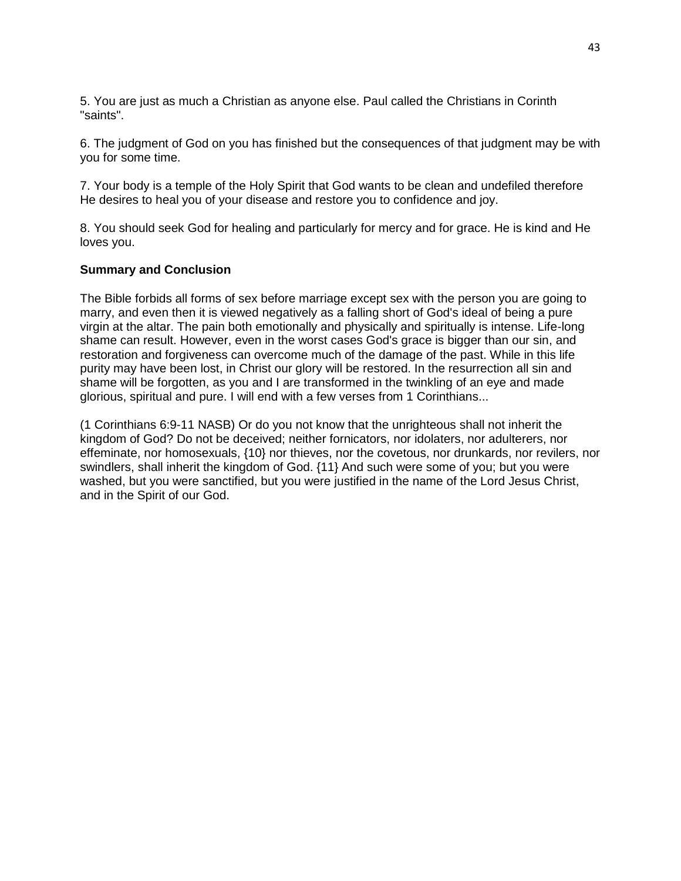5. You are just as much a Christian as anyone else. Paul called the Christians in Corinth "saints".

6. The judgment of God on you has finished but the consequences of that judgment may be with you for some time.

7. Your body is a temple of the Holy Spirit that God wants to be clean and undefiled therefore He desires to heal you of your disease and restore you to confidence and joy.

8. You should seek God for healing and particularly for mercy and for grace. He is kind and He loves you.

**Summary and Conclusion**

The Bible forbids all forms of sex before marriage except sex with the person you are going to marry, and even then it is viewed negatively as a falling short of God's ideal of being a pure virgin at the altar. The pain both emotionally and physically and spiritually is intense. Life-long shame can result. However, even in the worst cases God's grace is bigger than our sin, and restoration and forgiveness can overcome much of the damage of the past. While in this life purity may have been lost, in Christ our glory will be restored. In the resurrection all sin and shame will be forgotten, as you and I are transformed in the twinkling of an eye and made glorious, spiritual and pure. I will end with a few verses from 1 Corinthians...

(1 Corinthians 6:9-11 NASB) Or do you not know that the unrighteous shall not inherit the kingdom of God? Do not be deceived; neither fornicators, nor idolaters, nor adulterers, nor effeminate, nor homosexuals, {10} nor thieves, nor the covetous, nor drunkards, nor revilers, nor swindlers, shall inherit the kingdom of God. {11} And such were some of you; but you were washed, but you were sanctified, but you were justified in the name of the Lord Jesus Christ, and in the Spirit of our God.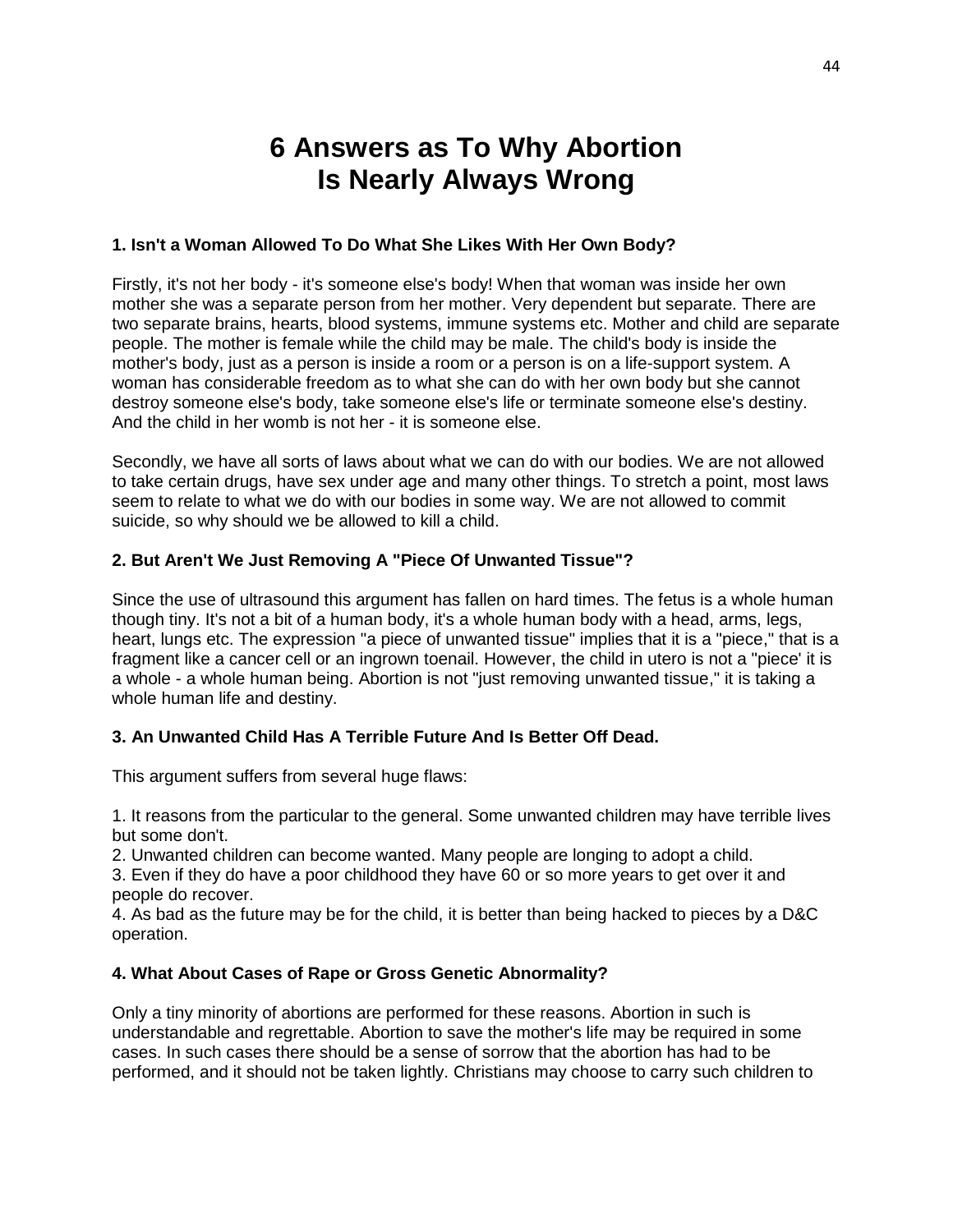# 6 Answers as To Why Abortion Is Nearly Always Wrong

### 1. Isn't a Woman Allowed To Do What She Likes With Her Own Body?

Firstly, it's not her body - it's someone else's body! When that woman was inside her own mother she was a separate person from her mother. Very dependent but separate. There are two separate brains, hearts, blood systems, immune systems etc. Mother and child are separate people. The mother is female while the child may be male. The child's body is inside the mother's body, just as a person is inside a room or a person is on a life-support system. A woman has considerable freedom as to what she can do with her own body but she cannot destroy someone else's body, take someone else's life or terminate someone else's destiny. And the child in her womb is not her - it is someone else.

Secondly, we have all sorts of laws about what we can do with our bodies. We are not allowed to take certain drugs, have sex under age and many other things. To stretch a point, most laws seem to relate to what we do with our bodies in some way. We are not allowed to commit suicide, so why should we be allowed to kill a child.

### 2. But Aren't We Just Removing A "Piece Of Unwanted Tissue"?

Since the use of ultrasound this argument has fallen on hard times. The fetus is a whole human though tiny. It's not a bit of a human body, it's a whole human body with a head, arms, legs, heart, lungs etc. The expression "a piece of unwanted tissue" implies that it is a "piece," that is a fragment like a cancer cell or an ingrown toenail. However, the child in utero is not a "piece' it is a whole - a whole human being. Abortion is not "just removing unwanted tissue," it is taking a whole human life and destiny.

### 3. An Unwanted Child Has A Terrible Future And Is Better Off Dead.

This argument suffers from several huge flaws:

1. It reasons from the particular to the general. Some unwanted children may have terrible lives but some don't.
2. Unwanted children can become wanted. Many people are longing to adopt a child.
3. Even if they do have a poor childhood they have 60 or so more years to get over it and people do recover.
4. As bad as the future may be for the child, it is better than being hacked to pieces by a D&C operation.

### 4. What About Cases of Rape or Gross Genetic Abnormality?

Only a tiny minority of abortions are performed for these reasons. Abortion in such is understandable and regrettable. Abortion to save the mother's life may be required in some cases. In such cases there should be a sense of sorrow that the abortion has had to be performed, and it should not be taken lightly. Christians may choose to carry such children to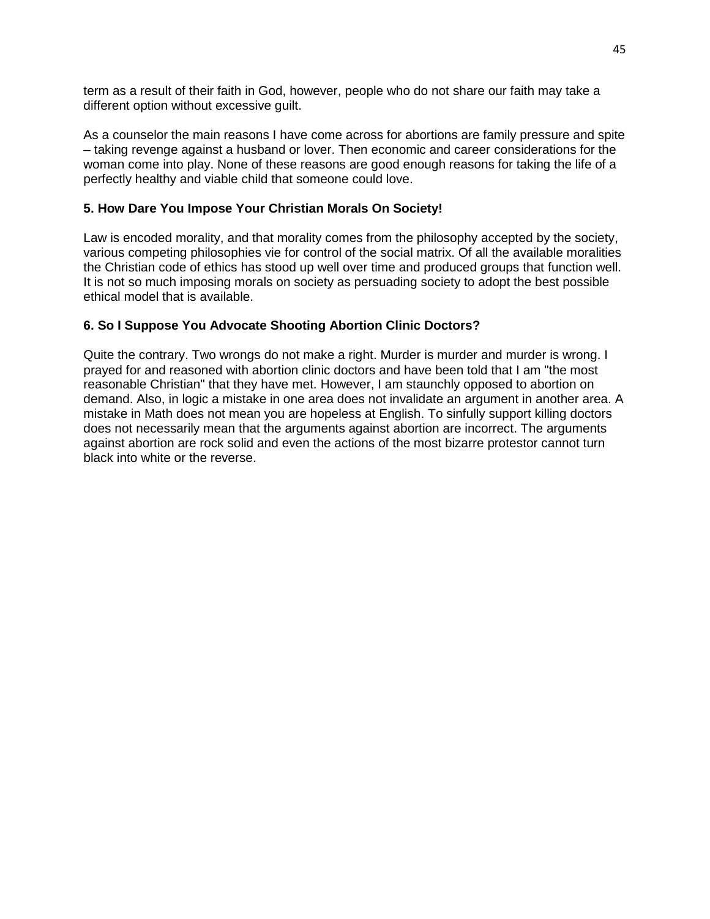term as a result of their faith in God, however, people who do not share our faith may take a different option without excessive guilt.

As a counselor the main reasons I have come across for abortions are family pressure and spite – taking revenge against a husband or lover. Then economic and career considerations for the woman come into play. None of these reasons are good enough reasons for taking the life of a perfectly healthy and viable child that someone could love.

**5. How Dare You Impose Your Christian Morals On Society!**

Law is encoded morality, and that morality comes from the philosophy accepted by the society, various competing philosophies vie for control of the social matrix. Of all the available moralities the Christian code of ethics has stood up well over time and produced groups that function well. It is not so much imposing morals on society as persuading society to adopt the best possible ethical model that is available.

**6. So I Suppose You Advocate Shooting Abortion Clinic Doctors?**

Quite the contrary. Two wrongs do not make a right. Murder is murder and murder is wrong. I prayed for and reasoned with abortion clinic doctors and have been told that I am "the most reasonable Christian" that they have met. However, I am staunchly opposed to abortion on demand. Also, in logic a mistake in one area does not invalidate an argument in another area. A mistake in Math does not mean you are hopeless at English. To sinfully support killing doctors does not necessarily mean that the arguments against abortion are incorrect. The arguments against abortion are rock solid and even the actions of the most bizarre protestor cannot turn black into white or the reverse.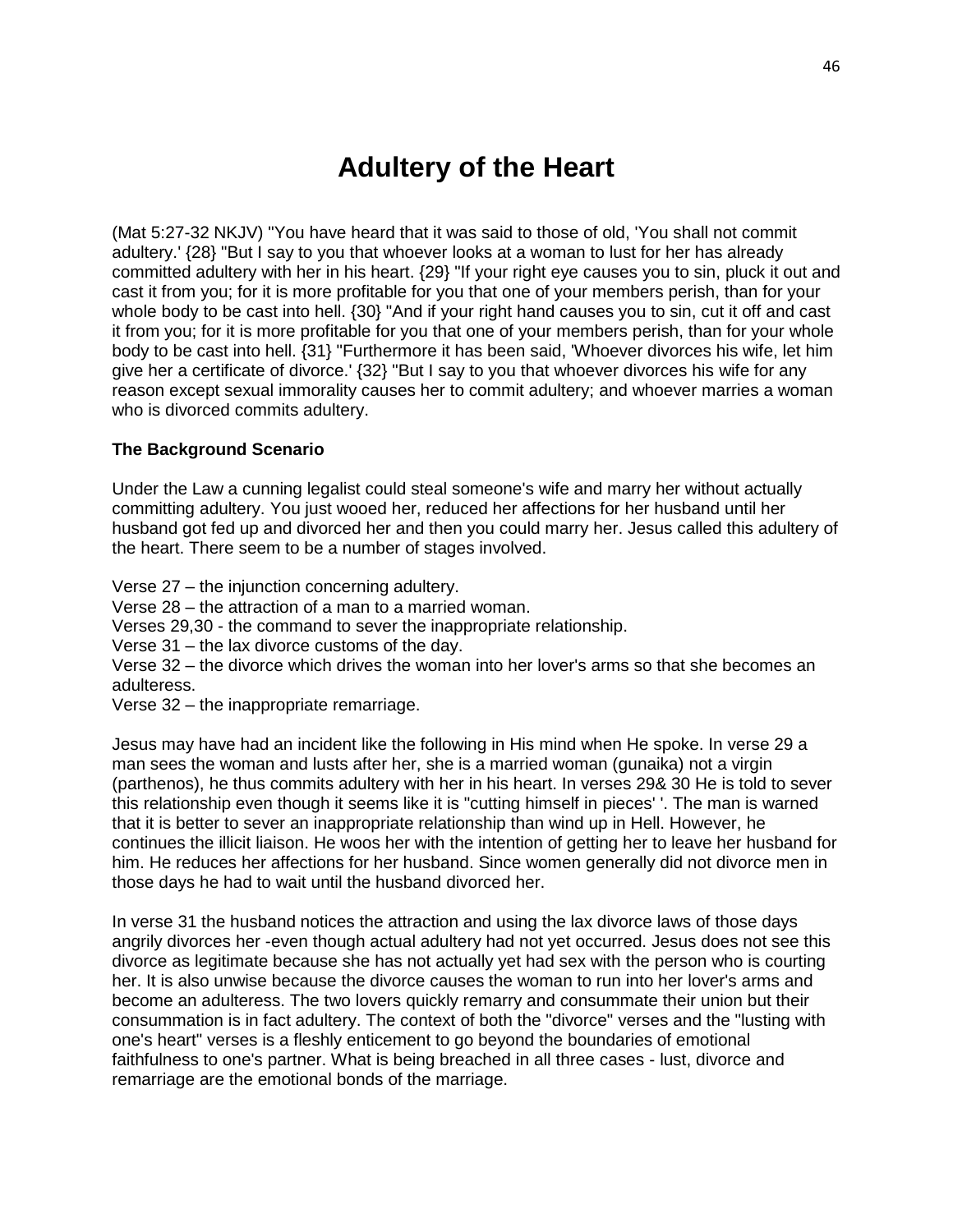# Adultery of the Heart

(Mat 5:27-32 NKJV) "You have heard that it was said to those of old, 'You shall not commit adultery.' {28} "But I say to you that whoever looks at a woman to lust for her has already committed adultery with her in his heart. {29} "If your right eye causes you to sin, pluck it out and cast it from you; for it is more profitable for you that one of your members perish, than for your whole body to be cast into hell. {30} "And if your right hand causes you to sin, cut it off and cast it from you; for it is more profitable for you that one of your members perish, than for your whole body to be cast into hell. {31} "Furthermore it has been said, 'Whoever divorces his wife, let him give her a certificate of divorce.' {32} "But I say to you that whoever divorces his wife for any reason except sexual immorality causes her to commit adultery; and whoever marries a woman who is divorced commits adultery.

**The Background Scenario**

Under the Law a cunning legalist could steal someone's wife and marry her without actually committing adultery. You just wooed her, reduced her affections for her husband until her husband got fed up and divorced her and then you could marry her. Jesus called this adultery of the heart. There seem to be a number of stages involved.

Verse 27 – the injunction concerning adultery.
Verse 28 – the attraction of a man to a married woman.
Verses 29,30 - the command to sever the inappropriate relationship.
Verse 31 – the lax divorce customs of the day.
Verse 32 – the divorce which drives the woman into her lover's arms so that she becomes an adulteress.
Verse 32 – the inappropriate remarriage.

Jesus may have had an incident like the following in His mind when He spoke. In verse 29 a man sees the woman and lusts after her, she is a married woman (gunaika) not a virgin (parthenos), he thus commits adultery with her in his heart. In verses 29& 30 He is told to sever this relationship even though it seems like it is "cutting himself in pieces' '. The man is warned that it is better to sever an inappropriate relationship than wind up in Hell. However, he continues the illicit liaison. He woos her with the intention of getting her to leave her husband for him. He reduces her affections for her husband. Since women generally did not divorce men in those days he had to wait until the husband divorced her.

In verse 31 the husband notices the attraction and using the lax divorce laws of those days angrily divorces her -even though actual adultery had not yet occurred. Jesus does not see this divorce as legitimate because she has not actually yet had sex with the person who is courting her. It is also unwise because the divorce causes the woman to run into her lover's arms and become an adulteress. The two lovers quickly remarry and consummate their union but their consummation is in fact adultery. The context of both the "divorce" verses and the "lusting with one's heart" verses is a fleshly enticement to go beyond the boundaries of emotional faithfulness to one's partner. What is being breached in all three cases - lust, divorce and remarriage are the emotional bonds of the marriage.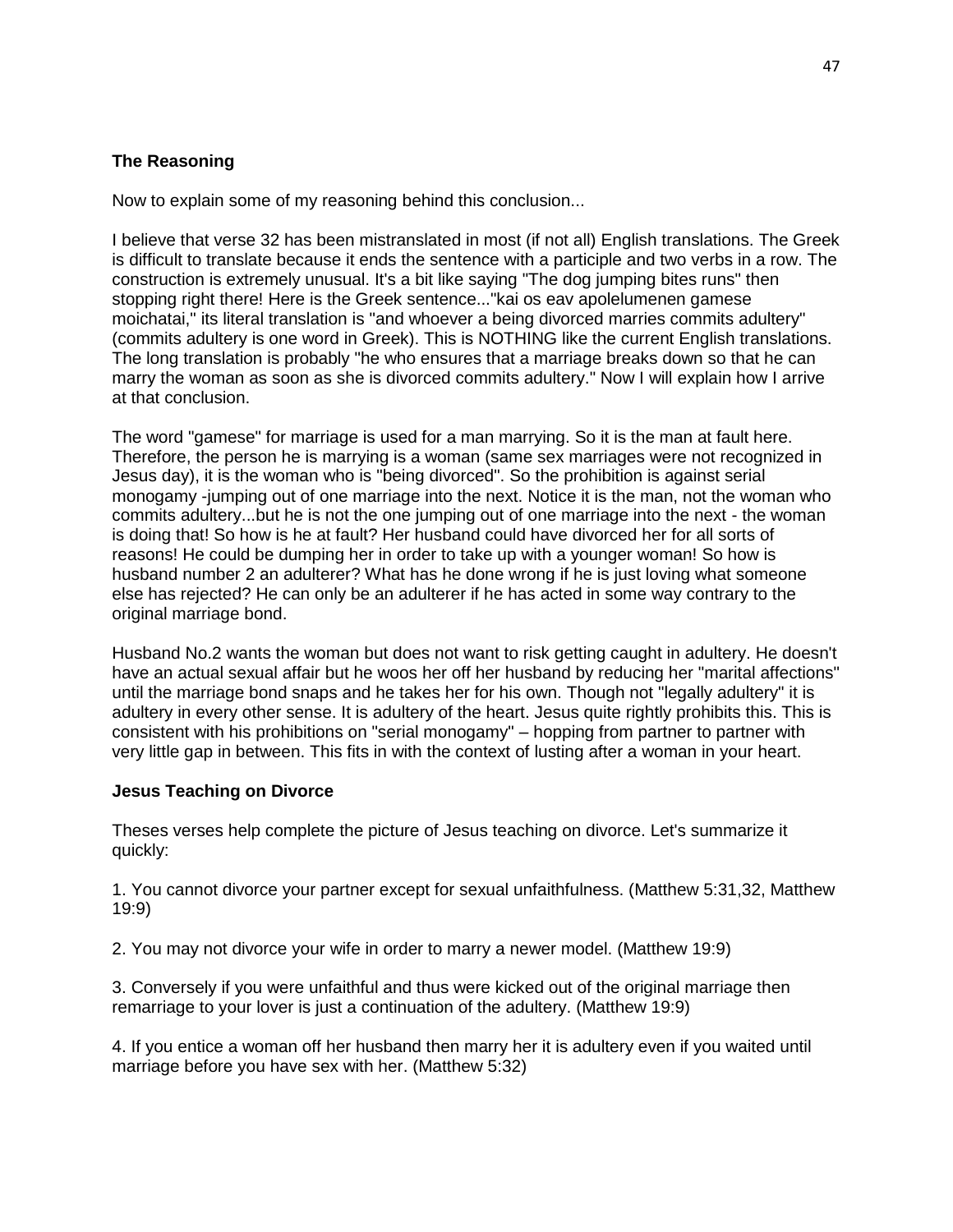**The Reasoning**

Now to explain some of my reasoning behind this conclusion...

I believe that verse 32 has been mistranslated in most (if not all) English translations. The Greek is difficult to translate because it ends the sentence with a participle and two verbs in a row. The construction is extremely unusual. It's a bit like saying "The dog jumping bites runs" then stopping right there! Here is the Greek sentence..."kai os eav apolelumenen gamese moichatai," its literal translation is "and whoever a being divorced marries commits adultery" (commits adultery is one word in Greek). This is NOTHING like the current English translations. The long translation is probably "he who ensures that a marriage breaks down so that he can marry the woman as soon as she is divorced commits adultery." Now I will explain how I arrive at that conclusion.

The word "gamese" for marriage is used for a man marrying. So it is the man at fault here. Therefore, the person he is marrying is a woman (same sex marriages were not recognized in Jesus day), it is the woman who is "being divorced". So the prohibition is against serial monogamy -jumping out of one marriage into the next. Notice it is the man, not the woman who commits adultery...but he is not the one jumping out of one marriage into the next - the woman is doing that! So how is he at fault? Her husband could have divorced her for all sorts of reasons! He could be dumping her in order to take up with a younger woman! So how is husband number 2 an adulterer? What has he done wrong if he is just loving what someone else has rejected? He can only be an adulterer if he has acted in some way contrary to the original marriage bond.

Husband No.2 wants the woman but does not want to risk getting caught in adultery. He doesn't have an actual sexual affair but he woos her off her husband by reducing her "marital affections" until the marriage bond snaps and he takes her for his own. Though not "legally adultery" it is adultery in every other sense. It is adultery of the heart. Jesus quite rightly prohibits this. This is consistent with his prohibitions on "serial monogamy" – hopping from partner to partner with very little gap in between. This fits in with the context of lusting after a woman in your heart.

**Jesus Teaching on Divorce**

Theses verses help complete the picture of Jesus teaching on divorce. Let's summarize it quickly:

1. You cannot divorce your partner except for sexual unfaithfulness. (Matthew 5:31,32, Matthew 19:9)

2. You may not divorce your wife in order to marry a newer model. (Matthew 19:9)

3. Conversely if you were unfaithful and thus were kicked out of the original marriage then remarriage to your lover is just a continuation of the adultery. (Matthew 19:9)

4. If you entice a woman off her husband then marry her it is adultery even if you waited until marriage before you have sex with her. (Matthew 5:32)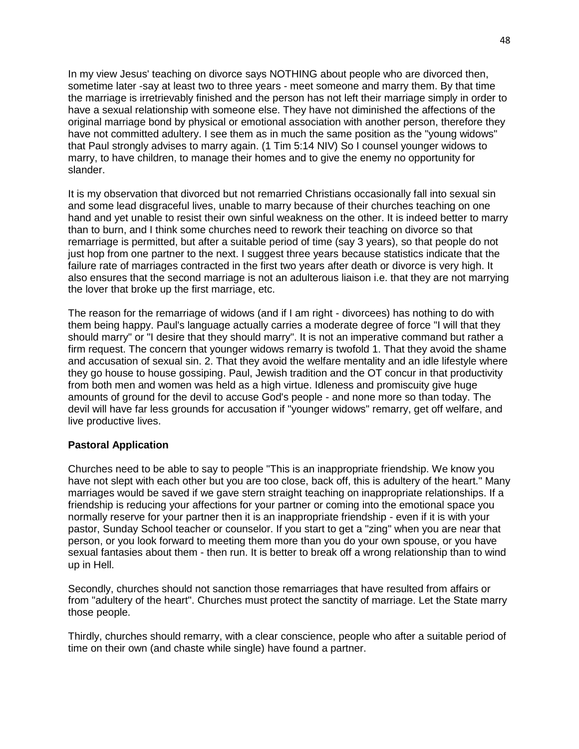In my view Jesus' teaching on divorce says NOTHING about people who are divorced then, sometime later -say at least two to three years - meet someone and marry them. By that time the marriage is irretrievably finished and the person has not left their marriage simply in order to have a sexual relationship with someone else. They have not diminished the affections of the original marriage bond by physical or emotional association with another person, therefore they have not committed adultery. I see them as in much the same position as the "young widows" that Paul strongly advises to marry again. (1 Tim 5:14 NIV) So I counsel younger widows to marry, to have children, to manage their homes and to give the enemy no opportunity for slander.

It is my observation that divorced but not remarried Christians occasionally fall into sexual sin and some lead disgraceful lives, unable to marry because of their churches teaching on one hand and yet unable to resist their own sinful weakness on the other. It is indeed better to marry than to burn, and I think some churches need to rework their teaching on divorce so that remarriage is permitted, but after a suitable period of time (say 3 years), so that people do not just hop from one partner to the next. I suggest three years because statistics indicate that the failure rate of marriages contracted in the first two years after death or divorce is very high. It also ensures that the second marriage is not an adulterous liaison i.e. that they are not marrying the lover that broke up the first marriage, etc.

The reason for the remarriage of widows (and if I am right - divorcees) has nothing to do with them being happy. Paul's language actually carries a moderate degree of force "I will that they should marry" or "I desire that they should marry". It is not an imperative command but rather a firm request. The concern that younger widows remarry is twofold 1. That they avoid the shame and accusation of sexual sin. 2. That they avoid the welfare mentality and an idle lifestyle where they go house to house gossiping. Paul, Jewish tradition and the OT concur in that productivity from both men and women was held as a high virtue. Idleness and promiscuity give huge amounts of ground for the devil to accuse God's people - and none more so than today. The devil will have far less grounds for accusation if "younger widows" remarry, get off welfare, and live productive lives.

**Pastoral Application**

Churches need to be able to say to people "This is an inappropriate friendship. We know you have not slept with each other but you are too close, back off, this is adultery of the heart." Many marriages would be saved if we gave stern straight teaching on inappropriate relationships. If a friendship is reducing your affections for your partner or coming into the emotional space you normally reserve for your partner then it is an inappropriate friendship - even if it is with your pastor, Sunday School teacher or counselor. If you start to get a "zing" when you are near that person, or you look forward to meeting them more than you do your own spouse, or you have sexual fantasies about them - then run. It is better to break off a wrong relationship than to wind up in Hell.

Secondly, churches should not sanction those remarriages that have resulted from affairs or from "adultery of the heart". Churches must protect the sanctity of marriage. Let the State marry those people.

Thirdly, churches should remarry, with a clear conscience, people who after a suitable period of time on their own (and chaste while single) have found a partner.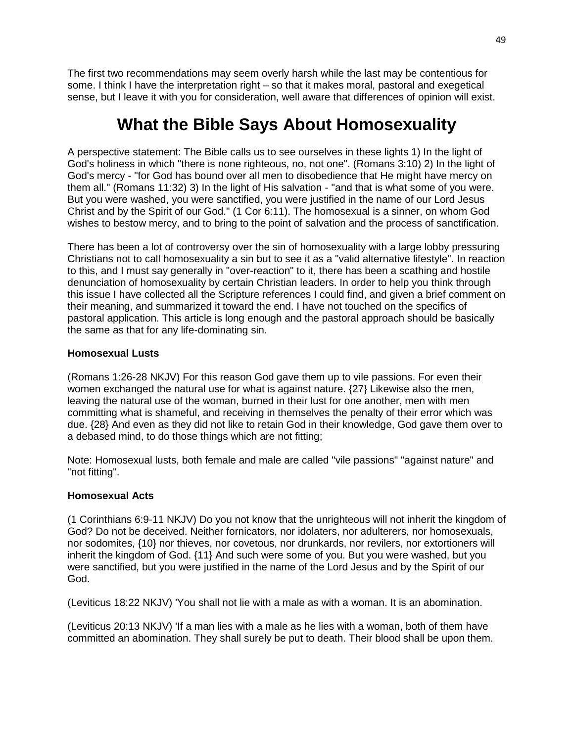The first two recommendations may seem overly harsh while the last may be contentious for some. I think I have the interpretation right – so that it makes moral, pastoral and exegetical sense, but I leave it with you for consideration, well aware that differences of opinion will exist.

# What the Bible Says About Homosexuality

A perspective statement: The Bible calls us to see ourselves in these lights 1) In the light of God's holiness in which "there is none righteous, no, not one". (Romans 3:10) 2) In the light of God's mercy - "for God has bound over all men to disobedience that He might have mercy on them all." (Romans 11:32) 3) In the light of His salvation - "and that is what some of you were. But you were washed, you were sanctified, you were justified in the name of our Lord Jesus Christ and by the Spirit of our God." (1 Cor 6:11). The homosexual is a sinner, on whom God wishes to bestow mercy, and to bring to the point of salvation and the process of sanctification.

There has been a lot of controversy over the sin of homosexuality with a large lobby pressuring Christians not to call homosexuality a sin but to see it as a "valid alternative lifestyle". In reaction to this, and I must say generally in "over-reaction" to it, there has been a scathing and hostile denunciation of homosexuality by certain Christian leaders. In order to help you think through this issue I have collected all the Scripture references I could find, and given a brief comment on their meaning, and summarized it toward the end. I have not touched on the specifics of pastoral application. This article is long enough and the pastoral approach should be basically the same as that for any life-dominating sin.

**Homosexual Lusts**

(Romans 1:26-28 NKJV) For this reason God gave them up to vile passions. For even their women exchanged the natural use for what is against nature. {27} Likewise also the men, leaving the natural use of the woman, burned in their lust for one another, men with men committing what is shameful, and receiving in themselves the penalty of their error which was due. {28} And even as they did not like to retain God in their knowledge, God gave them over to a debased mind, to do those things which are not fitting;

Note: Homosexual lusts, both female and male are called "vile passions" "against nature" and "not fitting".

**Homosexual Acts**

(1 Corinthians 6:9-11 NKJV) Do you not know that the unrighteous will not inherit the kingdom of God? Do not be deceived. Neither fornicators, nor idolaters, nor adulterers, nor homosexuals, nor sodomites, {10} nor thieves, nor covetous, nor drunkards, nor revilers, nor extortioners will inherit the kingdom of God. {11} And such were some of you. But you were washed, but you were sanctified, but you were justified in the name of the Lord Jesus and by the Spirit of our God.

(Leviticus 18:22 NKJV) 'You shall not lie with a male as with a woman. It is an abomination.

(Leviticus 20:13 NKJV) 'If a man lies with a male as he lies with a woman, both of them have committed an abomination. They shall surely be put to death. Their blood shall be upon them.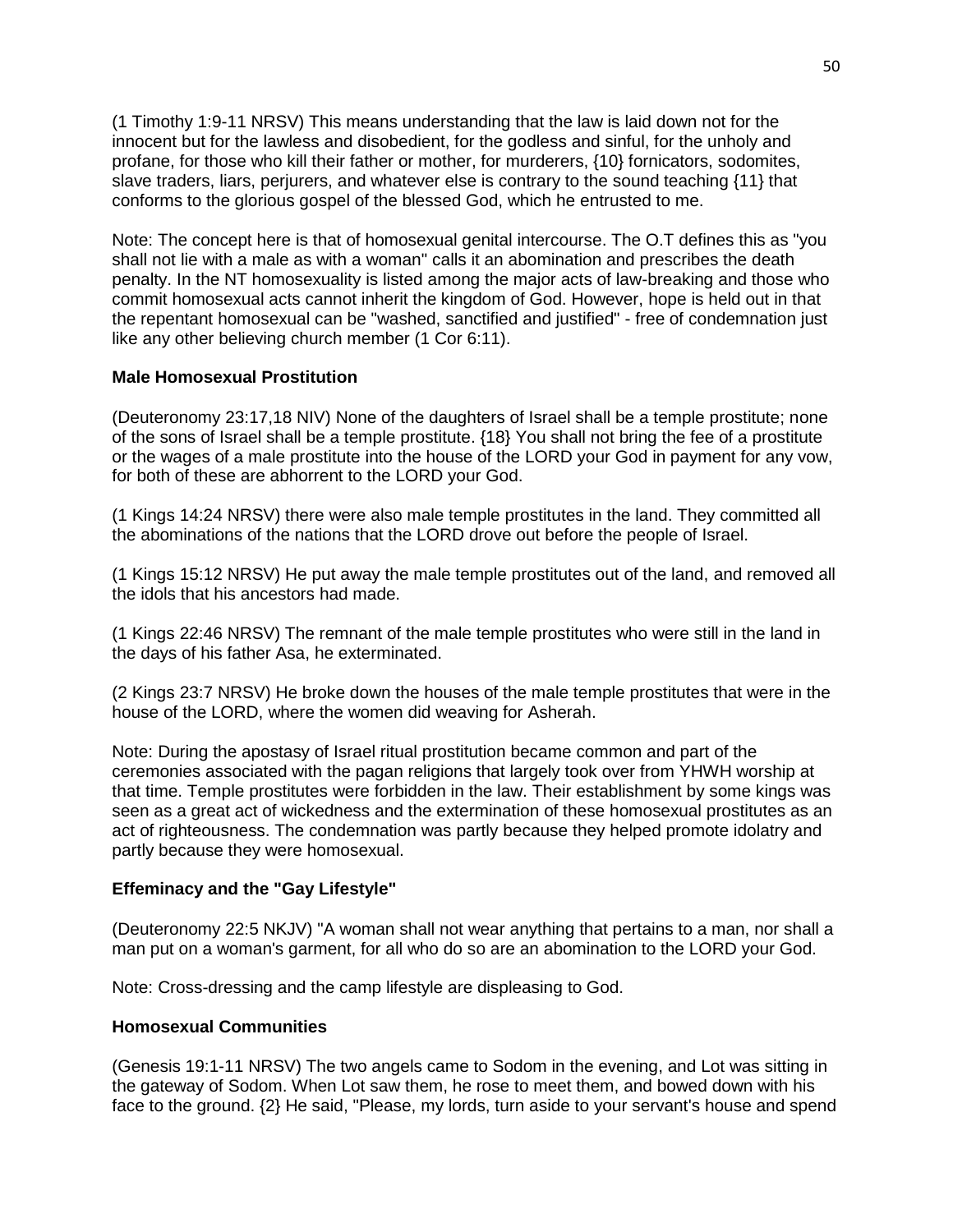(1 Timothy 1:9-11 NRSV) This means understanding that the law is laid down not for the innocent but for the lawless and disobedient, for the godless and sinful, for the unholy and profane, for those who kill their father or mother, for murderers, {10} fornicators, sodomites, slave traders, liars, perjurers, and whatever else is contrary to the sound teaching {11} that conforms to the glorious gospel of the blessed God, which he entrusted to me.

Note: The concept here is that of homosexual genital intercourse. The O.T defines this as "you shall not lie with a male as with a woman" calls it an abomination and prescribes the death penalty. In the NT homosexuality is listed among the major acts of law-breaking and those who commit homosexual acts cannot inherit the kingdom of God. However, hope is held out in that the repentant homosexual can be "washed, sanctified and justified" - free of condemnation just like any other believing church member (1 Cor 6:11).

**Male Homosexual Prostitution**

(Deuteronomy 23:17,18 NIV) None of the daughters of Israel shall be a temple prostitute; none of the sons of Israel shall be a temple prostitute. {18} You shall not bring the fee of a prostitute or the wages of a male prostitute into the house of the LORD your God in payment for any vow, for both of these are abhorrent to the LORD your God.

(1 Kings 14:24 NRSV) there were also male temple prostitutes in the land. They committed all the abominations of the nations that the LORD drove out before the people of Israel.

(1 Kings 15:12 NRSV) He put away the male temple prostitutes out of the land, and removed all the idols that his ancestors had made.

(1 Kings 22:46 NRSV) The remnant of the male temple prostitutes who were still in the land in the days of his father Asa, he exterminated.

(2 Kings 23:7 NRSV) He broke down the houses of the male temple prostitutes that were in the house of the LORD, where the women did weaving for Asherah.

Note: During the apostasy of Israel ritual prostitution became common and part of the ceremonies associated with the pagan religions that largely took over from YHWH worship at that time. Temple prostitutes were forbidden in the law. Their establishment by some kings was seen as a great act of wickedness and the extermination of these homosexual prostitutes as an act of righteousness. The condemnation was partly because they helped promote idolatry and partly because they were homosexual.

**Effeminacy and the "Gay Lifestyle"**

(Deuteronomy 22:5 NKJV) "A woman shall not wear anything that pertains to a man, nor shall a man put on a woman's garment, for all who do so are an abomination to the LORD your God.

Note: Cross-dressing and the camp lifestyle are displeasing to God.

**Homosexual Communities**

(Genesis 19:1-11 NRSV) The two angels came to Sodom in the evening, and Lot was sitting in the gateway of Sodom. When Lot saw them, he rose to meet them, and bowed down with his face to the ground. {2} He said, "Please, my lords, turn aside to your servant's house and spend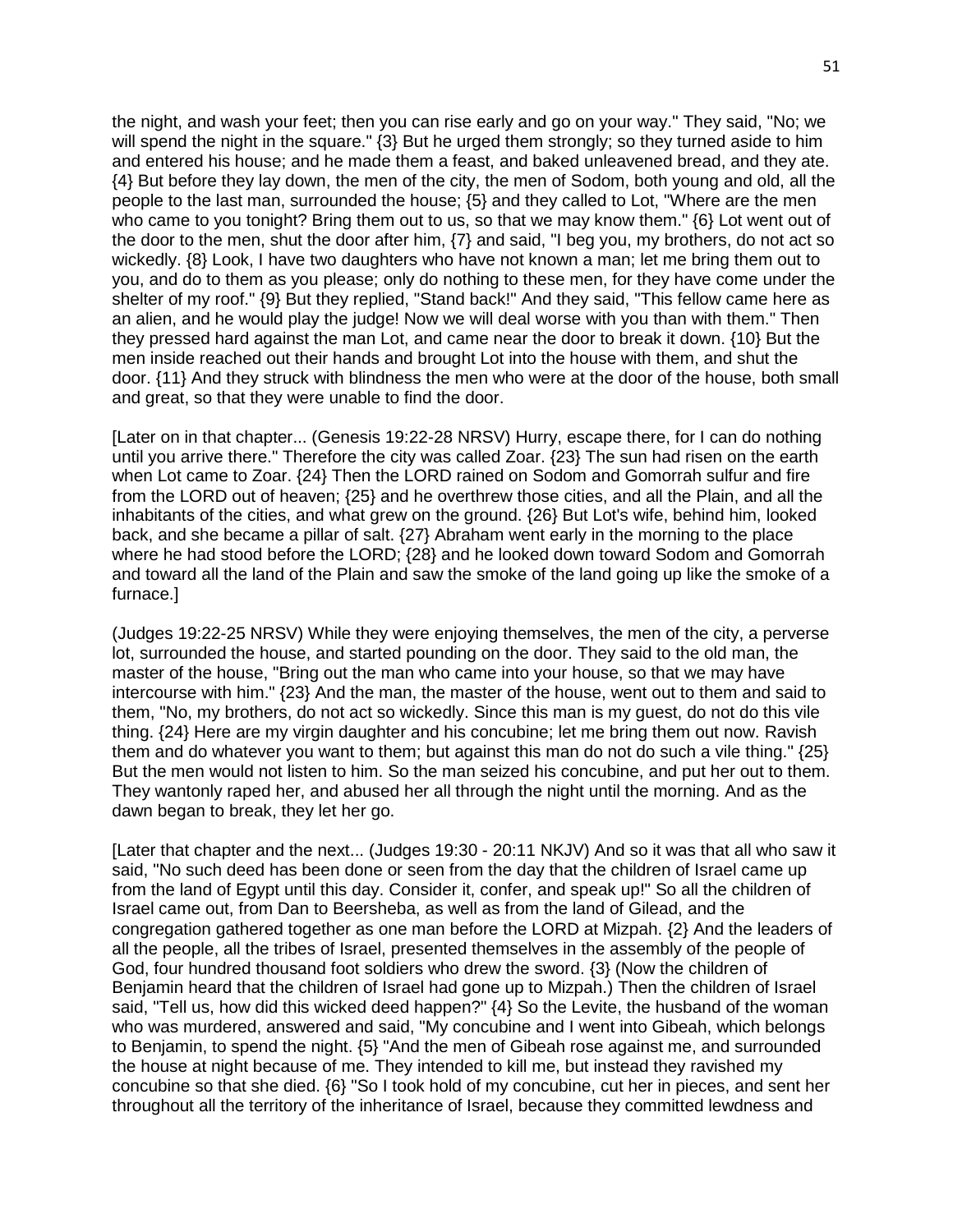the night, and wash your feet; then you can rise early and go on your way." They said, "No; we will spend the night in the square." {3} But he urged them strongly; so they turned aside to him and entered his house; and he made them a feast, and baked unleavened bread, and they ate. {4} But before they lay down, the men of the city, the men of Sodom, both young and old, all the people to the last man, surrounded the house; {5} and they called to Lot, "Where are the men who came to you tonight? Bring them out to us, so that we may know them." {6} Lot went out of the door to the men, shut the door after him, {7} and said, "I beg you, my brothers, do not act so wickedly. {8} Look, I have two daughters who have not known a man; let me bring them out to you, and do to them as you please; only do nothing to these men, for they have come under the shelter of my roof." {9} But they replied, "Stand back!" And they said, "This fellow came here as an alien, and he would play the judge! Now we will deal worse with you than with them." Then they pressed hard against the man Lot, and came near the door to break it down. {10} But the men inside reached out their hands and brought Lot into the house with them, and shut the door. {11} And they struck with blindness the men who were at the door of the house, both small and great, so that they were unable to find the door.

[Later on in that chapter... (Genesis 19:22-28 NRSV) Hurry, escape there, for I can do nothing until you arrive there." Therefore the city was called Zoar. {23} The sun had risen on the earth when Lot came to Zoar. {24} Then the LORD rained on Sodom and Gomorrah sulfur and fire from the LORD out of heaven; {25} and he overthrew those cities, and all the Plain, and all the inhabitants of the cities, and what grew on the ground. {26} But Lot's wife, behind him, looked back, and she became a pillar of salt. {27} Abraham went early in the morning to the place where he had stood before the LORD; {28} and he looked down toward Sodom and Gomorrah and toward all the land of the Plain and saw the smoke of the land going up like the smoke of a furnace.]

(Judges 19:22-25 NRSV) While they were enjoying themselves, the men of the city, a perverse lot, surrounded the house, and started pounding on the door. They said to the old man, the master of the house, "Bring out the man who came into your house, so that we may have intercourse with him." {23} And the man, the master of the house, went out to them and said to them, "No, my brothers, do not act so wickedly. Since this man is my guest, do not do this vile thing. {24} Here are my virgin daughter and his concubine; let me bring them out now. Ravish them and do whatever you want to them; but against this man do not do such a vile thing." {25} But the men would not listen to him. So the man seized his concubine, and put her out to them. They wantonly raped her, and abused her all through the night until the morning. And as the dawn began to break, they let her go.

[Later that chapter and the next... (Judges 19:30 - 20:11 NKJV) And so it was that all who saw it said, "No such deed has been done or seen from the day that the children of Israel came up from the land of Egypt until this day. Consider it, confer, and speak up!" So all the children of Israel came out, from Dan to Beersheba, as well as from the land of Gilead, and the congregation gathered together as one man before the LORD at Mizpah. {2} And the leaders of all the people, all the tribes of Israel, presented themselves in the assembly of the people of God, four hundred thousand foot soldiers who drew the sword. {3} (Now the children of Benjamin heard that the children of Israel had gone up to Mizpah.) Then the children of Israel said, "Tell us, how did this wicked deed happen?" {4} So the Levite, the husband of the woman who was murdered, answered and said, "My concubine and I went into Gibeah, which belongs to Benjamin, to spend the night. {5} "And the men of Gibeah rose against me, and surrounded the house at night because of me. They intended to kill me, but instead they ravished my concubine so that she died. {6} "So I took hold of my concubine, cut her in pieces, and sent her throughout all the territory of the inheritance of Israel, because they committed lewdness and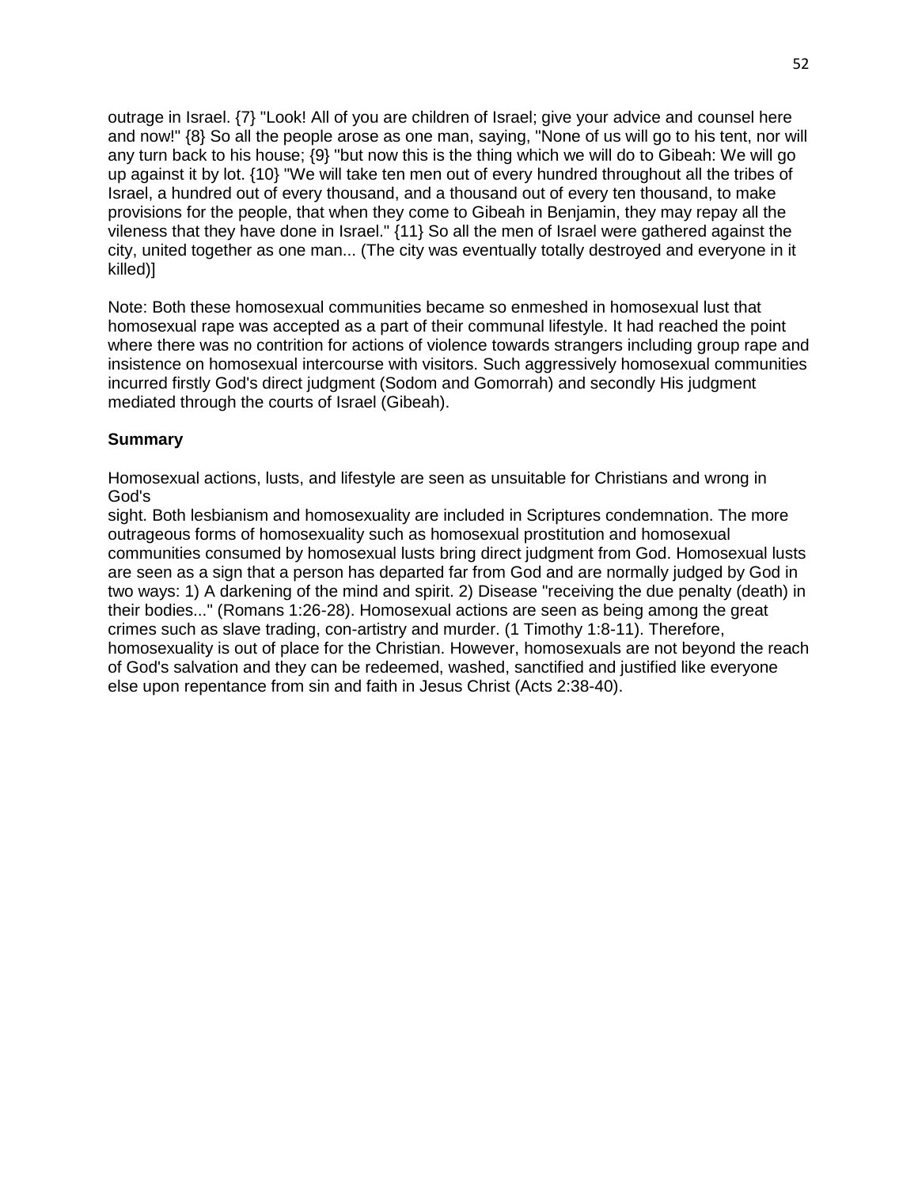outrage in Israel. {7} "Look! All of you are children of Israel; give your advice and counsel here and now!" {8} So all the people arose as one man, saying, "None of us will go to his tent, nor will any turn back to his house; {9} "but now this is the thing which we will do to Gibeah: We will go up against it by lot. {10} "We will take ten men out of every hundred throughout all the tribes of Israel, a hundred out of every thousand, and a thousand out of every ten thousand, to make provisions for the people, that when they come to Gibeah in Benjamin, they may repay all the vileness that they have done in Israel." {11} So all the men of Israel were gathered against the city, united together as one man... (The city was eventually totally destroyed and everyone in it killed)]

Note: Both these homosexual communities became so enmeshed in homosexual lust that homosexual rape was accepted as a part of their communal lifestyle. It had reached the point where there was no contrition for actions of violence towards strangers including group rape and insistence on homosexual intercourse with visitors. Such aggressively homosexual communities incurred firstly God's direct judgment (Sodom and Gomorrah) and secondly His judgment mediated through the courts of Israel (Gibeah).

**Summary**

Homosexual actions, lusts, and lifestyle are seen as unsuitable for Christians and wrong in God's
sight. Both lesbianism and homosexuality are included in Scriptures condemnation. The more outrageous forms of homosexuality such as homosexual prostitution and homosexual communities consumed by homosexual lusts bring direct judgment from God. Homosexual lusts are seen as a sign that a person has departed far from God and are normally judged by God in two ways: 1) A darkening of the mind and spirit. 2) Disease "receiving the due penalty (death) in their bodies..." (Romans 1:26-28). Homosexual actions are seen as being among the great crimes such as slave trading, con-artistry and murder. (1 Timothy 1:8-11). Therefore, homosexuality is out of place for the Christian. However, homosexuals are not beyond the reach of God's salvation and they can be redeemed, washed, sanctified and justified like everyone else upon repentance from sin and faith in Jesus Christ (Acts 2:38-40).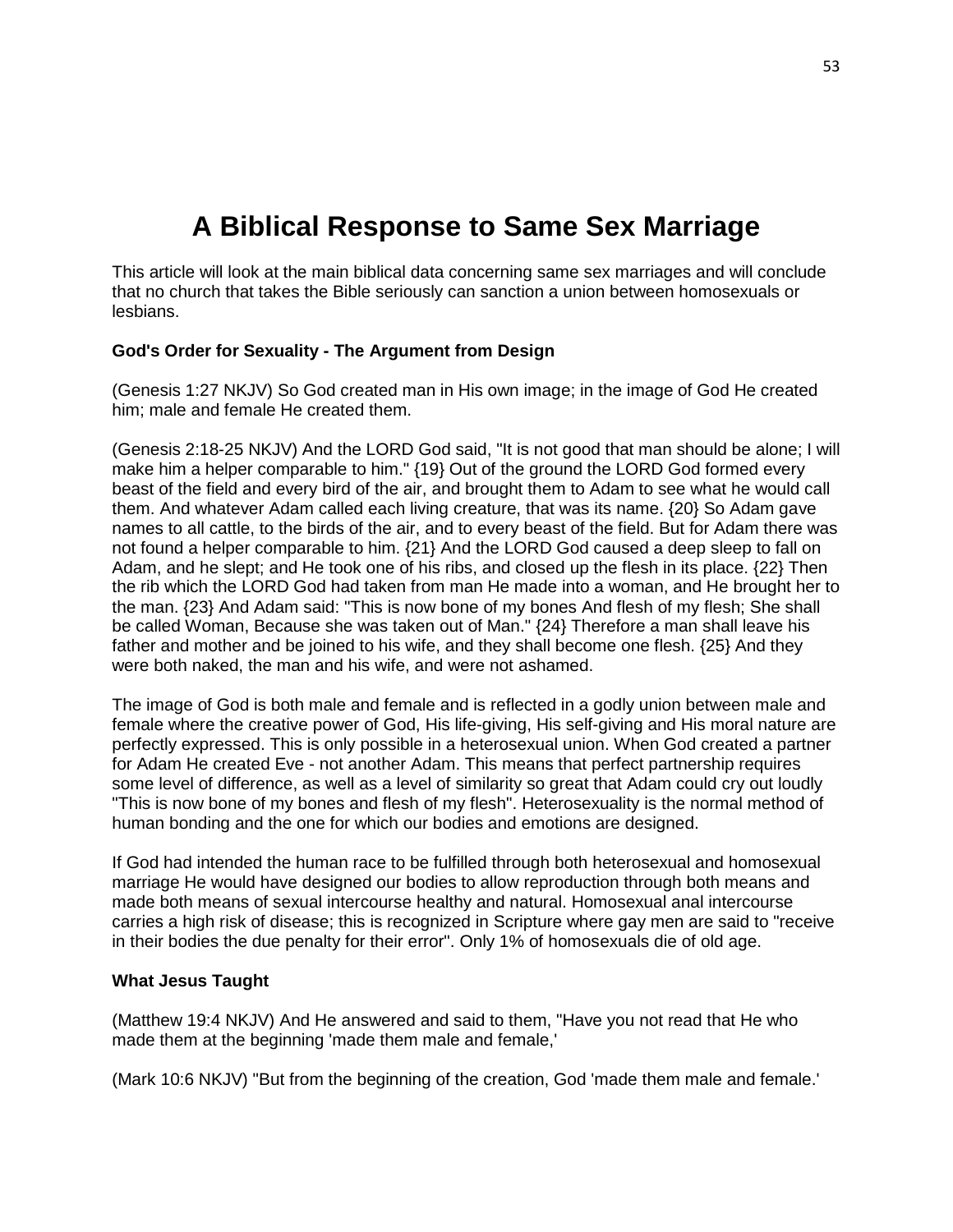# A Biblical Response to Same Sex Marriage

This article will look at the main biblical data concerning same sex marriages and will conclude that no church that takes the Bible seriously can sanction a union between homosexuals or lesbians.

**God's Order for Sexuality - The Argument from Design**

(Genesis 1:27 NKJV) So God created man in His own image; in the image of God He created him; male and female He created them.

(Genesis 2:18-25 NKJV) And the LORD God said, "It is not good that man should be alone; I will make him a helper comparable to him." {19} Out of the ground the LORD God formed every beast of the field and every bird of the air, and brought them to Adam to see what he would call them. And whatever Adam called each living creature, that was its name. {20} So Adam gave names to all cattle, to the birds of the air, and to every beast of the field. But for Adam there was not found a helper comparable to him. {21} And the LORD God caused a deep sleep to fall on Adam, and he slept; and He took one of his ribs, and closed up the flesh in its place. {22} Then the rib which the LORD God had taken from man He made into a woman, and He brought her to the man. {23} And Adam said: "This is now bone of my bones And flesh of my flesh; She shall be called Woman, Because she was taken out of Man." {24} Therefore a man shall leave his father and mother and be joined to his wife, and they shall become one flesh. {25} And they were both naked, the man and his wife, and were not ashamed.

The image of God is both male and female and is reflected in a godly union between male and female where the creative power of God, His life-giving, His self-giving and His moral nature are perfectly expressed. This is only possible in a heterosexual union. When God created a partner for Adam He created Eve - not another Adam. This means that perfect partnership requires some level of difference, as well as a level of similarity so great that Adam could cry out loudly "This is now bone of my bones and flesh of my flesh". Heterosexuality is the normal method of human bonding and the one for which our bodies and emotions are designed.

If God had intended the human race to be fulfilled through both heterosexual and homosexual marriage He would have designed our bodies to allow reproduction through both means and made both means of sexual intercourse healthy and natural. Homosexual anal intercourse carries a high risk of disease; this is recognized in Scripture where gay men are said to "receive in their bodies the due penalty for their error". Only 1% of homosexuals die of old age.

**What Jesus Taught**

(Matthew 19:4 NKJV) And He answered and said to them, "Have you not read that He who made them at the beginning 'made them male and female,'

(Mark 10:6 NKJV) "But from the beginning of the creation, God 'made them male and female.'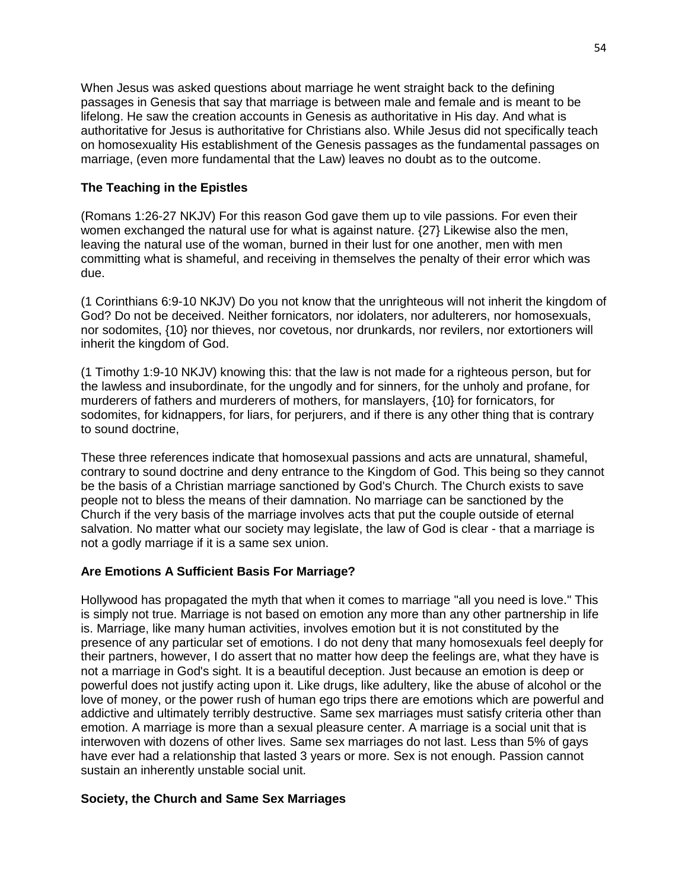When Jesus was asked questions about marriage he went straight back to the defining passages in Genesis that say that marriage is between male and female and is meant to be lifelong. He saw the creation accounts in Genesis as authoritative in His day. And what is authoritative for Jesus is authoritative for Christians also. While Jesus did not specifically teach on homosexuality His establishment of the Genesis passages as the fundamental passages on marriage, (even more fundamental that the Law) leaves no doubt as to the outcome.

**The Teaching in the Epistles**

(Romans 1:26-27 NKJV) For this reason God gave them up to vile passions. For even their women exchanged the natural use for what is against nature. {27} Likewise also the men, leaving the natural use of the woman, burned in their lust for one another, men with men committing what is shameful, and receiving in themselves the penalty of their error which was due.

(1 Corinthians 6:9-10 NKJV) Do you not know that the unrighteous will not inherit the kingdom of God? Do not be deceived. Neither fornicators, nor idolaters, nor adulterers, nor homosexuals, nor sodomites, {10} nor thieves, nor covetous, nor drunkards, nor revilers, nor extortioners will inherit the kingdom of God.

(1 Timothy 1:9-10 NKJV) knowing this: that the law is not made for a righteous person, but for the lawless and insubordinate, for the ungodly and for sinners, for the unholy and profane, for murderers of fathers and murderers of mothers, for manslayers, {10} for fornicators, for sodomites, for kidnappers, for liars, for perjurers, and if there is any other thing that is contrary to sound doctrine,

These three references indicate that homosexual passions and acts are unnatural, shameful, contrary to sound doctrine and deny entrance to the Kingdom of God. This being so they cannot be the basis of a Christian marriage sanctioned by God's Church. The Church exists to save people not to bless the means of their damnation. No marriage can be sanctioned by the Church if the very basis of the marriage involves acts that put the couple outside of eternal salvation. No matter what our society may legislate, the law of God is clear - that a marriage is not a godly marriage if it is a same sex union.

**Are Emotions A Sufficient Basis For Marriage?**

Hollywood has propagated the myth that when it comes to marriage "all you need is love." This is simply not true. Marriage is not based on emotion any more than any other partnership in life is. Marriage, like many human activities, involves emotion but it is not constituted by the presence of any particular set of emotions. I do not deny that many homosexuals feel deeply for their partners, however, I do assert that no matter how deep the feelings are, what they have is not a marriage in God's sight. It is a beautiful deception. Just because an emotion is deep or powerful does not justify acting upon it. Like drugs, like adultery, like the abuse of alcohol or the love of money, or the power rush of human ego trips there are emotions which are powerful and addictive and ultimately terribly destructive. Same sex marriages must satisfy criteria other than emotion. A marriage is more than a sexual pleasure center. A marriage is a social unit that is interwoven with dozens of other lives. Same sex marriages do not last. Less than 5% of gays have ever had a relationship that lasted 3 years or more. Sex is not enough. Passion cannot sustain an inherently unstable social unit.

**Society, the Church and Same Sex Marriages**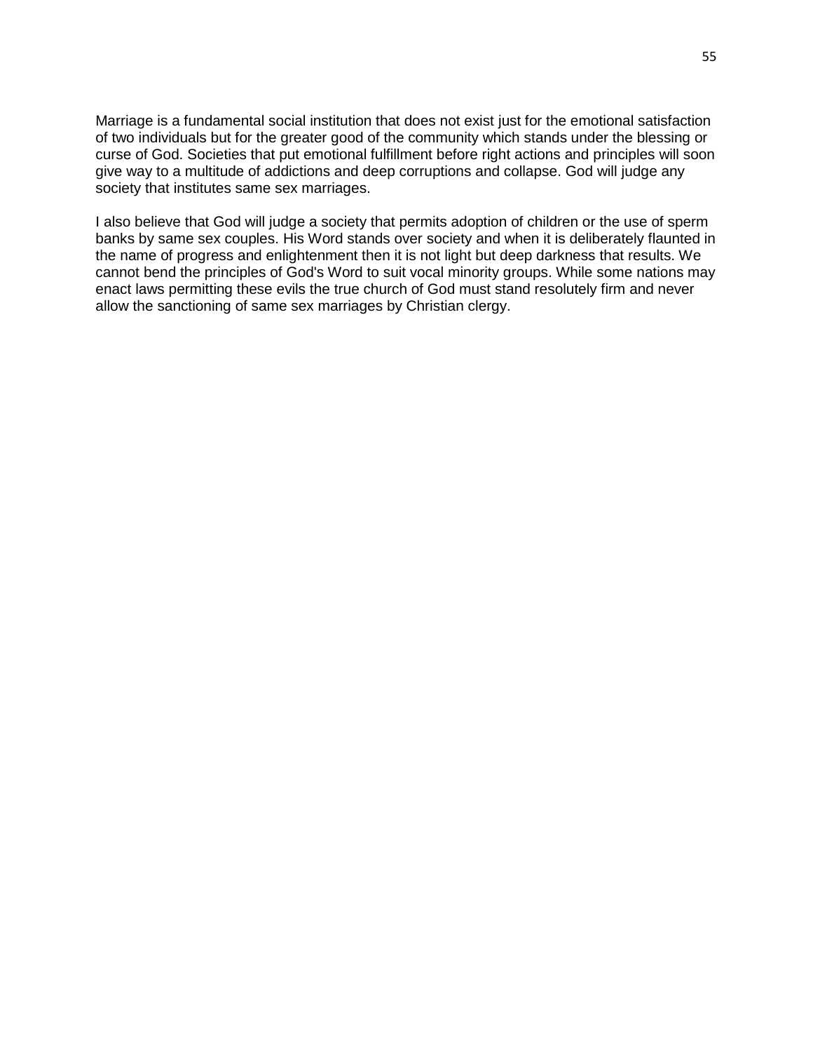Marriage is a fundamental social institution that does not exist just for the emotional satisfaction of two individuals but for the greater good of the community which stands under the blessing or curse of God. Societies that put emotional fulfillment before right actions and principles will soon give way to a multitude of addictions and deep corruptions and collapse. God will judge any society that institutes same sex marriages.

I also believe that God will judge a society that permits adoption of children or the use of sperm banks by same sex couples. His Word stands over society and when it is deliberately flaunted in the name of progress and enlightenment then it is not light but deep darkness that results. We cannot bend the principles of God's Word to suit vocal minority groups. While some nations may enact laws permitting these evils the true church of God must stand resolutely firm and never allow the sanctioning of same sex marriages by Christian clergy.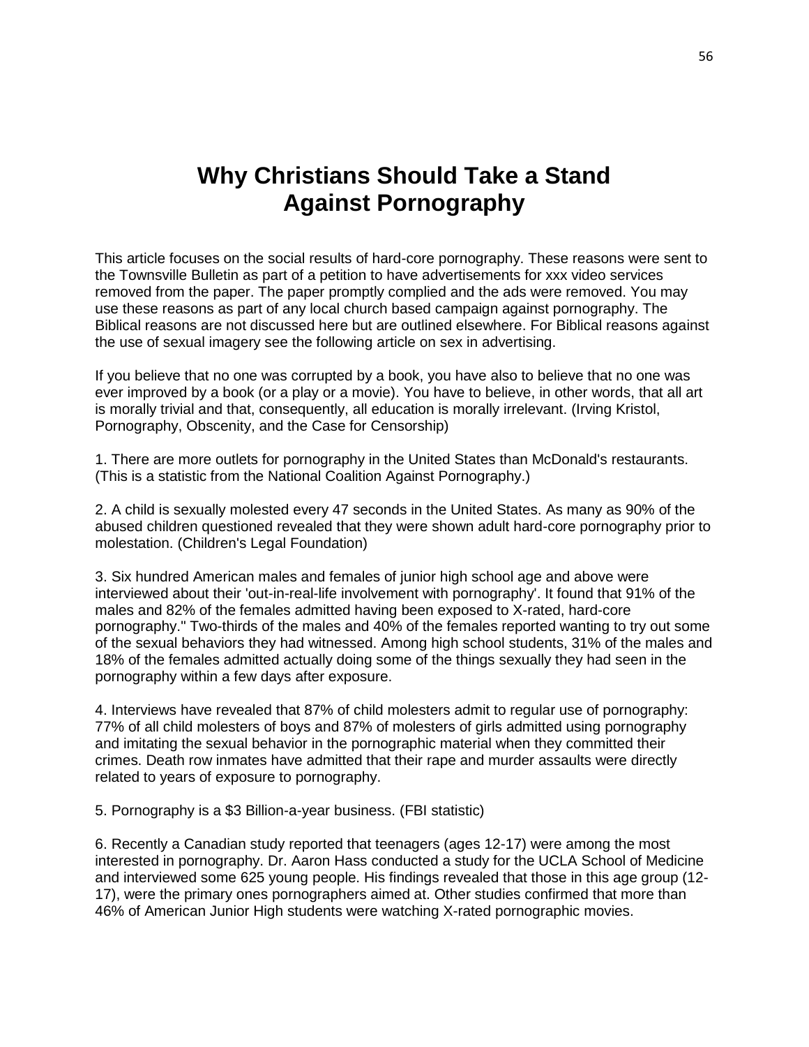# Why Christians Should Take a Stand Against Pornography

This article focuses on the social results of hard-core pornography. These reasons were sent to the Townsville Bulletin as part of a petition to have advertisements for xxx video services removed from the paper. The paper promptly complied and the ads were removed. You may use these reasons as part of any local church based campaign against pornography. The Biblical reasons are not discussed here but are outlined elsewhere. For Biblical reasons against the use of sexual imagery see the following article on sex in advertising.

If you believe that no one was corrupted by a book, you have also to believe that no one was ever improved by a book (or a play or a movie). You have to believe, in other words, that all art is morally trivial and that, consequently, all education is morally irrelevant. (Irving Kristol, Pornography, Obscenity, and the Case for Censorship)

1. There are more outlets for pornography in the United States than McDonald's restaurants. (This is a statistic from the National Coalition Against Pornography.)

2. A child is sexually molested every 47 seconds in the United States. As many as 90% of the abused children questioned revealed that they were shown adult hard-core pornography prior to molestation. (Children's Legal Foundation)

3. Six hundred American males and females of junior high school age and above were interviewed about their 'out-in-real-life involvement with pornography'. It found that 91% of the males and 82% of the females admitted having been exposed to X-rated, hard-core pornography." Two-thirds of the males and 40% of the females reported wanting to try out some of the sexual behaviors they had witnessed. Among high school students, 31% of the males and 18% of the females admitted actually doing some of the things sexually they had seen in the pornography within a few days after exposure.

4. Interviews have revealed that 87% of child molesters admit to regular use of pornography: 77% of all child molesters of boys and 87% of molesters of girls admitted using pornography and imitating the sexual behavior in the pornographic material when they committed their crimes. Death row inmates have admitted that their rape and murder assaults were directly related to years of exposure to pornography.

5. Pornography is a $3 Billion-a-year business. (FBI statistic)

6. Recently a Canadian study reported that teenagers (ages 12-17) were among the most interested in pornography. Dr. Aaron Hass conducted a study for the UCLA School of Medicine and interviewed some 625 young people. His findings revealed that those in this age group (12-17), were the primary ones pornographers aimed at. Other studies confirmed that more than 46% of American Junior High students were watching X-rated pornographic movies.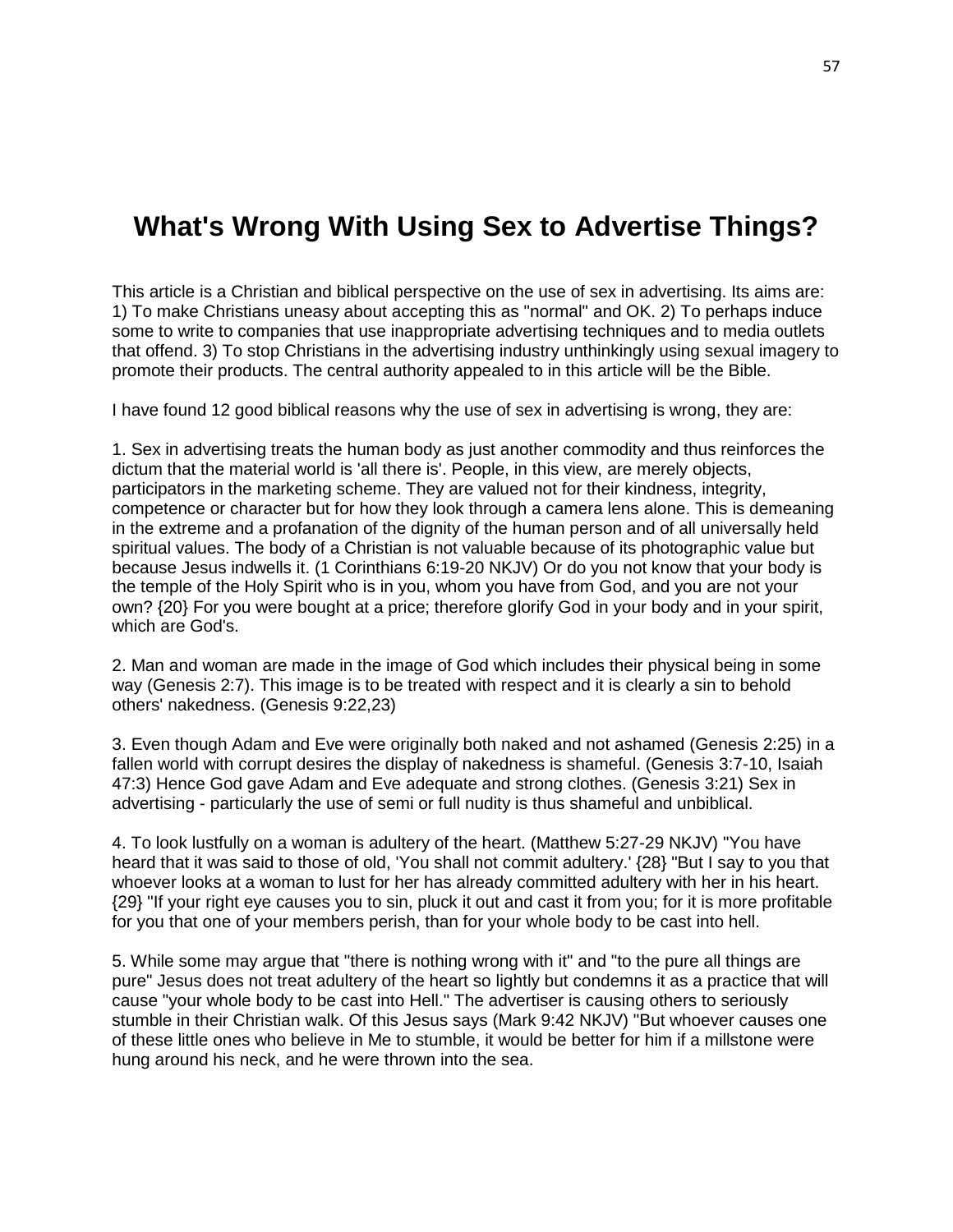# What's Wrong With Using Sex to Advertise Things?

This article is a Christian and biblical perspective on the use of sex in advertising. Its aims are: 1) To make Christians uneasy about accepting this as "normal" and OK. 2) To perhaps induce some to write to companies that use inappropriate advertising techniques and to media outlets that offend. 3) To stop Christians in the advertising industry unthinkingly using sexual imagery to promote their products. The central authority appealed to in this article will be the Bible.

I have found 12 good biblical reasons why the use of sex in advertising is wrong, they are:

1. Sex in advertising treats the human body as just another commodity and thus reinforces the dictum that the material world is 'all there is'. People, in this view, are merely objects, participators in the marketing scheme. They are valued not for their kindness, integrity, competence or character but for how they look through a camera lens alone. This is demeaning in the extreme and a profanation of the dignity of the human person and of all universally held spiritual values. The body of a Christian is not valuable because of its photographic value but because Jesus indwells it. (1 Corinthians 6:19-20 NKJV) Or do you not know that your body is the temple of the Holy Spirit who is in you, whom you have from God, and you are not your own? {20} For you were bought at a price; therefore glorify God in your body and in your spirit, which are God's.

2. Man and woman are made in the image of God which includes their physical being in some way (Genesis 2:7). This image is to be treated with respect and it is clearly a sin to behold others' nakedness. (Genesis 9:22,23)

3. Even though Adam and Eve were originally both naked and not ashamed (Genesis 2:25) in a fallen world with corrupt desires the display of nakedness is shameful. (Genesis 3:7-10, Isaiah 47:3) Hence God gave Adam and Eve adequate and strong clothes. (Genesis 3:21) Sex in advertising - particularly the use of semi or full nudity is thus shameful and unbiblical.

4. To look lustfully on a woman is adultery of the heart. (Matthew 5:27-29 NKJV) "You have heard that it was said to those of old, 'You shall not commit adultery.' {28} "But I say to you that whoever looks at a woman to lust for her has already committed adultery with her in his heart. {29} "If your right eye causes you to sin, pluck it out and cast it from you; for it is more profitable for you that one of your members perish, than for your whole body to be cast into hell.

5. While some may argue that "there is nothing wrong with it" and "to the pure all things are pure" Jesus does not treat adultery of the heart so lightly but condemns it as a practice that will cause "your whole body to be cast into Hell." The advertiser is causing others to seriously stumble in their Christian walk. Of this Jesus says (Mark 9:42 NKJV) "But whoever causes one of these little ones who believe in Me to stumble, it would be better for him if a millstone were hung around his neck, and he were thrown into the sea.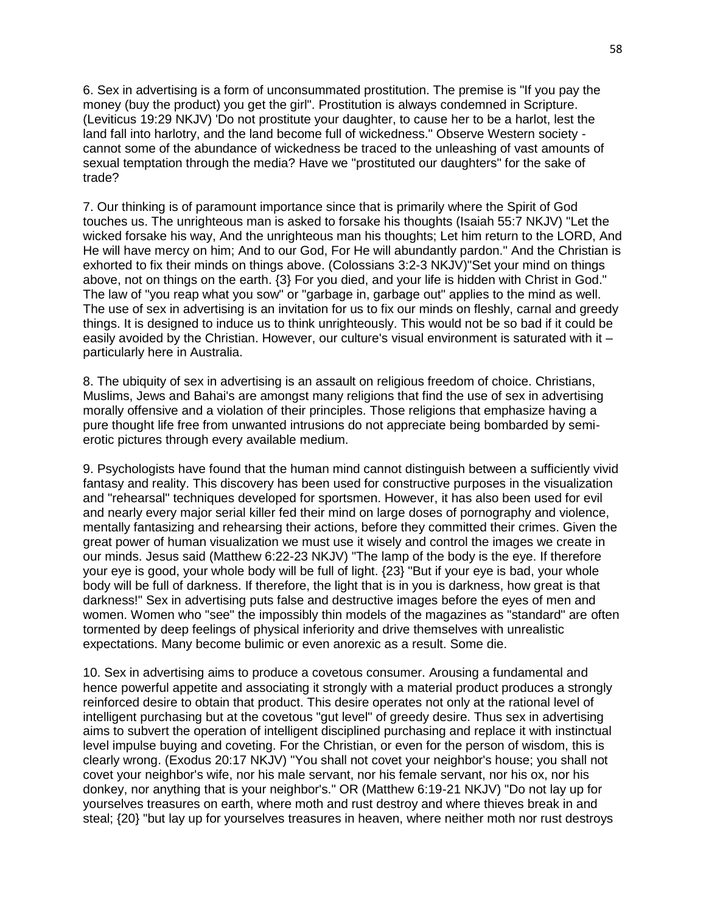6. Sex in advertising is a form of unconsummated prostitution. The premise is "If you pay the money (buy the product) you get the girl". Prostitution is always condemned in Scripture. (Leviticus 19:29 NKJV) 'Do not prostitute your daughter, to cause her to be a harlot, lest the land fall into harlotry, and the land become full of wickedness." Observe Western society - cannot some of the abundance of wickedness be traced to the unleashing of vast amounts of sexual temptation through the media? Have we "prostituted our daughters" for the sake of trade?

7. Our thinking is of paramount importance since that is primarily where the Spirit of God touches us. The unrighteous man is asked to forsake his thoughts (Isaiah 55:7 NKJV) "Let the wicked forsake his way, And the unrighteous man his thoughts; Let him return to the LORD, And He will have mercy on him; And to our God, For He will abundantly pardon." And the Christian is exhorted to fix their minds on things above. (Colossians 3:2-3 NKJV)"Set your mind on things above, not on things on the earth. {3} For you died, and your life is hidden with Christ in God." The law of "you reap what you sow" or "garbage in, garbage out" applies to the mind as well. The use of sex in advertising is an invitation for us to fix our minds on fleshly, carnal and greedy things. It is designed to induce us to think unrighteously. This would not be so bad if it could be easily avoided by the Christian. However, our culture's visual environment is saturated with it – particularly here in Australia.

8. The ubiquity of sex in advertising is an assault on religious freedom of choice. Christians, Muslims, Jews and Bahai's are amongst many religions that find the use of sex in advertising morally offensive and a violation of their principles. Those religions that emphasize having a pure thought life free from unwanted intrusions do not appreciate being bombarded by semi-erotic pictures through every available medium.

9. Psychologists have found that the human mind cannot distinguish between a sufficiently vivid fantasy and reality. This discovery has been used for constructive purposes in the visualization and "rehearsal" techniques developed for sportsmen. However, it has also been used for evil and nearly every major serial killer fed their mind on large doses of pornography and violence, mentally fantasizing and rehearsing their actions, before they committed their crimes. Given the great power of human visualization we must use it wisely and control the images we create in our minds. Jesus said (Matthew 6:22-23 NKJV) "The lamp of the body is the eye. If therefore your eye is good, your whole body will be full of light. {23} "But if your eye is bad, your whole body will be full of darkness. If therefore, the light that is in you is darkness, how great is that darkness!" Sex in advertising puts false and destructive images before the eyes of men and women. Women who "see" the impossibly thin models of the magazines as "standard" are often tormented by deep feelings of physical inferiority and drive themselves with unrealistic expectations. Many become bulimic or even anorexic as a result. Some die.

10. Sex in advertising aims to produce a covetous consumer. Arousing a fundamental and hence powerful appetite and associating it strongly with a material product produces a strongly reinforced desire to obtain that product. This desire operates not only at the rational level of intelligent purchasing but at the covetous "gut level" of greedy desire. Thus sex in advertising aims to subvert the operation of intelligent disciplined purchasing and replace it with instinctual level impulse buying and coveting. For the Christian, or even for the person of wisdom, this is clearly wrong. (Exodus 20:17 NKJV) "You shall not covet your neighbor's house; you shall not covet your neighbor's wife, nor his male servant, nor his female servant, nor his ox, nor his donkey, nor anything that is your neighbor's." OR (Matthew 6:19-21 NKJV) "Do not lay up for yourselves treasures on earth, where moth and rust destroy and where thieves break in and steal; {20} "but lay up for yourselves treasures in heaven, where neither moth nor rust destroys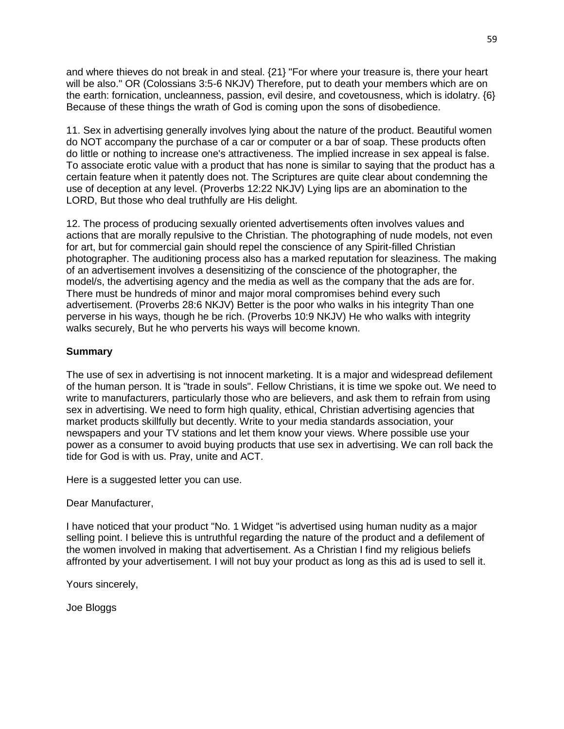and where thieves do not break in and steal. {21} "For where your treasure is, there your heart will be also." OR (Colossians 3:5-6 NKJV) Therefore, put to death your members which are on the earth: fornication, uncleanness, passion, evil desire, and covetousness, which is idolatry. {6} Because of these things the wrath of God is coming upon the sons of disobedience.

11. Sex in advertising generally involves lying about the nature of the product. Beautiful women do NOT accompany the purchase of a car or computer or a bar of soap. These products often do little or nothing to increase one's attractiveness. The implied increase in sex appeal is false. To associate erotic value with a product that has none is similar to saying that the product has a certain feature when it patently does not. The Scriptures are quite clear about condemning the use of deception at any level. (Proverbs 12:22 NKJV) Lying lips are an abomination to the LORD, But those who deal truthfully are His delight.

12. The process of producing sexually oriented advertisements often involves values and actions that are morally repulsive to the Christian. The photographing of nude models, not even for art, but for commercial gain should repel the conscience of any Spirit-filled Christian photographer. The auditioning process also has a marked reputation for sleaziness. The making of an advertisement involves a desensitizing of the conscience of the photographer, the model/s, the advertising agency and the media as well as the company that the ads are for. There must be hundreds of minor and major moral compromises behind every such advertisement. (Proverbs 28:6 NKJV) Better is the poor who walks in his integrity Than one perverse in his ways, though he be rich. (Proverbs 10:9 NKJV) He who walks with integrity walks securely, But he who perverts his ways will become known.

**Summary**

The use of sex in advertising is not innocent marketing. It is a major and widespread defilement of the human person. It is "trade in souls". Fellow Christians, it is time we spoke out. We need to write to manufacturers, particularly those who are believers, and ask them to refrain from using sex in advertising. We need to form high quality, ethical, Christian advertising agencies that market products skillfully but decently. Write to your media standards association, your newspapers and your TV stations and let them know your views. Where possible use your power as a consumer to avoid buying products that use sex in advertising. We can roll back the tide for God is with us. Pray, unite and ACT.

Here is a suggested letter you can use.

Dear Manufacturer,

I have noticed that your product "No. 1 Widget "is advertised using human nudity as a major selling point. I believe this is untruthful regarding the nature of the product and a defilement of the women involved in making that advertisement. As a Christian I find my religious beliefs affronted by your advertisement. I will not buy your product as long as this ad is used to sell it.

Yours sincerely,

Joe Bloggs